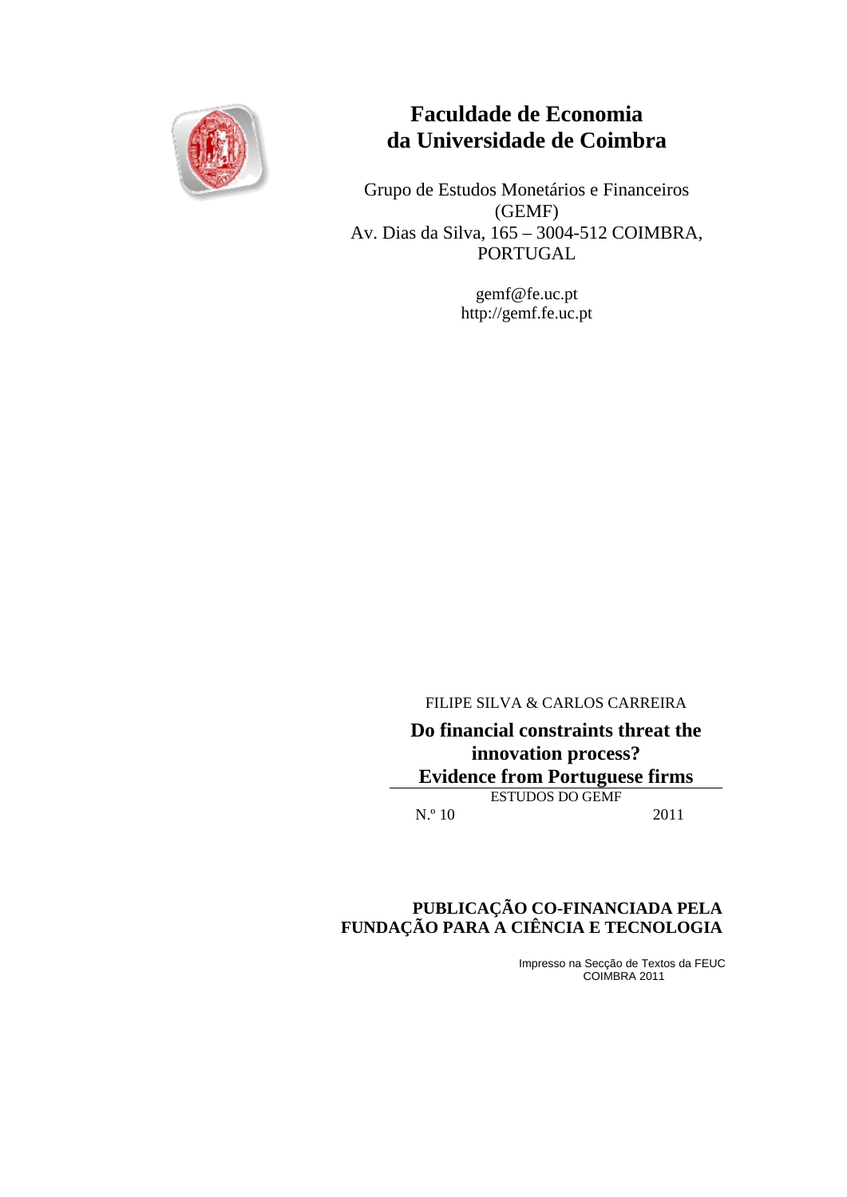# Faculdade de Economia da Universidade de Coimbra

Grupo de Estudos Monetários e Financeiros (GEMF)
Av. Dias da Silva, 165 – 3004-512 COIMBRA, PORTUGAL

gemf@fe.uc.pt
http://gemf.fe.uc.pt

FILIPE SILVA & CARLOS CARREIRA

**Do financial constraints threat the innovation process? Evidence from Portuguese firms**

ESTUDOS DO GEMF

N.º 10 2011

**PUBLICAÇÃO CO-FINANCIADA PELA FUNDAÇÃO PARA A CIÊNCIA E TECNOLOGIA**

Impresso na Secção de Textos da FEUC
COIMBRA 2011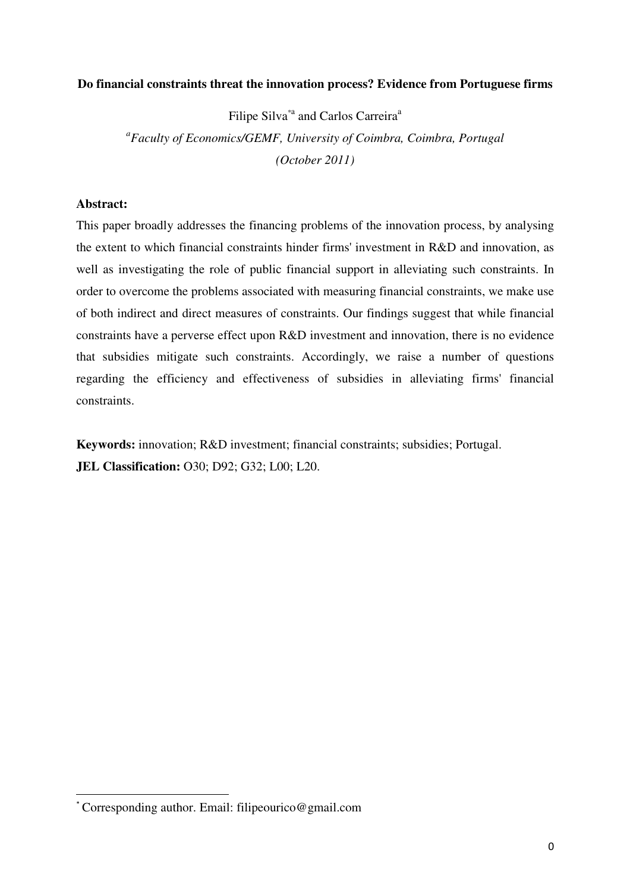**Do financial constraints threat the innovation process? Evidence from Portuguese firms**

Filipe Silva[*a] and Carlos Carreira[a]

[a]*Faculty of Economics/GEMF, University of Coimbra, Coimbra, Portugal*

*(October 2011)*

**Abstract:**

This paper broadly addresses the financing problems of the innovation process, by analysing the extent to which financial constraints hinder firms' investment in R&D and innovation, as well as investigating the role of public financial support in alleviating such constraints. In order to overcome the problems associated with measuring financial constraints, we make use of both indirect and direct measures of constraints. Our findings suggest that while financial constraints have a perverse effect upon R&D investment and innovation, there is no evidence that subsidies mitigate such constraints. Accordingly, we raise a number of questions regarding the efficiency and effectiveness of subsidies in alleviating firms' financial constraints.

**Keywords:** innovation; R&D investment; financial constraints; subsidies; Portugal.

**JEL Classification:** O30; D92; G32; L00; L20.

[*] Corresponding author. Email: filipeourico@gmail.com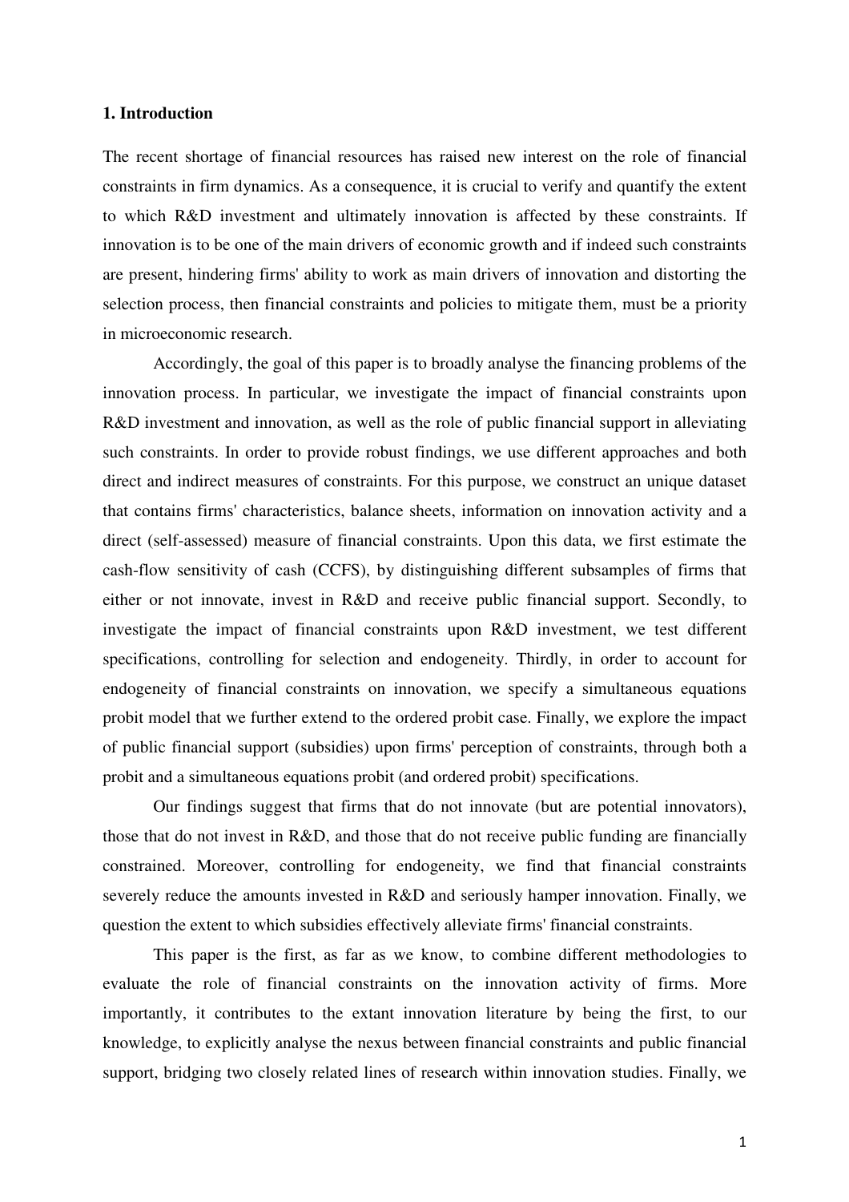## 1. Introduction

The recent shortage of financial resources has raised new interest on the role of financial constraints in firm dynamics. As a consequence, it is crucial to verify and quantify the extent to which R&D investment and ultimately innovation is affected by these constraints. If innovation is to be one of the main drivers of economic growth and if indeed such constraints are present, hindering firms' ability to work as main drivers of innovation and distorting the selection process, then financial constraints and policies to mitigate them, must be a priority in microeconomic research.

Accordingly, the goal of this paper is to broadly analyse the financing problems of the innovation process. In particular, we investigate the impact of financial constraints upon R&D investment and innovation, as well as the role of public financial support in alleviating such constraints. In order to provide robust findings, we use different approaches and both direct and indirect measures of constraints. For this purpose, we construct an unique dataset that contains firms' characteristics, balance sheets, information on innovation activity and a direct (self-assessed) measure of financial constraints. Upon this data, we first estimate the cash-flow sensitivity of cash (CCFS), by distinguishing different subsamples of firms that either or not innovate, invest in R&D and receive public financial support. Secondly, to investigate the impact of financial constraints upon R&D investment, we test different specifications, controlling for selection and endogeneity. Thirdly, in order to account for endogeneity of financial constraints on innovation, we specify a simultaneous equations probit model that we further extend to the ordered probit case. Finally, we explore the impact of public financial support (subsidies) upon firms' perception of constraints, through both a probit and a simultaneous equations probit (and ordered probit) specifications.

Our findings suggest that firms that do not innovate (but are potential innovators), those that do not invest in R&D, and those that do not receive public funding are financially constrained. Moreover, controlling for endogeneity, we find that financial constraints severely reduce the amounts invested in R&D and seriously hamper innovation. Finally, we question the extent to which subsidies effectively alleviate firms' financial constraints.

This paper is the first, as far as we know, to combine different methodologies to evaluate the role of financial constraints on the innovation activity of firms. More importantly, it contributes to the extant innovation literature by being the first, to our knowledge, to explicitly analyse the nexus between financial constraints and public financial support, bridging two closely related lines of research within innovation studies. Finally, we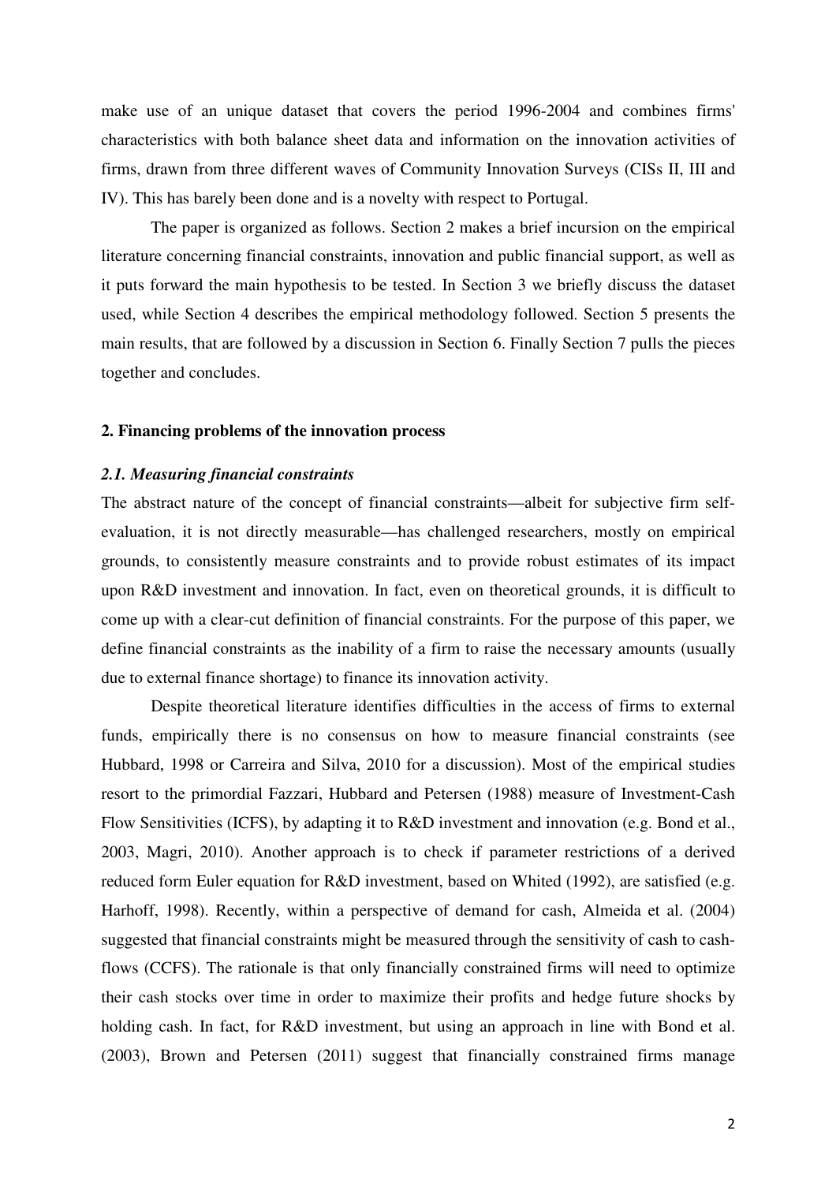make use of an unique dataset that covers the period 1996-2004 and combines firms' characteristics with both balance sheet data and information on the innovation activities of firms, drawn from three different waves of Community Innovation Surveys (CISs II, III and IV). This has barely been done and is a novelty with respect to Portugal.

The paper is organized as follows. Section 2 makes a brief incursion on the empirical literature concerning financial constraints, innovation and public financial support, as well as it puts forward the main hypothesis to be tested. In Section 3 we briefly discuss the dataset used, while Section 4 describes the empirical methodology followed. Section 5 presents the main results, that are followed by a discussion in Section 6. Finally Section 7 pulls the pieces together and concludes.

## 2. Financing problems of the innovation process

### *2.1. Measuring financial constraints*

The abstract nature of the concept of financial constraints—albeit for subjective firm self-evaluation, it is not directly measurable—has challenged researchers, mostly on empirical grounds, to consistently measure constraints and to provide robust estimates of its impact upon R&D investment and innovation. In fact, even on theoretical grounds, it is difficult to come up with a clear-cut definition of financial constraints. For the purpose of this paper, we define financial constraints as the inability of a firm to raise the necessary amounts (usually due to external finance shortage) to finance its innovation activity.

Despite theoretical literature identifies difficulties in the access of firms to external funds, empirically there is no consensus on how to measure financial constraints (see Hubbard, 1998 or Carreira and Silva, 2010 for a discussion). Most of the empirical studies resort to the primordial Fazzari, Hubbard and Petersen (1988) measure of Investment-Cash Flow Sensitivities (ICFS), by adapting it to R&D investment and innovation (e.g. Bond et al., 2003, Magri, 2010). Another approach is to check if parameter restrictions of a derived reduced form Euler equation for R&D investment, based on Whited (1992), are satisfied (e.g. Harhoff, 1998). Recently, within a perspective of demand for cash, Almeida et al. (2004) suggested that financial constraints might be measured through the sensitivity of cash to cash-flows (CCFS). The rationale is that only financially constrained firms will need to optimize their cash stocks over time in order to maximize their profits and hedge future shocks by holding cash. In fact, for R&D investment, but using an approach in line with Bond et al. (2003), Brown and Petersen (2011) suggest that financially constrained firms manage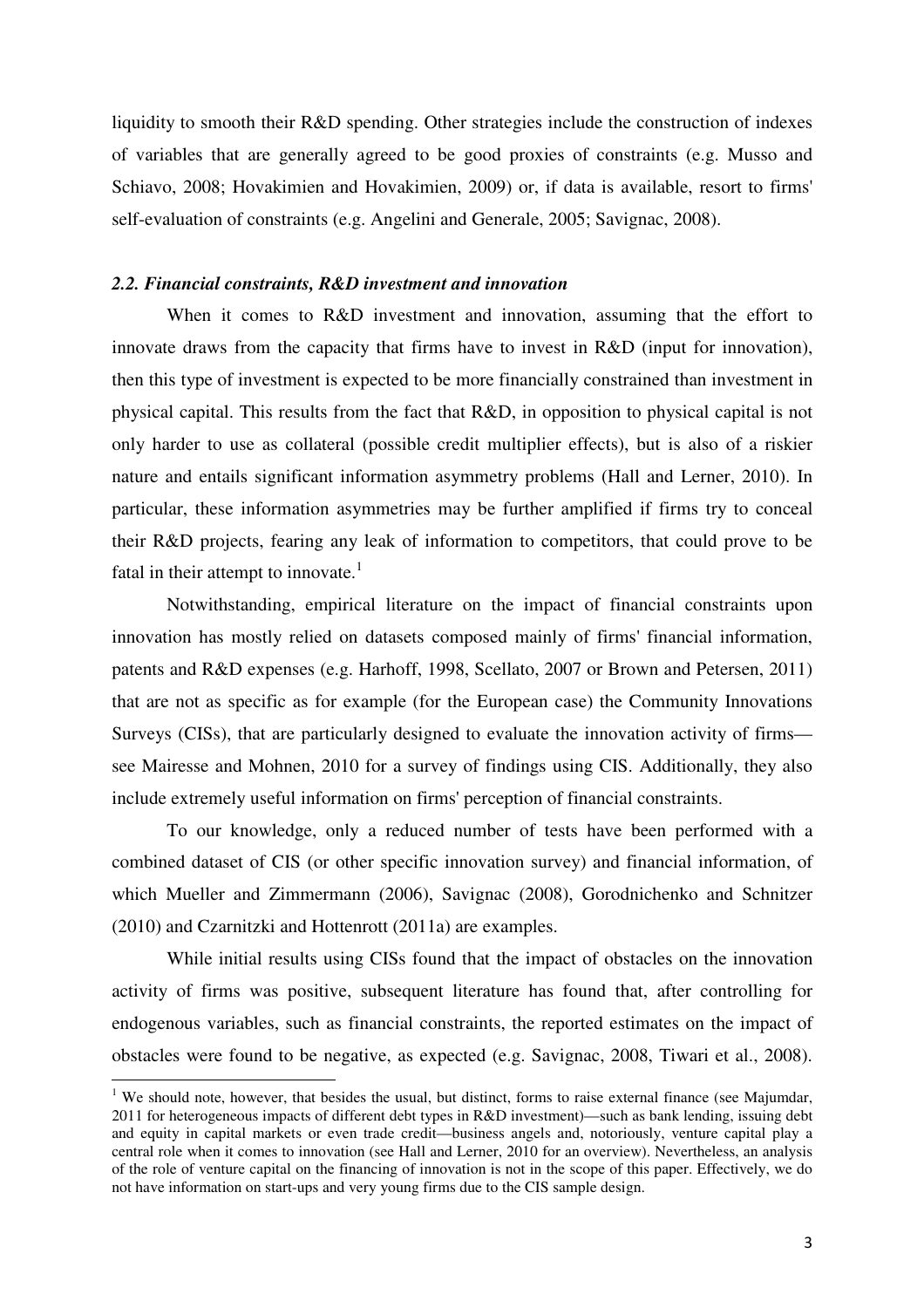liquidity to smooth their R&D spending. Other strategies include the construction of indexes of variables that are generally agreed to be good proxies of constraints (e.g. Musso and Schiavo, 2008; Hovakimien and Hovakimien, 2009) or, if data is available, resort to firms' self-evaluation of constraints (e.g. Angelini and Generale, 2005; Savignac, 2008).

### *2.2. Financial constraints, R&D investment and innovation*

When it comes to R&D investment and innovation, assuming that the effort to innovate draws from the capacity that firms have to invest in R&D (input for innovation), then this type of investment is expected to be more financially constrained than investment in physical capital. This results from the fact that R&D, in opposition to physical capital is not only harder to use as collateral (possible credit multiplier effects), but is also of a riskier nature and entails significant information asymmetry problems (Hall and Lerner, 2010). In particular, these information asymmetries may be further amplified if firms try to conceal their R&D projects, fearing any leak of information to competitors, that could prove to be fatal in their attempt to innovate.[1]

Notwithstanding, empirical literature on the impact of financial constraints upon innovation has mostly relied on datasets composed mainly of firms' financial information, patents and R&D expenses (e.g. Harhoff, 1998, Scellato, 2007 or Brown and Petersen, 2011) that are not as specific as for example (for the European case) the Community Innovations Surveys (CISs), that are particularly designed to evaluate the innovation activity of firms—see Mairesse and Mohnen, 2010 for a survey of findings using CIS. Additionally, they also include extremely useful information on firms' perception of financial constraints.

To our knowledge, only a reduced number of tests have been performed with a combined dataset of CIS (or other specific innovation survey) and financial information, of which Mueller and Zimmermann (2006), Savignac (2008), Gorodnichenko and Schnitzer (2010) and Czarnitzki and Hottenrott (2011a) are examples.

While initial results using CISs found that the impact of obstacles on the innovation activity of firms was positive, subsequent literature has found that, after controlling for endogenous variables, such as financial constraints, the reported estimates on the impact of obstacles were found to be negative, as expected (e.g. Savignac, 2008, Tiwari et al., 2008).

[1] We should note, however, that besides the usual, but distinct, forms to raise external finance (see Majumdar, 2011 for heterogeneous impacts of different debt types in R&D investment)—such as bank lending, issuing debt and equity in capital markets or even trade credit—business angels and, notoriously, venture capital play a central role when it comes to innovation (see Hall and Lerner, 2010 for an overview). Nevertheless, an analysis of the role of venture capital on the financing of innovation is not in the scope of this paper. Effectively, we do not have information on start-ups and very young firms due to the CIS sample design.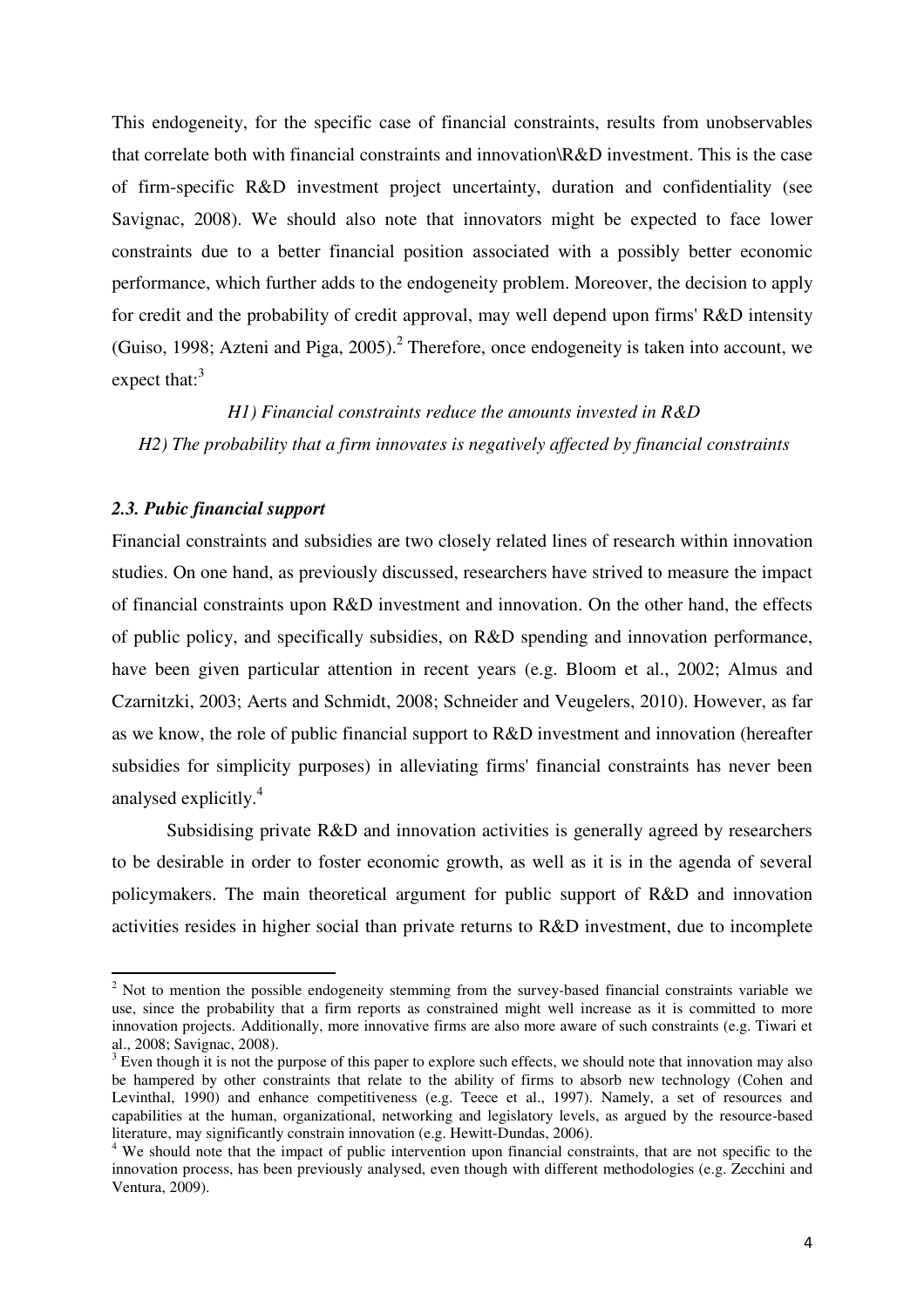This endogeneity, for the specific case of financial constraints, results from unobservables that correlate both with financial constraints and innovation\R&D investment. This is the case of firm-specific R&D investment project uncertainty, duration and confidentiality (see Savignac, 2008). We should also note that innovators might be expected to face lower constraints due to a better financial position associated with a possibly better economic performance, which further adds to the endogeneity problem. Moreover, the decision to apply for credit and the probability of credit approval, may well depend upon firms' R&D intensity (Guiso, 1998; Azteni and Piga, 2005).[2] Therefore, once endogeneity is taken into account, we expect that:[3]

*H1) Financial constraints reduce the amounts invested in R&D*

*H2) The probability that a firm innovates is negatively affected by financial constraints*

### *2.3. Pubic financial support*

Financial constraints and subsidies are two closely related lines of research within innovation studies. On one hand, as previously discussed, researchers have strived to measure the impact of financial constraints upon R&D investment and innovation. On the other hand, the effects of public policy, and specifically subsidies, on R&D spending and innovation performance, have been given particular attention in recent years (e.g. Bloom et al., 2002; Almus and Czarnitzki, 2003; Aerts and Schmidt, 2008; Schneider and Veugelers, 2010). However, as far as we know, the role of public financial support to R&D investment and innovation (hereafter subsidies for simplicity purposes) in alleviating firms' financial constraints has never been analysed explicitly.[4]

Subsidising private R&D and innovation activities is generally agreed by researchers to be desirable in order to foster economic growth, as well as it is in the agenda of several policymakers. The main theoretical argument for public support of R&D and innovation activities resides in higher social than private returns to R&D investment, due to incomplete

---

[2] Not to mention the possible endogeneity stemming from the survey-based financial constraints variable we use, since the probability that a firm reports as constrained might well increase as it is committed to more innovation projects. Additionally, more innovative firms are also more aware of such constraints (e.g. Tiwari et al., 2008; Savignac, 2008).

[3] Even though it is not the purpose of this paper to explore such effects, we should note that innovation may also be hampered by other constraints that relate to the ability of firms to absorb new technology (Cohen and Levinthal, 1990) and enhance competitiveness (e.g. Teece et al., 1997). Namely, a set of resources and capabilities at the human, organizational, networking and legislatory levels, as argued by the resource-based literature, may significantly constrain innovation (e.g. Hewitt-Dundas, 2006).

[4] We should note that the impact of public intervention upon financial constraints, that are not specific to the innovation process, has been previously analysed, even though with different methodologies (e.g. Zecchini and Ventura, 2009).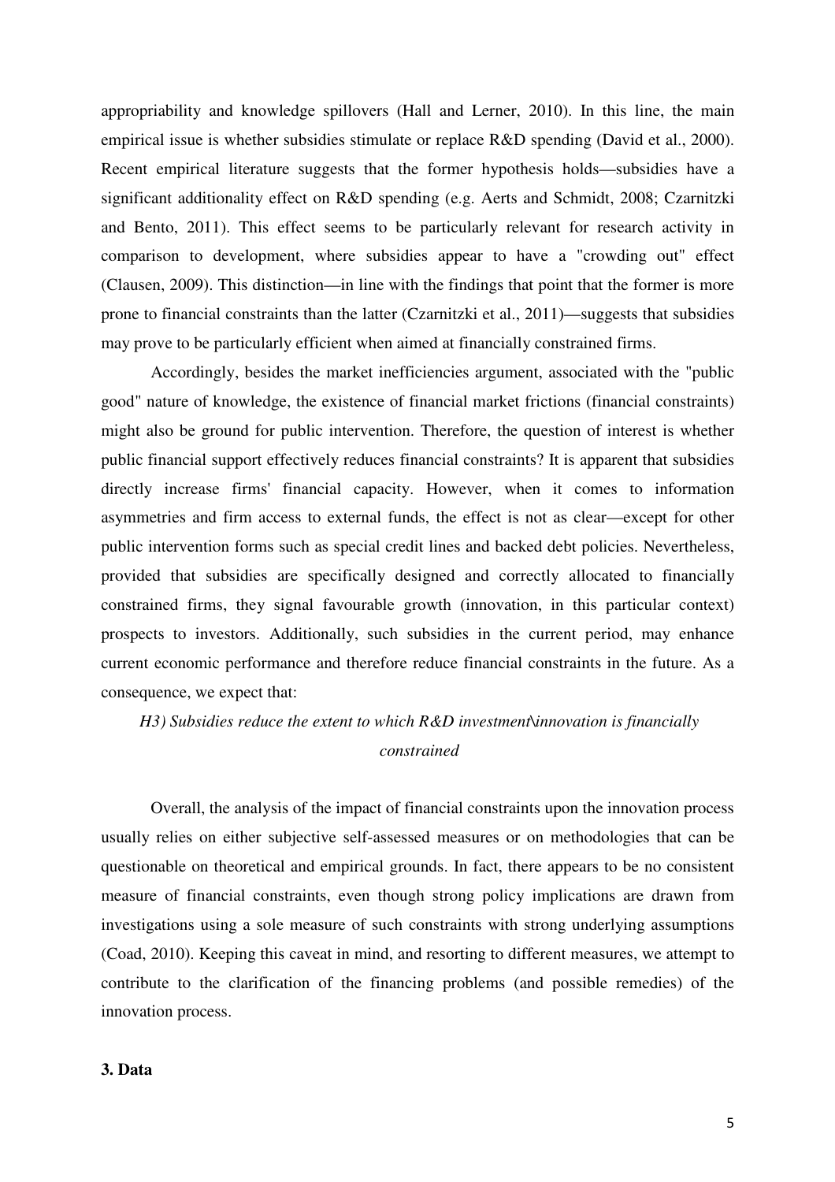appropriability and knowledge spillovers (Hall and Lerner, 2010). In this line, the main empirical issue is whether subsidies stimulate or replace R&D spending (David et al., 2000). Recent empirical literature suggests that the former hypothesis holds—subsidies have a significant additionality effect on R&D spending (e.g. Aerts and Schmidt, 2008; Czarnitzki and Bento, 2011). This effect seems to be particularly relevant for research activity in comparison to development, where subsidies appear to have a "crowding out" effect (Clausen, 2009). This distinction—in line with the findings that point that the former is more prone to financial constraints than the latter (Czarnitzki et al., 2011)—suggests that subsidies may prove to be particularly efficient when aimed at financially constrained firms.

Accordingly, besides the market inefficiencies argument, associated with the "public good" nature of knowledge, the existence of financial market frictions (financial constraints) might also be ground for public intervention. Therefore, the question of interest is whether public financial support effectively reduces financial constraints? It is apparent that subsidies directly increase firms' financial capacity. However, when it comes to information asymmetries and firm access to external funds, the effect is not as clear—except for other public intervention forms such as special credit lines and backed debt policies. Nevertheless, provided that subsidies are specifically designed and correctly allocated to financially constrained firms, they signal favourable growth (innovation, in this particular context) prospects to investors. Additionally, such subsidies in the current period, may enhance current economic performance and therefore reduce financial constraints in the future. As a consequence, we expect that:

*H3) Subsidies reduce the extent to which R&D investment\innovation is financially constrained*

Overall, the analysis of the impact of financial constraints upon the innovation process usually relies on either subjective self-assessed measures or on methodologies that can be questionable on theoretical and empirical grounds. In fact, there appears to be no consistent measure of financial constraints, even though strong policy implications are drawn from investigations using a sole measure of such constraints with strong underlying assumptions (Coad, 2010). Keeping this caveat in mind, and resorting to different measures, we attempt to contribute to the clarification of the financing problems (and possible remedies) of the innovation process.

## 3. Data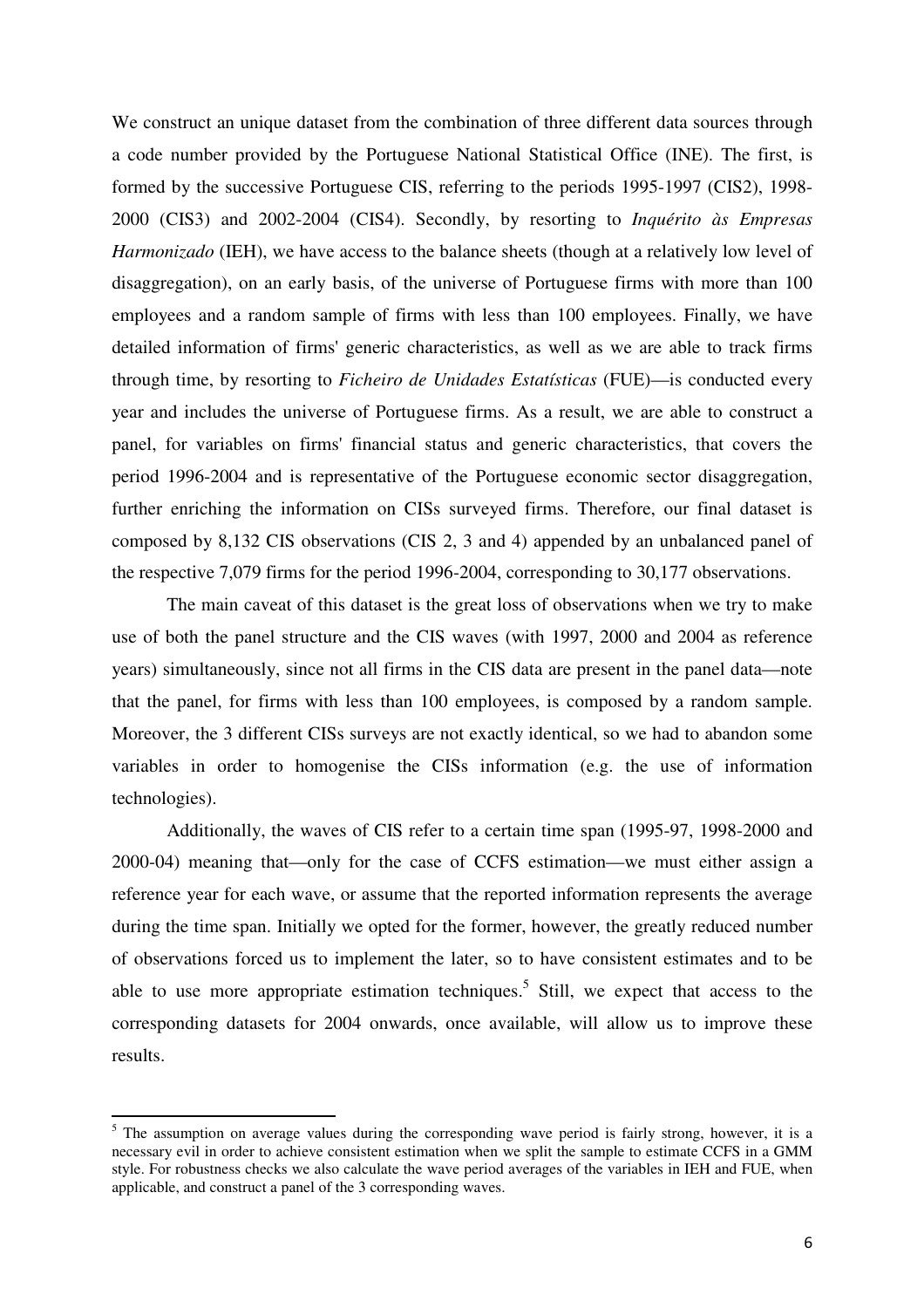We construct an unique dataset from the combination of three different data sources through a code number provided by the Portuguese National Statistical Office (INE). The first, is formed by the successive Portuguese CIS, referring to the periods 1995-1997 (CIS2), 1998-2000 (CIS3) and 2002-2004 (CIS4). Secondly, by resorting to *Inquérito às Empresas Harmonizado* (IEH), we have access to the balance sheets (though at a relatively low level of disaggregation), on an early basis, of the universe of Portuguese firms with more than 100 employees and a random sample of firms with less than 100 employees. Finally, we have detailed information of firms' generic characteristics, as well as we are able to track firms through time, by resorting to *Ficheiro de Unidades Estatísticas* (FUE)—is conducted every year and includes the universe of Portuguese firms. As a result, we are able to construct a panel, for variables on firms' financial status and generic characteristics, that covers the period 1996-2004 and is representative of the Portuguese economic sector disaggregation, further enriching the information on CISs surveyed firms. Therefore, our final dataset is composed by 8,132 CIS observations (CIS 2, 3 and 4) appended by an unbalanced panel of the respective 7,079 firms for the period 1996-2004, corresponding to 30,177 observations.

The main caveat of this dataset is the great loss of observations when we try to make use of both the panel structure and the CIS waves (with 1997, 2000 and 2004 as reference years) simultaneously, since not all firms in the CIS data are present in the panel data—note that the panel, for firms with less than 100 employees, is composed by a random sample. Moreover, the 3 different CISs surveys are not exactly identical, so we had to abandon some variables in order to homogenise the CISs information (e.g. the use of information technologies).

Additionally, the waves of CIS refer to a certain time span (1995-97, 1998-2000 and 2000-04) meaning that—only for the case of CCFS estimation—we must either assign a reference year for each wave, or assume that the reported information represents the average during the time span. Initially we opted for the former, however, the greatly reduced number of observations forced us to implement the later, so to have consistent estimates and to be able to use more appropriate estimation techniques.[5] Still, we expect that access to the corresponding datasets for 2004 onwards, once available, will allow us to improve these results.

---

[5] The assumption on average values during the corresponding wave period is fairly strong, however, it is a necessary evil in order to achieve consistent estimation when we split the sample to estimate CCFS in a GMM style. For robustness checks we also calculate the wave period averages of the variables in IEH and FUE, when applicable, and construct a panel of the 3 corresponding waves.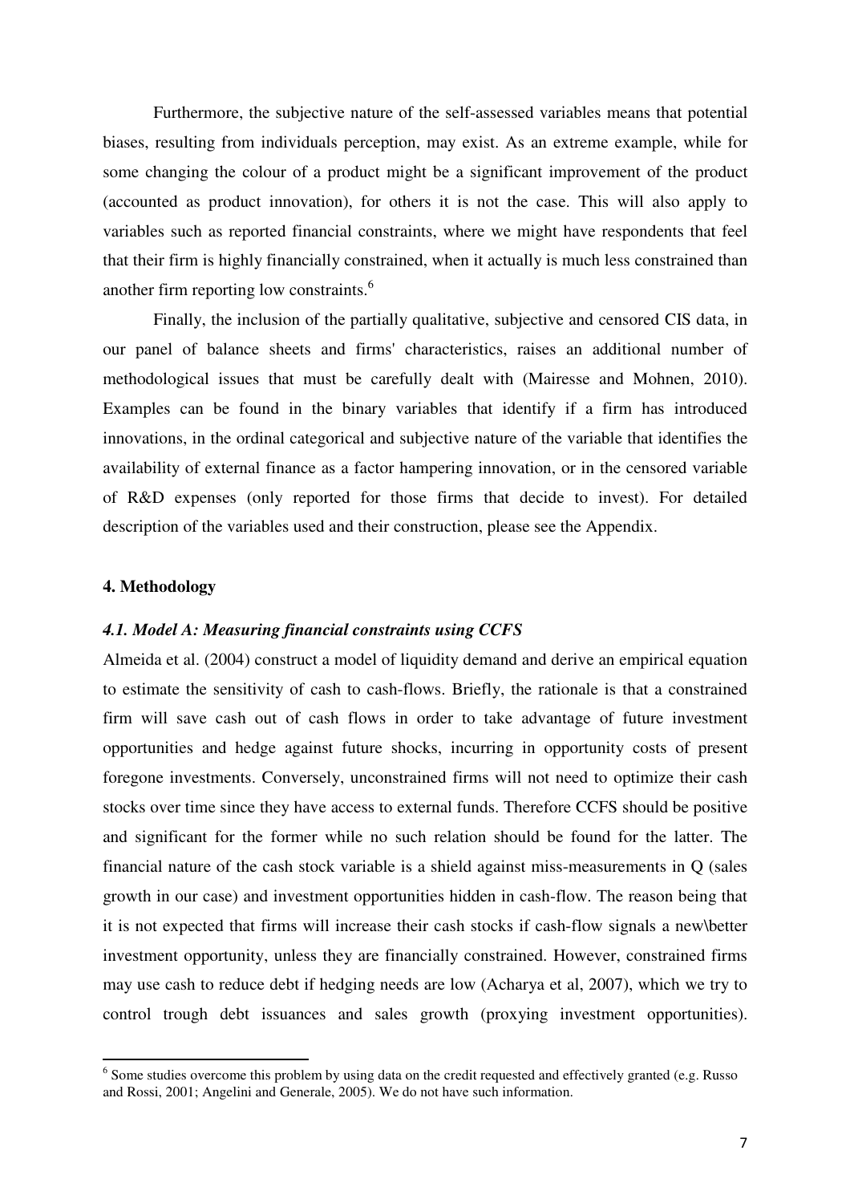Furthermore, the subjective nature of the self-assessed variables means that potential biases, resulting from individuals perception, may exist. As an extreme example, while for some changing the colour of a product might be a significant improvement of the product (accounted as product innovation), for others it is not the case. This will also apply to variables such as reported financial constraints, where we might have respondents that feel that their firm is highly financially constrained, when it actually is much less constrained than another firm reporting low constraints.[6]

Finally, the inclusion of the partially qualitative, subjective and censored CIS data, in our panel of balance sheets and firms' characteristics, raises an additional number of methodological issues that must be carefully dealt with (Mairesse and Mohnen, 2010). Examples can be found in the binary variables that identify if a firm has introduced innovations, in the ordinal categorical and subjective nature of the variable that identifies the availability of external finance as a factor hampering innovation, or in the censored variable of R&D expenses (only reported for those firms that decide to invest). For detailed description of the variables used and their construction, please see the Appendix.

## 4. Methodology

### *4.1. Model A: Measuring financial constraints using CCFS*

Almeida et al. (2004) construct a model of liquidity demand and derive an empirical equation to estimate the sensitivity of cash to cash-flows. Briefly, the rationale is that a constrained firm will save cash out of cash flows in order to take advantage of future investment opportunities and hedge against future shocks, incurring in opportunity costs of present foregone investments. Conversely, unconstrained firms will not need to optimize their cash stocks over time since they have access to external funds. Therefore CCFS should be positive and significant for the former while no such relation should be found for the latter. The financial nature of the cash stock variable is a shield against miss-measurements in Q (sales growth in our case) and investment opportunities hidden in cash-flow. The reason being that it is not expected that firms will increase their cash stocks if cash-flow signals a new\better investment opportunity, unless they are financially constrained. However, constrained firms may use cash to reduce debt if hedging needs are low (Acharya et al, 2007), which we try to control trough debt issuances and sales growth (proxying investment opportunities).

[6] Some studies overcome this problem by using data on the credit requested and effectively granted (e.g. Russo and Rossi, 2001; Angelini and Generale, 2005). We do not have such information.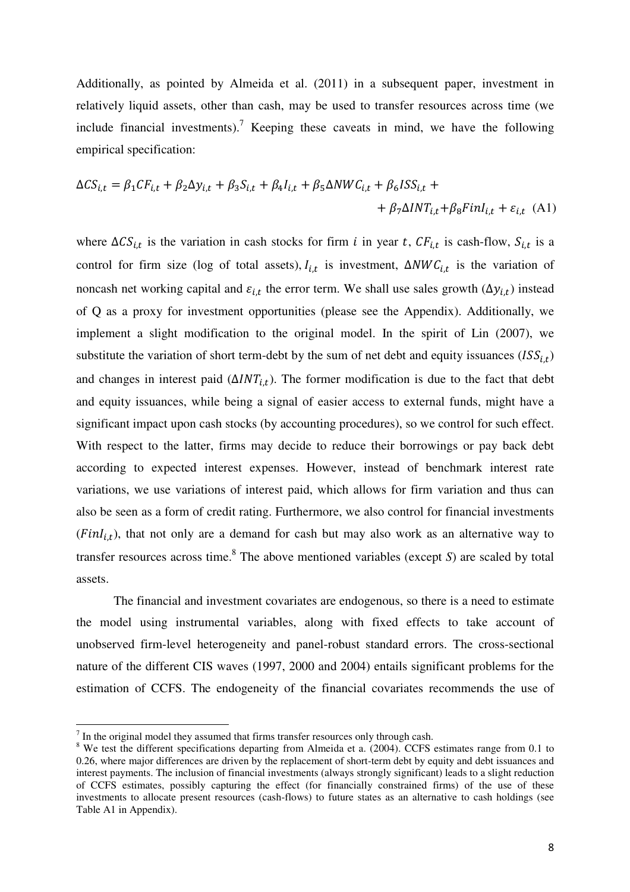Additionally, as pointed by Almeida et al. (2011) in a subsequent paper, investment in relatively liquid assets, other than cash, may be used to transfer resources across time (we include financial investments).[7] Keeping these caveats in mind, we have the following empirical specification:

$$\Delta CS_{i,t} = \beta_1 CF_{i,t} + \beta_2 \Delta y_{i,t} + \beta_3 S_{i,t} + \beta_4 I_{i,t} + \beta_5 \Delta NWC_{i,t} + \beta_6 ISS_{i,t} + \\ + \beta_7 \Delta INT_{i,t} + \beta_8 FinI_{i,t} + \varepsilon_{i,t} \quad \text{(A1)}$$

where $\Delta CS_{i,t}$ is the variation in cash stocks for firm $i$ in year $t$, $CF_{i,t}$ is cash-flow, $S_{i,t}$ is a control for firm size (log of total assets), $I_{i,t}$ is investment, $\Delta NWC_{i,t}$ is the variation of noncash net working capital and $\varepsilon_{i,t}$ the error term. We shall use sales growth ($\Delta y_{i,t}$) instead of Q as a proxy for investment opportunities (please see the Appendix). Additionally, we implement a slight modification to the original model. In the spirit of Lin (2007), we substitute the variation of short term-debt by the sum of net debt and equity issuances ($ISS_{i,t}$) and changes in interest paid ($\Delta INT_{i,t}$). The former modification is due to the fact that debt and equity issuances, while being a signal of easier access to external funds, might have a significant impact upon cash stocks (by accounting procedures), so we control for such effect. With respect to the latter, firms may decide to reduce their borrowings or pay back debt according to expected interest expenses. However, instead of benchmark interest rate variations, we use variations of interest paid, which allows for firm variation and thus can also be seen as a form of credit rating. Furthermore, we also control for financial investments ($FinI_{i,t}$), that not only are a demand for cash but may also work as an alternative way to transfer resources across time.[8] The above mentioned variables (except *S*) are scaled by total assets.

The financial and investment covariates are endogenous, so there is a need to estimate the model using instrumental variables, along with fixed effects to take account of unobserved firm-level heterogeneity and panel-robust standard errors. The cross-sectional nature of the different CIS waves (1997, 2000 and 2004) entails significant problems for the estimation of CCFS. The endogeneity of the financial covariates recommends the use of

---

[7] In the original model they assumed that firms transfer resources only through cash.

[8] We test the different specifications departing from Almeida et a. (2004). CCFS estimates range from 0.1 to 0.26, where major differences are driven by the replacement of short-term debt by equity and debt issuances and interest payments. The inclusion of financial investments (always strongly significant) leads to a slight reduction of CCFS estimates, possibly capturing the effect (for financially constrained firms) of the use of these investments to allocate present resources (cash-flows) to future states as an alternative to cash holdings (see Table A1 in Appendix).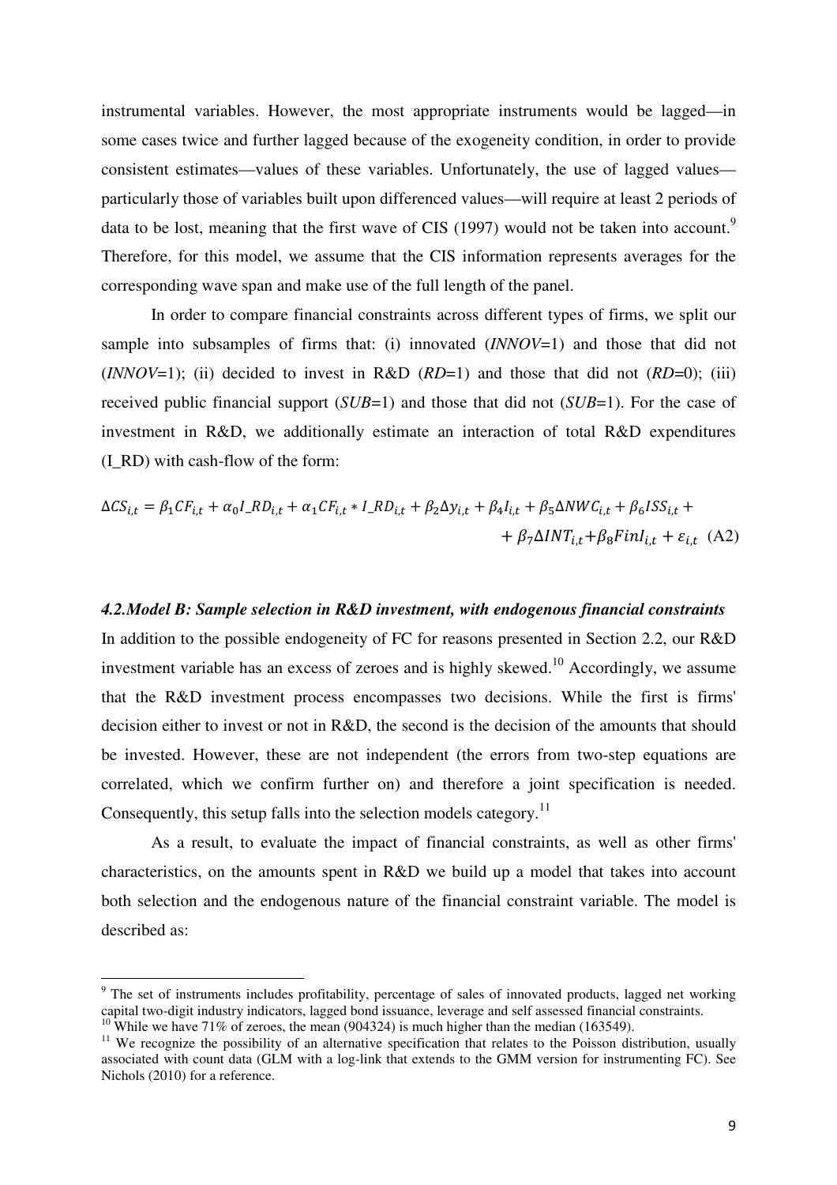instrumental variables. However, the most appropriate instruments would be lagged—in some cases twice and further lagged because of the exogeneity condition, in order to provide consistent estimates—values of these variables. Unfortunately, the use of lagged values—particularly those of variables built upon differenced values—will require at least 2 periods of data to be lost, meaning that the first wave of CIS (1997) would not be taken into account.[9] Therefore, for this model, we assume that the CIS information represents averages for the corresponding wave span and make use of the full length of the panel.

In order to compare financial constraints across different types of firms, we split our sample into subsamples of firms that: (i) innovated (*INNOV*=1) and those that did not (*INNOV*=1); (ii) decided to invest in R&D (*RD*=1) and those that did not (*RD*=0); (iii) received public financial support (*SUB*=1) and those that did not (*SUB*=1). For the case of investment in R&D, we additionally estimate an interaction of total R&D expenditures (I_RD) with cash-flow of the form:

$$\Delta CS_{i,t} = \beta_1 CF_{i,t} + \alpha_0 I\_RD_{i,t} + \alpha_1 CF_{i,t} * I\_RD_{i,t} + \beta_2 \Delta y_{i,t} + \beta_4 I_{i,t} + \beta_5 \Delta NWC_{i,t} + \beta_6 ISS_{i,t} + \beta_7 \Delta INT_{i,t} + \beta_8 FinI_{i,t} + \varepsilon_{i,t} \quad \text{(A2)}$$

### *4.2.Model B: Sample selection in R&D investment, with endogenous financial constraints*

In addition to the possible endogeneity of FC for reasons presented in Section 2.2, our R&D investment variable has an excess of zeroes and is highly skewed.[10] Accordingly, we assume that the R&D investment process encompasses two decisions. While the first is firms' decision either to invest or not in R&D, the second is the decision of the amounts that should be invested. However, these are not independent (the errors from two-step equations are correlated, which we confirm further on) and therefore a joint specification is needed. Consequently, this setup falls into the selection models category.[11]

As a result, to evaluate the impact of financial constraints, as well as other firms' characteristics, on the amounts spent in R&D we build up a model that takes into account both selection and the endogenous nature of the financial constraint variable. The model is described as:

---

[9] The set of instruments includes profitability, percentage of sales of innovated products, lagged net working capital two-digit industry indicators, lagged bond issuance, leverage and self assessed financial constraints.

[10] While we have 71% of zeroes, the mean (904324) is much higher than the median (163549).

[11] We recognize the possibility of an alternative specification that relates to the Poisson distribution, usually associated with count data (GLM with a log-link that extends to the GMM version for instrumenting FC). See Nichols (2010) for a reference.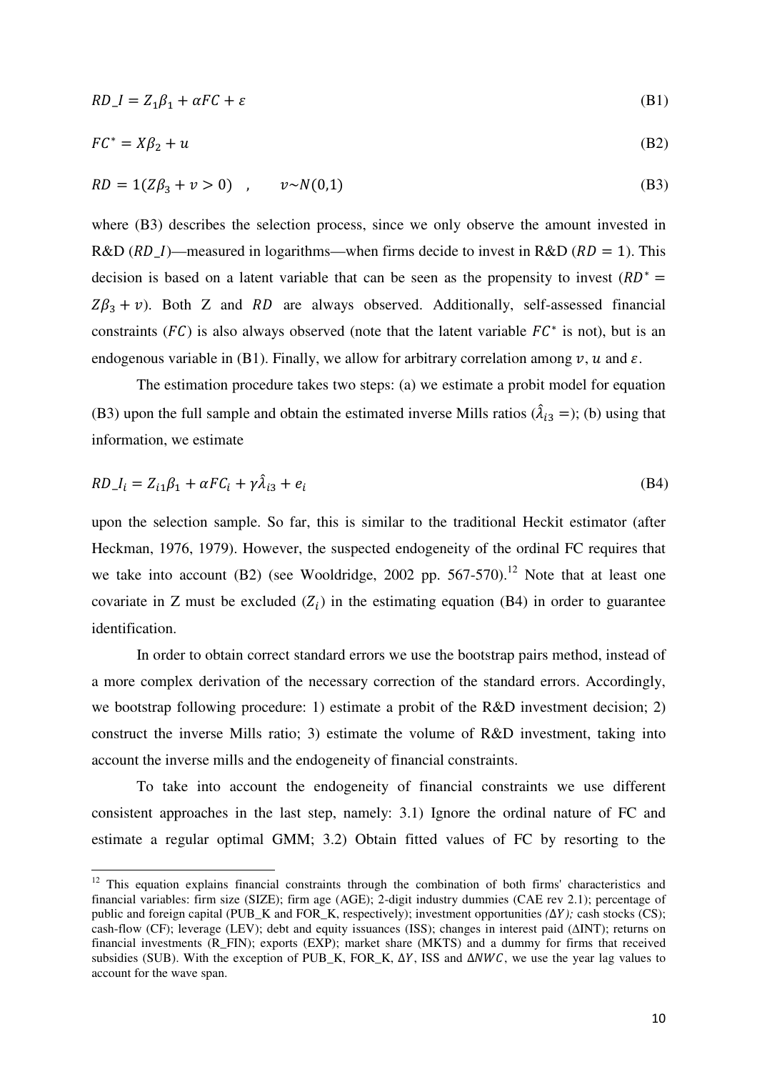$$RD\_I = Z_1\beta_1 + \alpha FC + \varepsilon \tag{B1}$$

$$FC^* = X\beta_2 + u \tag{B2}$$

$$RD = 1(Z\beta_3 + v > 0) \quad , \qquad v \sim N(0,1) \tag{B3}$$

where (B3) describes the selection process, since we only observe the amount invested in R&D ($RD\_I$)—measured in logarithms—when firms decide to invest in R&D ($RD = 1$). This decision is based on a latent variable that can be seen as the propensity to invest ($RD^* = Z\beta_3 + v$). Both Z and $RD$ are always observed. Additionally, self-assessed financial constraints ($FC$) is also always observed (note that the latent variable $FC^*$ is not), but is an endogenous variable in (B1). Finally, we allow for arbitrary correlation among $v$, $u$ and $\varepsilon$.

The estimation procedure takes two steps: (a) we estimate a probit model for equation (B3) upon the full sample and obtain the estimated inverse Mills ratios ($\hat{\lambda}_{i3} =$); (b) using that information, we estimate

$$RD\_I_i = Z_{i1}\beta_1 + \alpha FC_i + \gamma\hat{\lambda}_{i3} + e_i \tag{B4}$$

upon the selection sample. So far, this is similar to the traditional Heckit estimator (after Heckman, 1976, 1979). However, the suspected endogeneity of the ordinal FC requires that we take into account (B2) (see Wooldridge, 2002 pp. 567-570).[12] Note that at least one covariate in Z must be excluded ($Z_i$) in the estimating equation (B4) in order to guarantee identification.

In order to obtain correct standard errors we use the bootstrap pairs method, instead of a more complex derivation of the necessary correction of the standard errors. Accordingly, we bootstrap following procedure: 1) estimate a probit of the R&D investment decision; 2) construct the inverse Mills ratio; 3) estimate the volume of R&D investment, taking into account the inverse mills and the endogeneity of financial constraints.

To take into account the endogeneity of financial constraints we use different consistent approaches in the last step, namely: 3.1) Ignore the ordinal nature of FC and estimate a regular optimal GMM; 3.2) Obtain fitted values of FC by resorting to the

[12] This equation explains financial constraints through the combination of both firms' characteristics and financial variables: firm size (SIZE); firm age (AGE); 2-digit industry dummies (CAE rev 2.1); percentage of public and foreign capital (PUB_K and FOR_K, respectively); investment opportunities *($\Delta Y$);* cash stocks (CS); cash-flow (CF); leverage (LEV); debt and equity issuances (ISS); changes in interest paid (ΔINT); returns on financial investments (R_FIN); exports (EXP); market share (MKTS) and a dummy for firms that received subsidies (SUB). With the exception of PUB_K, FOR_K, $\Delta Y$, ISS and $\Delta NWC$, we use the year lag values to account for the wave span.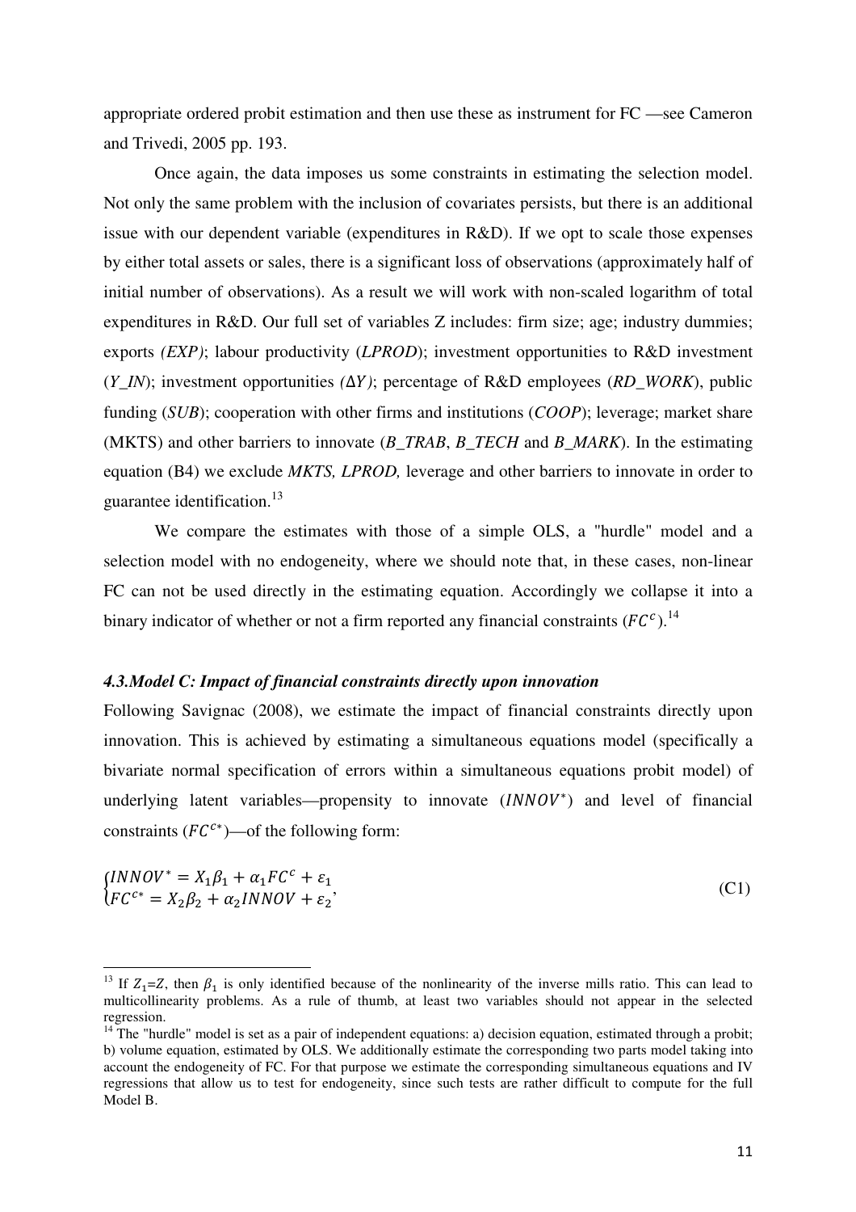appropriate ordered probit estimation and then use these as instrument for FC —see Cameron and Trivedi, 2005 pp. 193.

Once again, the data imposes us some constraints in estimating the selection model. Not only the same problem with the inclusion of covariates persists, but there is an additional issue with our dependent variable (expenditures in R&D). If we opt to scale those expenses by either total assets or sales, there is a significant loss of observations (approximately half of initial number of observations). As a result we will work with non-scaled logarithm of total expenditures in R&D. Our full set of variables Z includes: firm size; age; industry dummies; exports *(EXP)*; labour productivity (*LPROD*); investment opportunities to R&D investment (*Y_IN*); investment opportunities *(*$\Delta Y$*)*; percentage of R&D employees (*RD_WORK*), public funding (*SUB*); cooperation with other firms and institutions (*COOP*); leverage; market share (MKTS) and other barriers to innovate (*B_TRAB*, *B_TECH* and *B_MARK*). In the estimating equation (B4) we exclude *MKTS, LPROD,* leverage and other barriers to innovate in order to guarantee identification.[13]

We compare the estimates with those of a simple OLS, a "hurdle" model and a selection model with no endogeneity, where we should note that, in these cases, non-linear FC can not be used directly in the estimating equation. Accordingly we collapse it into a binary indicator of whether or not a firm reported any financial constraints ($FC^c$).[14]

### *4.3.Model C: Impact of financial constraints directly upon innovation*

Following Savignac (2008), we estimate the impact of financial constraints directly upon innovation. This is achieved by estimating a simultaneous equations model (specifically a bivariate normal specification of errors within a simultaneous equations probit model) of underlying latent variables—propensity to innovate ($INNOV^*$) and level of financial constraints ($FC^{c*}$)—of the following form:

$$\begin{cases} INNOV^* = X_1\beta_1 + \alpha_1 FC^c + \varepsilon_1 \\ FC^{c*} = X_2\beta_2 + \alpha_2 INNOV + \varepsilon_2 \end{cases}, \tag{C1}$$

[13] If $Z_1$=$Z$, then $\beta_1$ is only identified because of the nonlinearity of the inverse mills ratio. This can lead to multicollinearity problems. As a rule of thumb, at least two variables should not appear in the selected regression.

[14] The "hurdle" model is set as a pair of independent equations: a) decision equation, estimated through a probit; b) volume equation, estimated by OLS. We additionally estimate the corresponding two parts model taking into account the endogeneity of FC. For that purpose we estimate the corresponding simultaneous equations and IV regressions that allow us to test for endogeneity, since such tests are rather difficult to compute for the full Model B.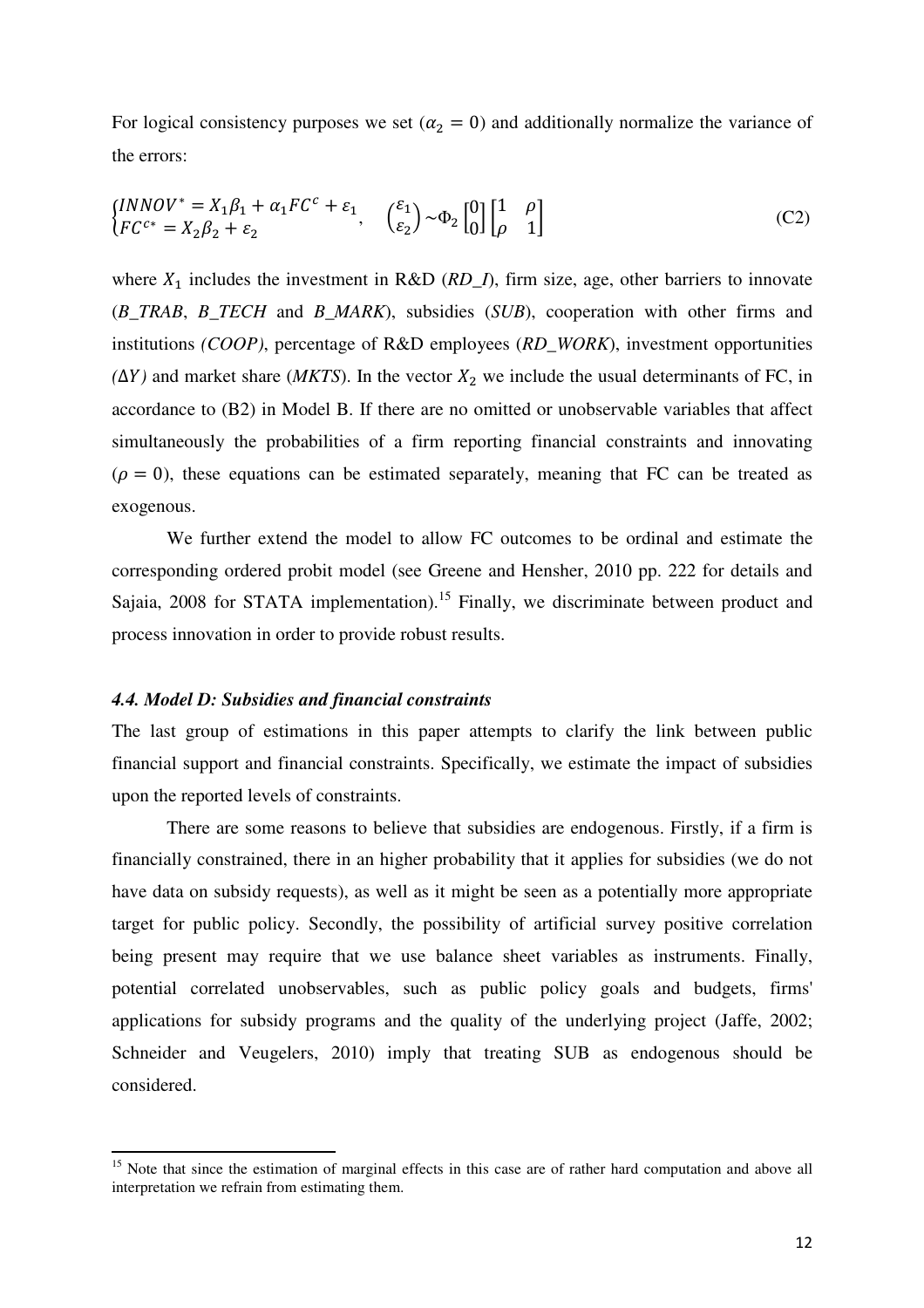For logical consistency purposes we set ($\alpha_2 = 0$) and additionally normalize the variance of the errors:

$$\begin{cases} INNOV^* = X_1\beta_1 + \alpha_1 FC^c + \varepsilon_1 \\ FC^{c*} = X_2\beta_2 + \varepsilon_2 \end{cases}, \quad \begin{pmatrix} \varepsilon_1 \\ \varepsilon_2 \end{pmatrix} \sim \Phi_2 \begin{bmatrix} 0 \\ 0 \end{bmatrix} \begin{bmatrix} 1 & \rho \\ \rho & 1 \end{bmatrix} \tag{C2}$$

where $X_1$ includes the investment in R&D (*RD_I*), firm size, age, other barriers to innovate (*B_TRAB*, *B_TECH* and *B_MARK*), subsidies (*SUB*), cooperation with other firms and institutions *(COOP)*, percentage of R&D employees (*RD_WORK*), investment opportunities *($\Delta Y$)* and market share (*MKTS*). In the vector $X_2$ we include the usual determinants of FC, in accordance to (B2) in Model B. If there are no omitted or unobservable variables that affect simultaneously the probabilities of a firm reporting financial constraints and innovating ($\rho = 0$), these equations can be estimated separately, meaning that FC can be treated as exogenous.

We further extend the model to allow FC outcomes to be ordinal and estimate the corresponding ordered probit model (see Greene and Hensher, 2010 pp. 222 for details and Sajaia, 2008 for STATA implementation).[15] Finally, we discriminate between product and process innovation in order to provide robust results.

#### *4.4. Model D: Subsidies and financial constraints*

The last group of estimations in this paper attempts to clarify the link between public financial support and financial constraints. Specifically, we estimate the impact of subsidies upon the reported levels of constraints.

There are some reasons to believe that subsidies are endogenous. Firstly, if a firm is financially constrained, there in an higher probability that it applies for subsidies (we do not have data on subsidy requests), as well as it might be seen as a potentially more appropriate target for public policy. Secondly, the possibility of artificial survey positive correlation being present may require that we use balance sheet variables as instruments. Finally, potential correlated unobservables, such as public policy goals and budgets, firms' applications for subsidy programs and the quality of the underlying project (Jaffe, 2002; Schneider and Veugelers, 2010) imply that treating SUB as endogenous should be considered.

[15] Note that since the estimation of marginal effects in this case are of rather hard computation and above all interpretation we refrain from estimating them.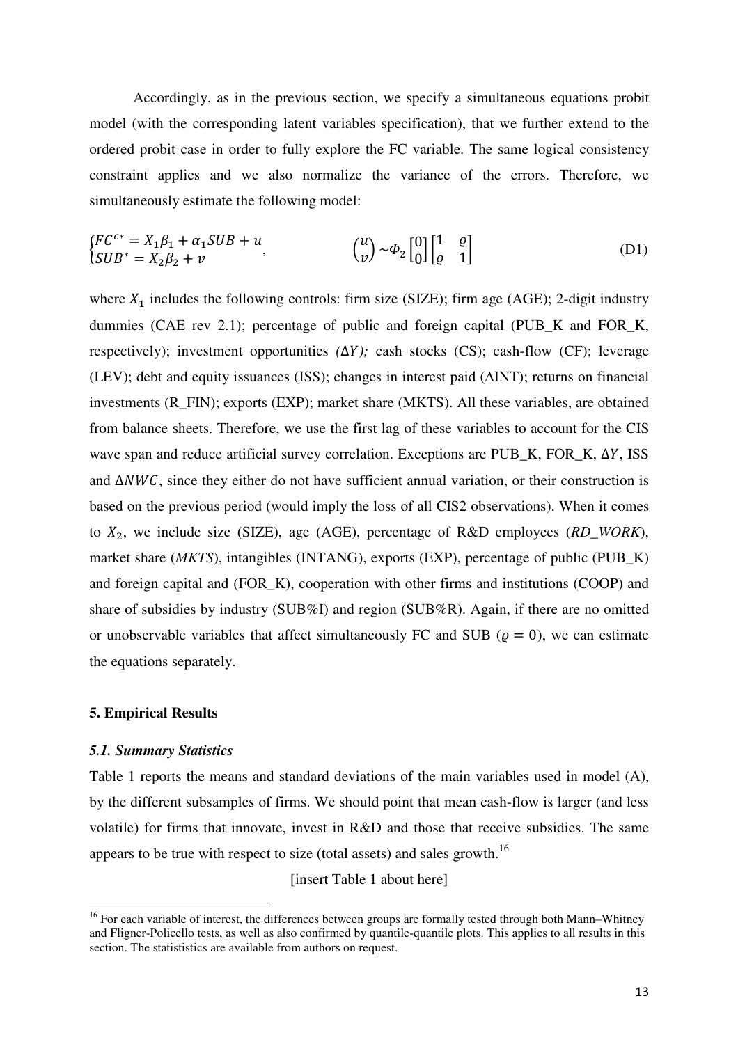Accordingly, as in the previous section, we specify a simultaneous equations probit model (with the corresponding latent variables specification), that we further extend to the ordered probit case in order to fully explore the FC variable. The same logical consistency constraint applies and we also normalize the variance of the errors. Therefore, we simultaneously estimate the following model:

$$\begin{cases} FC^{c*} = X_1\beta_1 + \alpha_1 SUB + u \\ SUB^* = X_2\beta_2 + v \end{cases}, \qquad \begin{pmatrix} u \\ v \end{pmatrix} \sim \Phi_2 \begin{bmatrix} 0 \\ 0 \end{bmatrix} \begin{bmatrix} 1 & \varrho \\ \varrho & 1 \end{bmatrix} \tag{D1}$$

where $X_1$ includes the following controls: firm size (SIZE); firm age (AGE); 2-digit industry dummies (CAE rev 2.1); percentage of public and foreign capital (PUB_K and FOR_K, respectively); investment opportunities *($\Delta Y$);* cash stocks (CS); cash-flow (CF); leverage (LEV); debt and equity issuances (ISS); changes in interest paid ($\Delta$INT); returns on financial investments (R_FIN); exports (EXP); market share (MKTS). All these variables, are obtained from balance sheets. Therefore, we use the first lag of these variables to account for the CIS wave span and reduce artificial survey correlation. Exceptions are PUB_K, FOR_K, $\Delta Y$, ISS and $\Delta NWC$, since they either do not have sufficient annual variation, or their construction is based on the previous period (would imply the loss of all CIS2 observations). When it comes to $X_2$, we include size (SIZE), age (AGE), percentage of R&D employees (*RD_WORK*), market share (*MKTS*), intangibles (INTANG), exports (EXP), percentage of public (PUB_K) and foreign capital and (FOR_K), cooperation with other firms and institutions (COOP) and share of subsidies by industry (SUB%I) and region (SUB%R). Again, if there are no omitted or unobservable variables that affect simultaneously FC and SUB ($\varrho = 0$), we can estimate the equations separately.

## 5. Empirical Results

### *5.1. Summary Statistics*

Table 1 reports the means and standard deviations of the main variables used in model (A), by the different subsamples of firms. We should point that mean cash-flow is larger (and less volatile) for firms that innovate, invest in R&D and those that receive subsidies. The same appears to be true with respect to size (total assets) and sales growth.[16]

[insert Table 1 about here]

[16] For each variable of interest, the differences between groups are formally tested through both Mann–Whitney and Fligner-Policello tests, as well as also confirmed by quantile-quantile plots. This applies to all results in this section. The statistics are available from authors on request.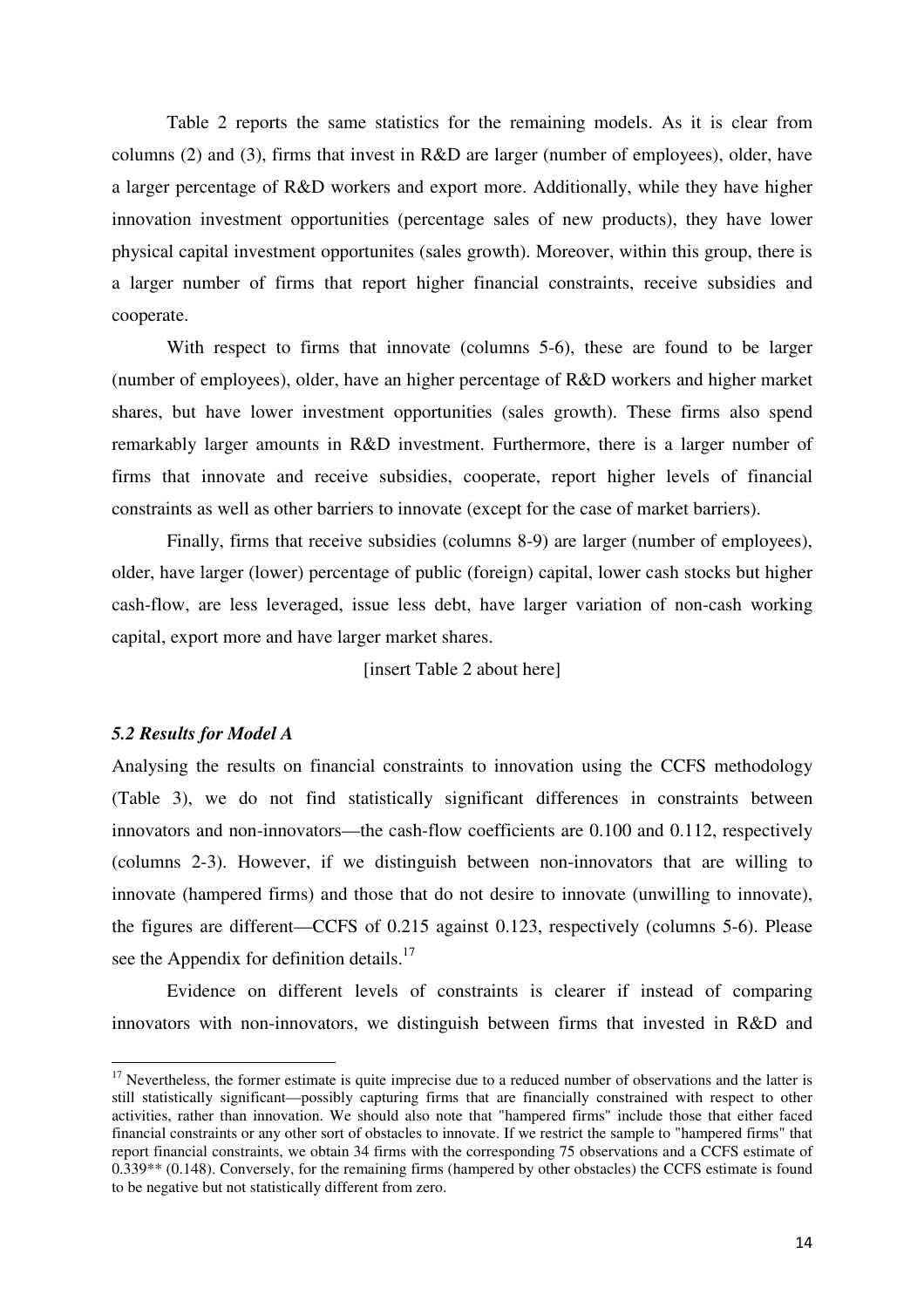Table 2 reports the same statistics for the remaining models. As it is clear from columns (2) and (3), firms that invest in R&D are larger (number of employees), older, have a larger percentage of R&D workers and export more. Additionally, while they have higher innovation investment opportunities (percentage sales of new products), they have lower physical capital investment opportunites (sales growth). Moreover, within this group, there is a larger number of firms that report higher financial constraints, receive subsidies and cooperate.

With respect to firms that innovate (columns 5-6), these are found to be larger (number of employees), older, have an higher percentage of R&D workers and higher market shares, but have lower investment opportunities (sales growth). These firms also spend remarkably larger amounts in R&D investment. Furthermore, there is a larger number of firms that innovate and receive subsidies, cooperate, report higher levels of financial constraints as well as other barriers to innovate (except for the case of market barriers).

Finally, firms that receive subsidies (columns 8-9) are larger (number of employees), older, have larger (lower) percentage of public (foreign) capital, lower cash stocks but higher cash-flow, are less leveraged, issue less debt, have larger variation of non-cash working capital, export more and have larger market shares.

[insert Table 2 about here]

### *5.2 Results for Model A*

Analysing the results on financial constraints to innovation using the CCFS methodology (Table 3), we do not find statistically significant differences in constraints between innovators and non-innovators—the cash-flow coefficients are 0.100 and 0.112, respectively (columns 2-3). However, if we distinguish between non-innovators that are willing to innovate (hampered firms) and those that do not desire to innovate (unwilling to innovate), the figures are different—CCFS of 0.215 against 0.123, respectively (columns 5-6). Please see the Appendix for definition details.[17]

Evidence on different levels of constraints is clearer if instead of comparing innovators with non-innovators, we distinguish between firms that invested in R&D and

[17] Nevertheless, the former estimate is quite imprecise due to a reduced number of observations and the latter is still statistically significant—possibly capturing firms that are financially constrained with respect to other activities, rather than innovation. We should also note that "hampered firms" include those that either faced financial constraints or any other sort of obstacles to innovate. If we restrict the sample to "hampered firms" that report financial constraints, we obtain 34 firms with the corresponding 75 observations and a CCFS estimate of 0.339** (0.148). Conversely, for the remaining firms (hampered by other obstacles) the CCFS estimate is found to be negative but not statistically different from zero.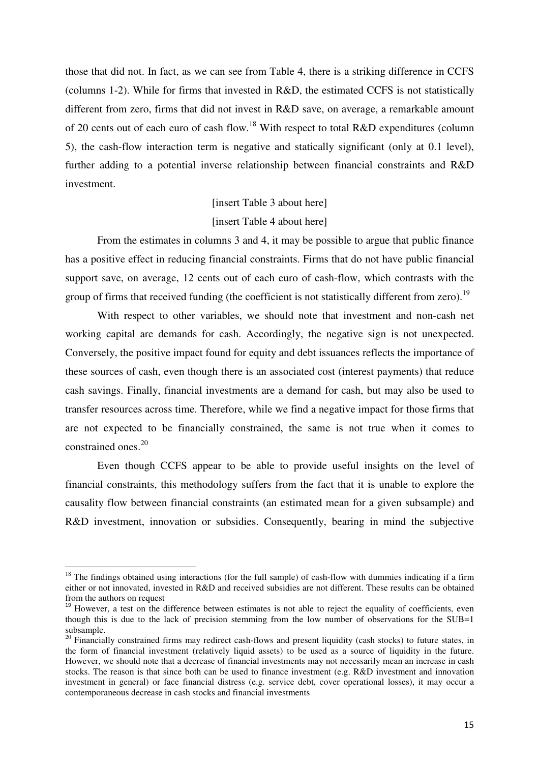those that did not. In fact, as we can see from Table 4, there is a striking difference in CCFS (columns 1-2). While for firms that invested in R&D, the estimated CCFS is not statistically different from zero, firms that did not invest in R&D save, on average, a remarkable amount of 20 cents out of each euro of cash flow.[18] With respect to total R&D expenditures (column 5), the cash-flow interaction term is negative and statically significant (only at 0.1 level), further adding to a potential inverse relationship between financial constraints and R&D investment.

[insert Table 3 about here]

[insert Table 4 about here]

From the estimates in columns 3 and 4, it may be possible to argue that public finance has a positive effect in reducing financial constraints. Firms that do not have public financial support save, on average, 12 cents out of each euro of cash-flow, which contrasts with the group of firms that received funding (the coefficient is not statistically different from zero).[19]

With respect to other variables, we should note that investment and non-cash net working capital are demands for cash. Accordingly, the negative sign is not unexpected. Conversely, the positive impact found for equity and debt issuances reflects the importance of these sources of cash, even though there is an associated cost (interest payments) that reduce cash savings. Finally, financial investments are a demand for cash, but may also be used to transfer resources across time. Therefore, while we find a negative impact for those firms that are not expected to be financially constrained, the same is not true when it comes to constrained ones.[20]

Even though CCFS appear to be able to provide useful insights on the level of financial constraints, this methodology suffers from the fact that it is unable to explore the causality flow between financial constraints (an estimated mean for a given subsample) and R&D investment, innovation or subsidies. Consequently, bearing in mind the subjective

---

[18] The findings obtained using interactions (for the full sample) of cash-flow with dummies indicating if a firm either or not innovated, invested in R&D and received subsidies are not different. These results can be obtained from the authors on request

[19] However, a test on the difference between estimates is not able to reject the equality of coefficients, even though this is due to the lack of precision stemming from the low number of observations for the SUB=1 subsample.

[20] Financially constrained firms may redirect cash-flows and present liquidity (cash stocks) to future states, in the form of financial investment (relatively liquid assets) to be used as a source of liquidity in the future. However, we should note that a decrease of financial investments may not necessarily mean an increase in cash stocks. The reason is that since both can be used to finance investment (e.g. R&D investment and innovation investment in general) or face financial distress (e.g. service debt, cover operational losses), it may occur a contemporaneous decrease in cash stocks and financial investments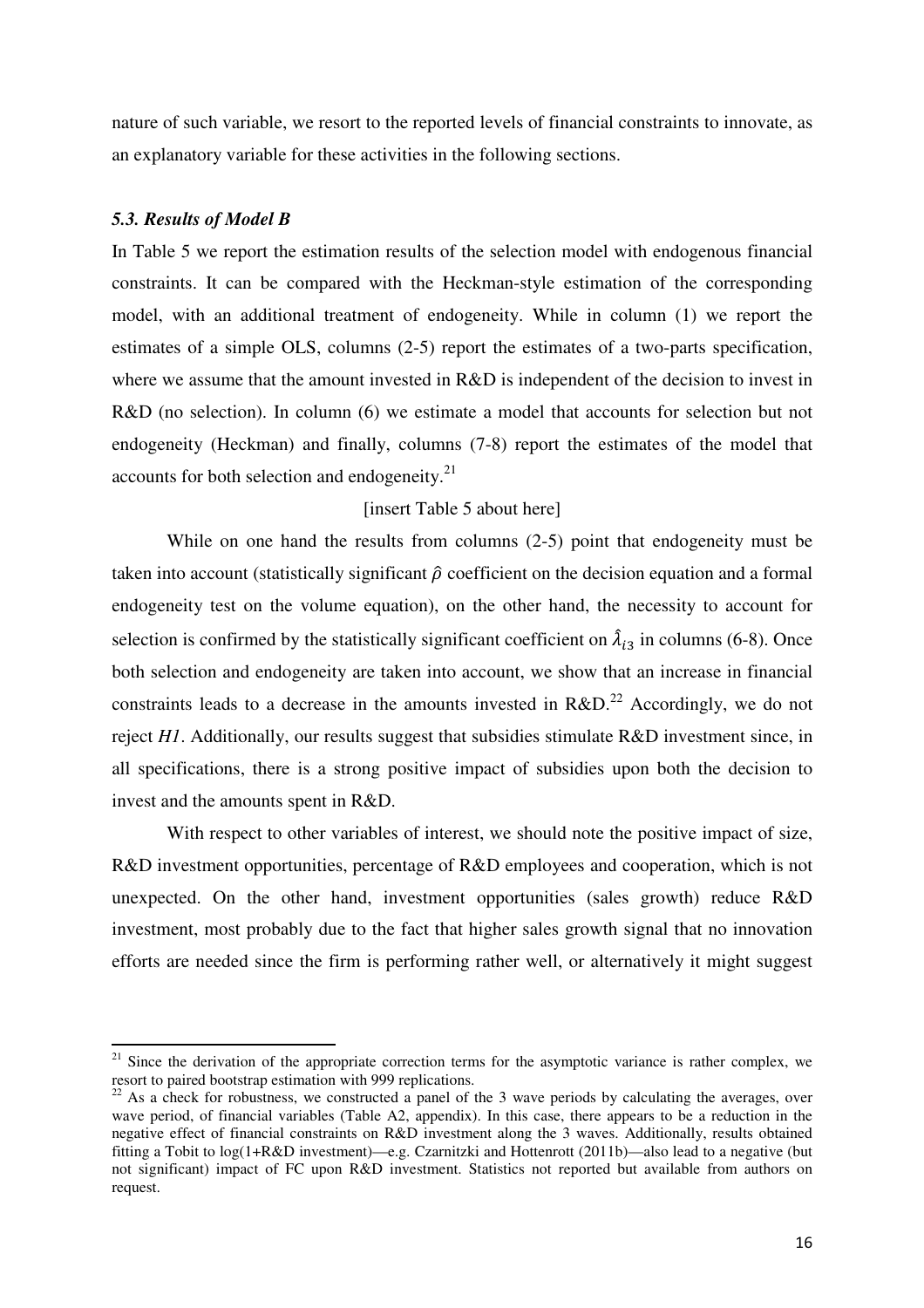nature of such variable, we resort to the reported levels of financial constraints to innovate, as an explanatory variable for these activities in the following sections.

### *5.3. Results of Model B*

In Table 5 we report the estimation results of the selection model with endogenous financial constraints. It can be compared with the Heckman-style estimation of the corresponding model, with an additional treatment of endogeneity. While in column (1) we report the estimates of a simple OLS, columns (2-5) report the estimates of a two-parts specification, where we assume that the amount invested in R&D is independent of the decision to invest in R&D (no selection). In column (6) we estimate a model that accounts for selection but not endogeneity (Heckman) and finally, columns (7-8) report the estimates of the model that accounts for both selection and endogeneity.[21]

[insert Table 5 about here]

While on one hand the results from columns (2-5) point that endogeneity must be taken into account (statistically significant $\hat{\rho}$ coefficient on the decision equation and a formal endogeneity test on the volume equation), on the other hand, the necessity to account for selection is confirmed by the statistically significant coefficient on $\hat{\lambda}_{i3}$ in columns (6-8). Once both selection and endogeneity are taken into account, we show that an increase in financial constraints leads to a decrease in the amounts invested in R&D.[22] Accordingly, we do not reject *H1*. Additionally, our results suggest that subsidies stimulate R&D investment since, in all specifications, there is a strong positive impact of subsidies upon both the decision to invest and the amounts spent in R&D.

With respect to other variables of interest, we should note the positive impact of size, R&D investment opportunities, percentage of R&D employees and cooperation, which is not unexpected. On the other hand, investment opportunities (sales growth) reduce R&D investment, most probably due to the fact that higher sales growth signal that no innovation efforts are needed since the firm is performing rather well, or alternatively it might suggest

---

[21] Since the derivation of the appropriate correction terms for the asymptotic variance is rather complex, we resort to paired bootstrap estimation with 999 replications.

[22] As a check for robustness, we constructed a panel of the 3 wave periods by calculating the averages, over wave period, of financial variables (Table A2, appendix). In this case, there appears to be a reduction in the negative effect of financial constraints on R&D investment along the 3 waves. Additionally, results obtained fitting a Tobit to log(1+R&D investment)—e.g. Czarnitzki and Hottenrott (2011b)—also lead to a negative (but not significant) impact of FC upon R&D investment. Statistics not reported but available from authors on request.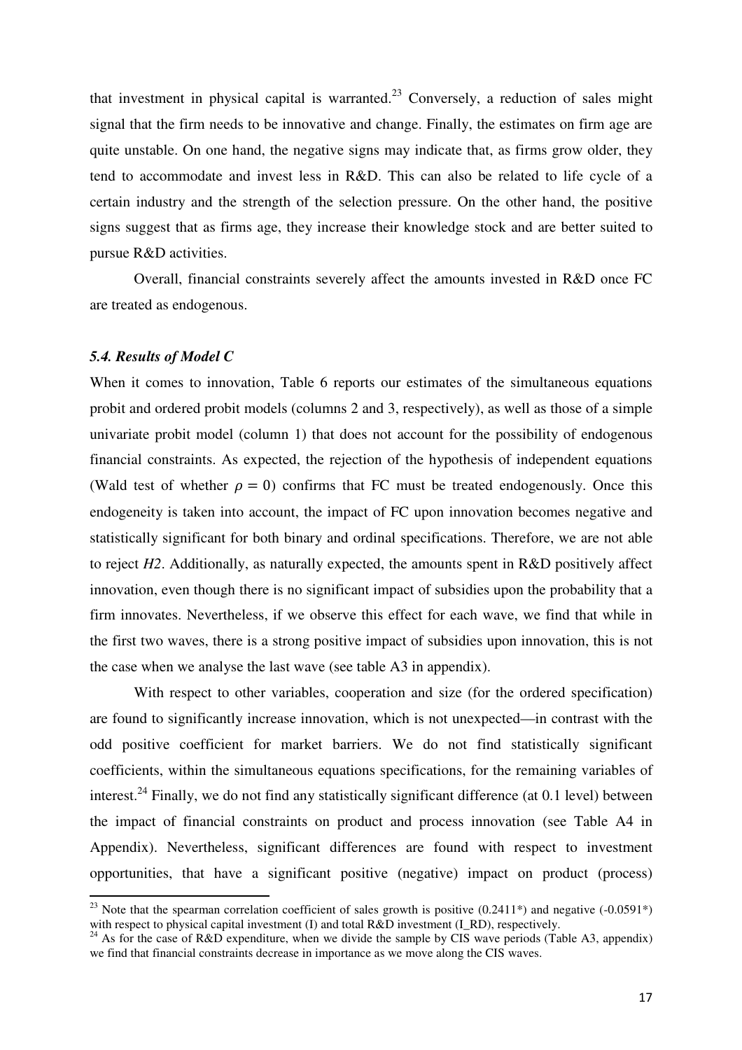that investment in physical capital is warranted.[23] Conversely, a reduction of sales might signal that the firm needs to be innovative and change. Finally, the estimates on firm age are quite unstable. On one hand, the negative signs may indicate that, as firms grow older, they tend to accommodate and invest less in R&D. This can also be related to life cycle of a certain industry and the strength of the selection pressure. On the other hand, the positive signs suggest that as firms age, they increase their knowledge stock and are better suited to pursue R&D activities.

Overall, financial constraints severely affect the amounts invested in R&D once FC are treated as endogenous.

### *5.4. Results of Model C*

When it comes to innovation, Table 6 reports our estimates of the simultaneous equations probit and ordered probit models (columns 2 and 3, respectively), as well as those of a simple univariate probit model (column 1) that does not account for the possibility of endogenous financial constraints. As expected, the rejection of the hypothesis of independent equations (Wald test of whether $\rho = 0$) confirms that FC must be treated endogenously. Once this endogeneity is taken into account, the impact of FC upon innovation becomes negative and statistically significant for both binary and ordinal specifications. Therefore, we are not able to reject *H2*. Additionally, as naturally expected, the amounts spent in R&D positively affect innovation, even though there is no significant impact of subsidies upon the probability that a firm innovates. Nevertheless, if we observe this effect for each wave, we find that while in the first two waves, there is a strong positive impact of subsidies upon innovation, this is not the case when we analyse the last wave (see table A3 in appendix).

With respect to other variables, cooperation and size (for the ordered specification) are found to significantly increase innovation, which is not unexpected—in contrast with the odd positive coefficient for market barriers. We do not find statistically significant coefficients, within the simultaneous equations specifications, for the remaining variables of interest.[24] Finally, we do not find any statistically significant difference (at 0.1 level) between the impact of financial constraints on product and process innovation (see Table A4 in Appendix). Nevertheless, significant differences are found with respect to investment opportunities, that have a significant positive (negative) impact on product (process)

---

[23] Note that the spearman correlation coefficient of sales growth is positive (0.2411*) and negative (-0.0591*) with respect to physical capital investment (I) and total R&D investment (I_RD), respectively.

[24] As for the case of R&D expenditure, when we divide the sample by CIS wave periods (Table A3, appendix) we find that financial constraints decrease in importance as we move along the CIS waves.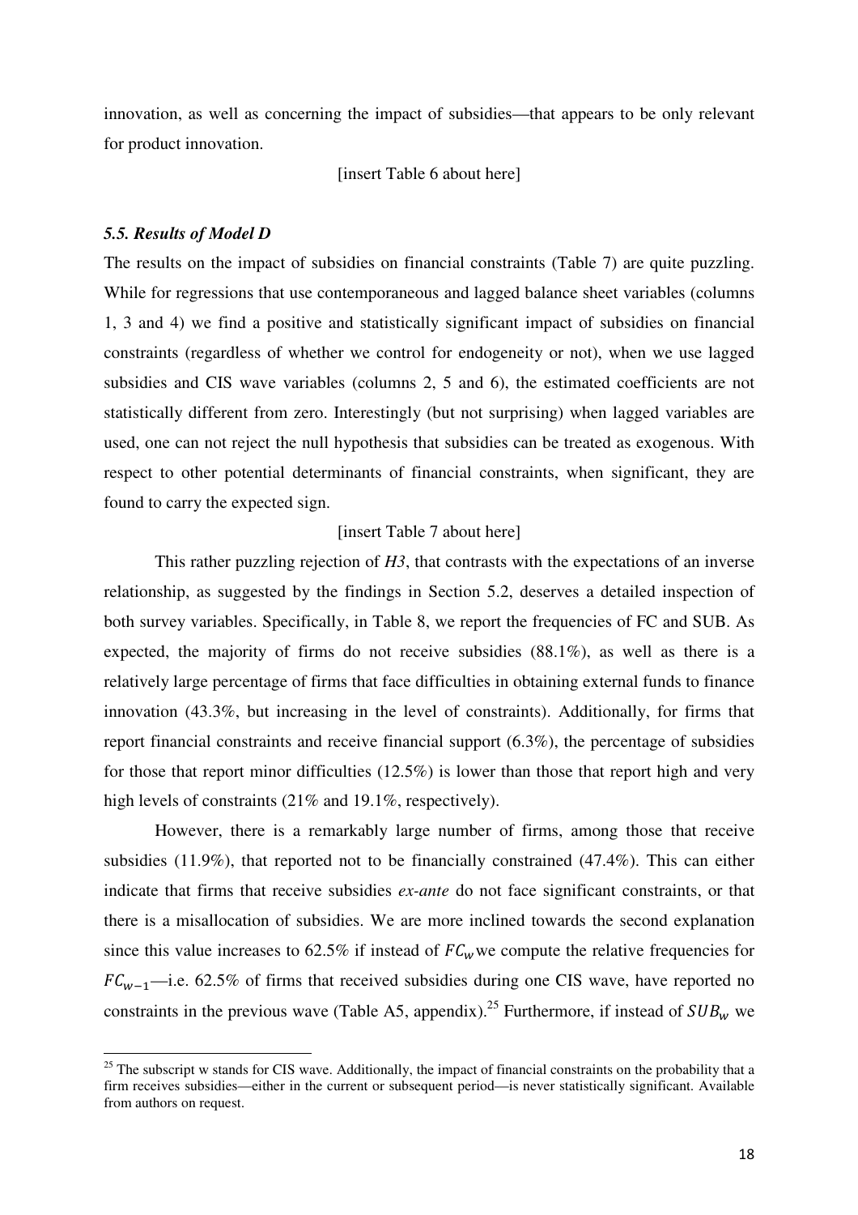innovation, as well as concerning the impact of subsidies—that appears to be only relevant for product innovation.

[insert Table 6 about here]

### *5.5. Results of Model D*

The results on the impact of subsidies on financial constraints (Table 7) are quite puzzling. While for regressions that use contemporaneous and lagged balance sheet variables (columns 1, 3 and 4) we find a positive and statistically significant impact of subsidies on financial constraints (regardless of whether we control for endogeneity or not), when we use lagged subsidies and CIS wave variables (columns 2, 5 and 6), the estimated coefficients are not statistically different from zero. Interestingly (but not surprising) when lagged variables are used, one can not reject the null hypothesis that subsidies can be treated as exogenous. With respect to other potential determinants of financial constraints, when significant, they are found to carry the expected sign.

[insert Table 7 about here]

This rather puzzling rejection of *H3*, that contrasts with the expectations of an inverse relationship, as suggested by the findings in Section 5.2, deserves a detailed inspection of both survey variables. Specifically, in Table 8, we report the frequencies of FC and SUB. As expected, the majority of firms do not receive subsidies (88.1%), as well as there is a relatively large percentage of firms that face difficulties in obtaining external funds to finance innovation (43.3%, but increasing in the level of constraints). Additionally, for firms that report financial constraints and receive financial support (6.3%), the percentage of subsidies for those that report minor difficulties (12.5%) is lower than those that report high and very high levels of constraints (21% and 19.1%, respectively).

However, there is a remarkably large number of firms, among those that receive subsidies (11.9%), that reported not to be financially constrained (47.4%). This can either indicate that firms that receive subsidies *ex-ante* do not face significant constraints, or that there is a misallocation of subsidies. We are more inclined towards the second explanation since this value increases to 62.5% if instead of $FC_w$ we compute the relative frequencies for $FC_{w-1}$—i.e. 62.5% of firms that received subsidies during one CIS wave, have reported no constraints in the previous wave (Table A5, appendix).[25] Furthermore, if instead of $SUB_w$ we

[25] The subscript w stands for CIS wave. Additionally, the impact of financial constraints on the probability that a firm receives subsidies—either in the current or subsequent period—is never statistically significant. Available from authors on request.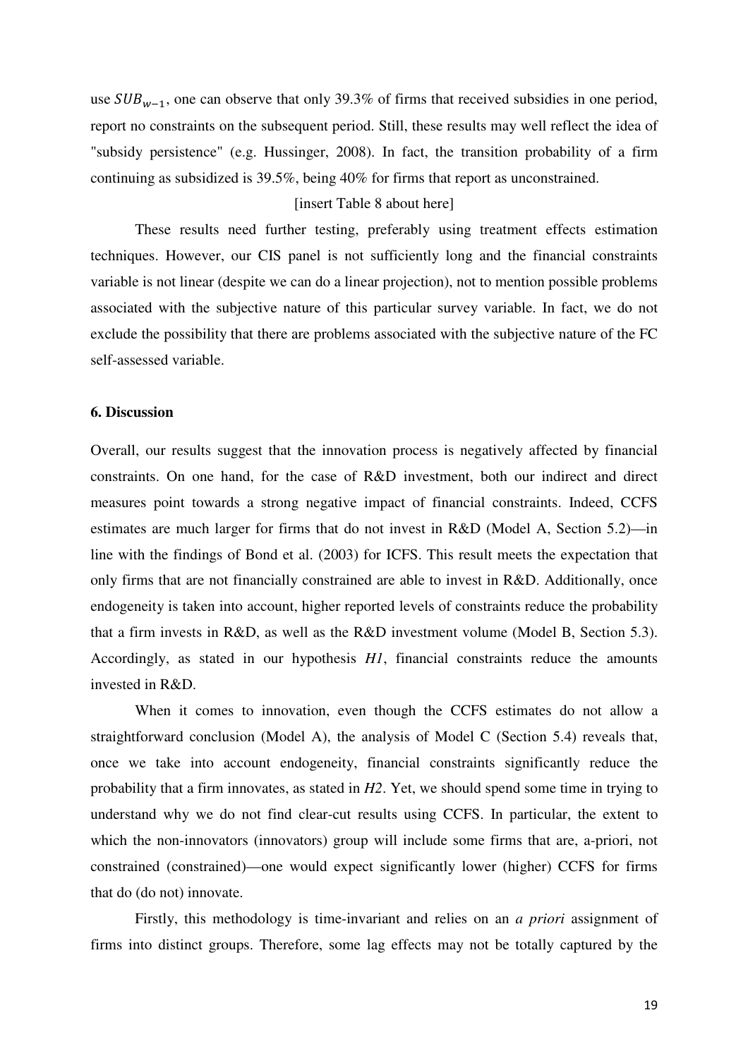use $SUB_{w-1}$, one can observe that only 39.3% of firms that received subsidies in one period, report no constraints on the subsequent period. Still, these results may well reflect the idea of "subsidy persistence" (e.g. Hussinger, 2008). In fact, the transition probability of a firm continuing as subsidized is 39.5%, being 40% for firms that report as unconstrained.

[insert Table 8 about here]

These results need further testing, preferably using treatment effects estimation techniques. However, our CIS panel is not sufficiently long and the financial constraints variable is not linear (despite we can do a linear projection), not to mention possible problems associated with the subjective nature of this particular survey variable. In fact, we do not exclude the possibility that there are problems associated with the subjective nature of the FC self-assessed variable.

## 6. Discussion

Overall, our results suggest that the innovation process is negatively affected by financial constraints. On one hand, for the case of R&D investment, both our indirect and direct measures point towards a strong negative impact of financial constraints. Indeed, CCFS estimates are much larger for firms that do not invest in R&D (Model A, Section 5.2)—in line with the findings of Bond et al. (2003) for ICFS. This result meets the expectation that only firms that are not financially constrained are able to invest in R&D. Additionally, once endogeneity is taken into account, higher reported levels of constraints reduce the probability that a firm invests in R&D, as well as the R&D investment volume (Model B, Section 5.3). Accordingly, as stated in our hypothesis *H1*, financial constraints reduce the amounts invested in R&D.

When it comes to innovation, even though the CCFS estimates do not allow a straightforward conclusion (Model A), the analysis of Model C (Section 5.4) reveals that, once we take into account endogeneity, financial constraints significantly reduce the probability that a firm innovates, as stated in *H2*. Yet, we should spend some time in trying to understand why we do not find clear-cut results using CCFS. In particular, the extent to which the non-innovators (innovators) group will include some firms that are, a-priori, not constrained (constrained)—one would expect significantly lower (higher) CCFS for firms that do (do not) innovate.

Firstly, this methodology is time-invariant and relies on an *a priori* assignment of firms into distinct groups. Therefore, some lag effects may not be totally captured by the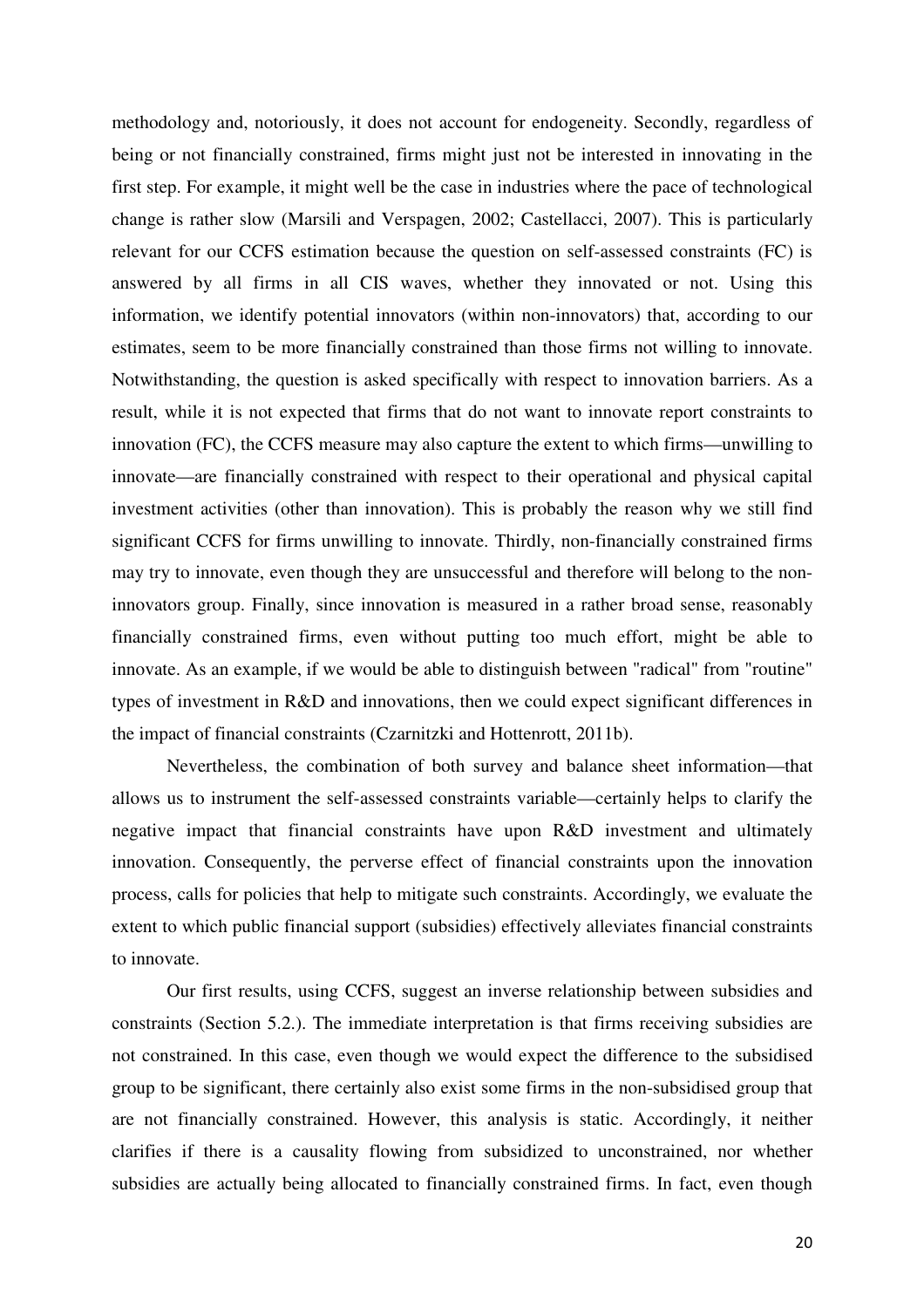methodology and, notoriously, it does not account for endogeneity. Secondly, regardless of being or not financially constrained, firms might just not be interested in innovating in the first step. For example, it might well be the case in industries where the pace of technological change is rather slow (Marsili and Verspagen, 2002; Castellacci, 2007). This is particularly relevant for our CCFS estimation because the question on self-assessed constraints (FC) is answered by all firms in all CIS waves, whether they innovated or not. Using this information, we identify potential innovators (within non-innovators) that, according to our estimates, seem to be more financially constrained than those firms not willing to innovate. Notwithstanding, the question is asked specifically with respect to innovation barriers. As a result, while it is not expected that firms that do not want to innovate report constraints to innovation (FC), the CCFS measure may also capture the extent to which firms—unwilling to innovate—are financially constrained with respect to their operational and physical capital investment activities (other than innovation). This is probably the reason why we still find significant CCFS for firms unwilling to innovate. Thirdly, non-financially constrained firms may try to innovate, even though they are unsuccessful and therefore will belong to the non-innovators group. Finally, since innovation is measured in a rather broad sense, reasonably financially constrained firms, even without putting too much effort, might be able to innovate. As an example, if we would be able to distinguish between "radical" from "routine" types of investment in R&D and innovations, then we could expect significant differences in the impact of financial constraints (Czarnitzki and Hottenrott, 2011b).

Nevertheless, the combination of both survey and balance sheet information—that allows us to instrument the self-assessed constraints variable—certainly helps to clarify the negative impact that financial constraints have upon R&D investment and ultimately innovation. Consequently, the perverse effect of financial constraints upon the innovation process, calls for policies that help to mitigate such constraints. Accordingly, we evaluate the extent to which public financial support (subsidies) effectively alleviates financial constraints to innovate.

Our first results, using CCFS, suggest an inverse relationship between subsidies and constraints (Section 5.2.). The immediate interpretation is that firms receiving subsidies are not constrained. In this case, even though we would expect the difference to the subsidised group to be significant, there certainly also exist some firms in the non-subsidised group that are not financially constrained. However, this analysis is static. Accordingly, it neither clarifies if there is a causality flowing from subsidized to unconstrained, nor whether subsidies are actually being allocated to financially constrained firms. In fact, even though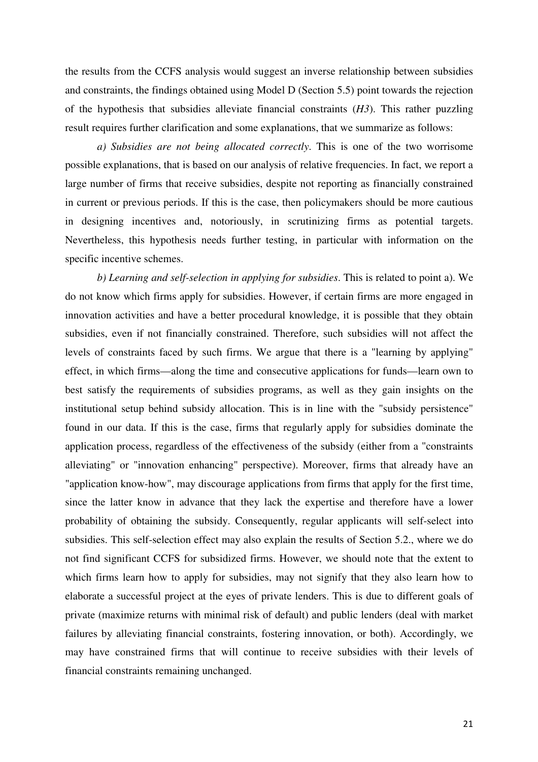the results from the CCFS analysis would suggest an inverse relationship between subsidies and constraints, the findings obtained using Model D (Section 5.5) point towards the rejection of the hypothesis that subsidies alleviate financial constraints (*H3*). This rather puzzling result requires further clarification and some explanations, that we summarize as follows:

*a) Subsidies are not being allocated correctly*. This is one of the two worrisome possible explanations, that is based on our analysis of relative frequencies. In fact, we report a large number of firms that receive subsidies, despite not reporting as financially constrained in current or previous periods. If this is the case, then policymakers should be more cautious in designing incentives and, notoriously, in scrutinizing firms as potential targets. Nevertheless, this hypothesis needs further testing, in particular with information on the specific incentive schemes.

*b) Learning and self-selection in applying for subsidies*. This is related to point a). We do not know which firms apply for subsidies. However, if certain firms are more engaged in innovation activities and have a better procedural knowledge, it is possible that they obtain subsidies, even if not financially constrained. Therefore, such subsidies will not affect the levels of constraints faced by such firms. We argue that there is a "learning by applying" effect, in which firms—along the time and consecutive applications for funds—learn own to best satisfy the requirements of subsidies programs, as well as they gain insights on the institutional setup behind subsidy allocation. This is in line with the "subsidy persistence" found in our data. If this is the case, firms that regularly apply for subsidies dominate the application process, regardless of the effectiveness of the subsidy (either from a "constraints alleviating" or "innovation enhancing" perspective). Moreover, firms that already have an "application know-how", may discourage applications from firms that apply for the first time, since the latter know in advance that they lack the expertise and therefore have a lower probability of obtaining the subsidy. Consequently, regular applicants will self-select into subsidies. This self-selection effect may also explain the results of Section 5.2., where we do not find significant CCFS for subsidized firms. However, we should note that the extent to which firms learn how to apply for subsidies, may not signify that they also learn how to elaborate a successful project at the eyes of private lenders. This is due to different goals of private (maximize returns with minimal risk of default) and public lenders (deal with market failures by alleviating financial constraints, fostering innovation, or both). Accordingly, we may have constrained firms that will continue to receive subsidies with their levels of financial constraints remaining unchanged.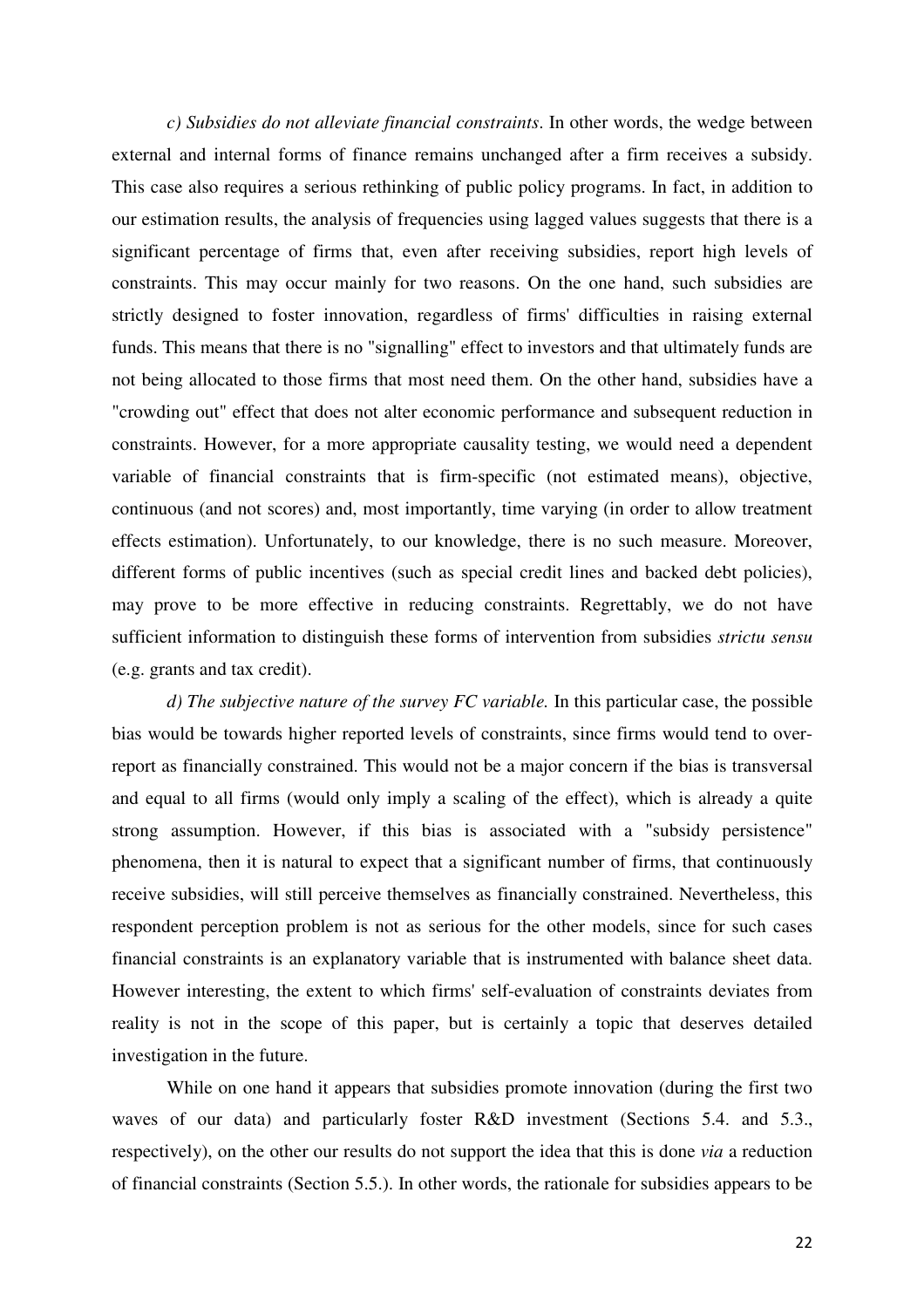*c) Subsidies do not alleviate financial constraints*. In other words, the wedge between external and internal forms of finance remains unchanged after a firm receives a subsidy. This case also requires a serious rethinking of public policy programs. In fact, in addition to our estimation results, the analysis of frequencies using lagged values suggests that there is a significant percentage of firms that, even after receiving subsidies, report high levels of constraints. This may occur mainly for two reasons. On the one hand, such subsidies are strictly designed to foster innovation, regardless of firms' difficulties in raising external funds. This means that there is no "signalling" effect to investors and that ultimately funds are not being allocated to those firms that most need them. On the other hand, subsidies have a "crowding out" effect that does not alter economic performance and subsequent reduction in constraints. However, for a more appropriate causality testing, we would need a dependent variable of financial constraints that is firm-specific (not estimated means), objective, continuous (and not scores) and, most importantly, time varying (in order to allow treatment effects estimation). Unfortunately, to our knowledge, there is no such measure. Moreover, different forms of public incentives (such as special credit lines and backed debt policies), may prove to be more effective in reducing constraints. Regrettably, we do not have sufficient information to distinguish these forms of intervention from subsidies *strictu sensu* (e.g. grants and tax credit).

*d) The subjective nature of the survey FC variable.* In this particular case, the possible bias would be towards higher reported levels of constraints, since firms would tend to over-report as financially constrained. This would not be a major concern if the bias is transversal and equal to all firms (would only imply a scaling of the effect), which is already a quite strong assumption. However, if this bias is associated with a "subsidy persistence" phenomena, then it is natural to expect that a significant number of firms, that continuously receive subsidies, will still perceive themselves as financially constrained. Nevertheless, this respondent perception problem is not as serious for the other models, since for such cases financial constraints is an explanatory variable that is instrumented with balance sheet data. However interesting, the extent to which firms' self-evaluation of constraints deviates from reality is not in the scope of this paper, but is certainly a topic that deserves detailed investigation in the future.

While on one hand it appears that subsidies promote innovation (during the first two waves of our data) and particularly foster R&D investment (Sections 5.4. and 5.3., respectively), on the other our results do not support the idea that this is done *via* a reduction of financial constraints (Section 5.5.). In other words, the rationale for subsidies appears to be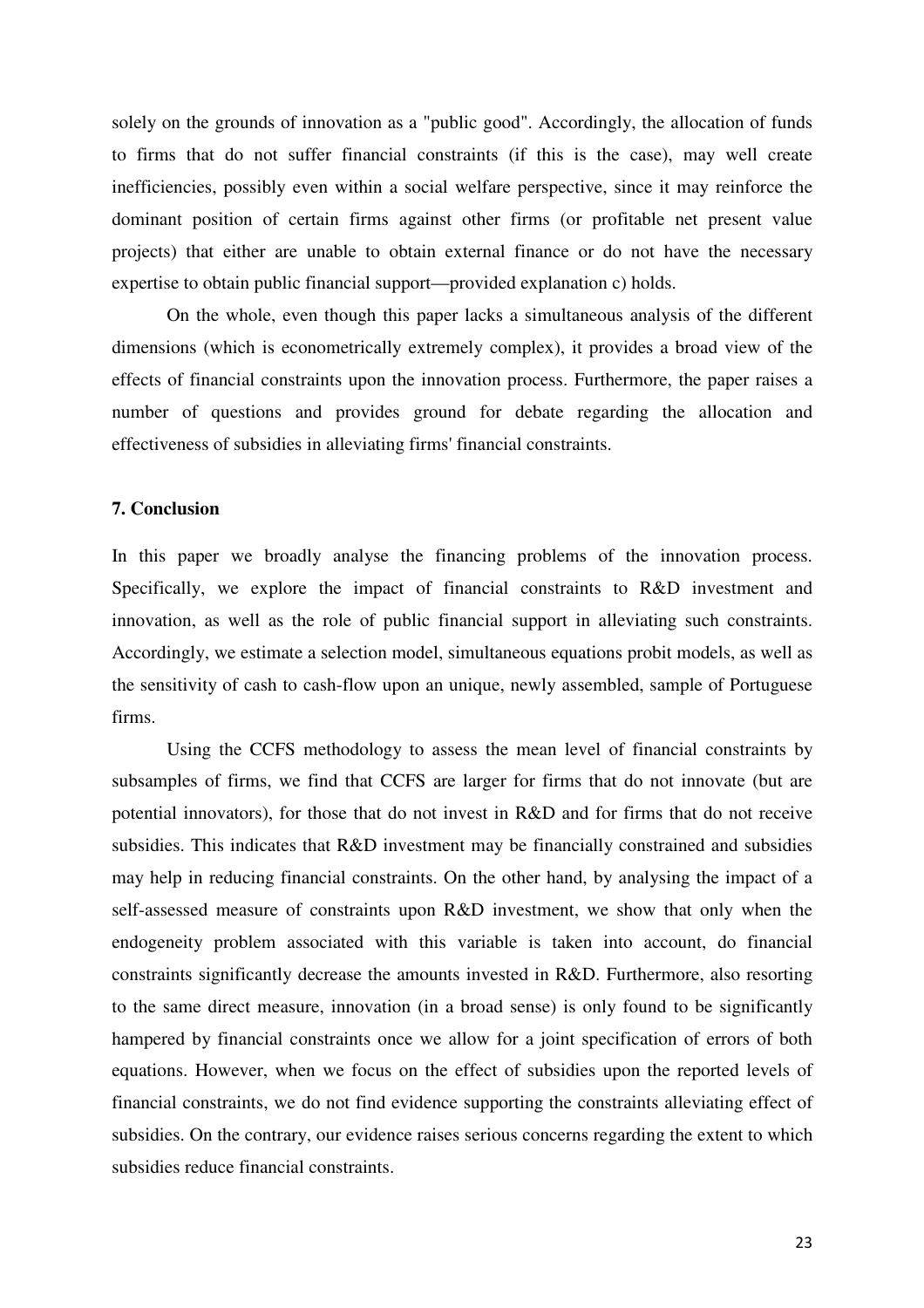solely on the grounds of innovation as a "public good". Accordingly, the allocation of funds to firms that do not suffer financial constraints (if this is the case), may well create inefficiencies, possibly even within a social welfare perspective, since it may reinforce the dominant position of certain firms against other firms (or profitable net present value projects) that either are unable to obtain external finance or do not have the necessary expertise to obtain public financial support—provided explanation c) holds.

On the whole, even though this paper lacks a simultaneous analysis of the different dimensions (which is econometrically extremely complex), it provides a broad view of the effects of financial constraints upon the innovation process. Furthermore, the paper raises a number of questions and provides ground for debate regarding the allocation and effectiveness of subsidies in alleviating firms' financial constraints.

### 7. Conclusion

In this paper we broadly analyse the financing problems of the innovation process. Specifically, we explore the impact of financial constraints to R&D investment and innovation, as well as the role of public financial support in alleviating such constraints. Accordingly, we estimate a selection model, simultaneous equations probit models, as well as the sensitivity of cash to cash-flow upon an unique, newly assembled, sample of Portuguese firms.

Using the CCFS methodology to assess the mean level of financial constraints by subsamples of firms, we find that CCFS are larger for firms that do not innovate (but are potential innovators), for those that do not invest in R&D and for firms that do not receive subsidies. This indicates that R&D investment may be financially constrained and subsidies may help in reducing financial constraints. On the other hand, by analysing the impact of a self-assessed measure of constraints upon R&D investment, we show that only when the endogeneity problem associated with this variable is taken into account, do financial constraints significantly decrease the amounts invested in R&D. Furthermore, also resorting to the same direct measure, innovation (in a broad sense) is only found to be significantly hampered by financial constraints once we allow for a joint specification of errors of both equations. However, when we focus on the effect of subsidies upon the reported levels of financial constraints, we do not find evidence supporting the constraints alleviating effect of subsidies. On the contrary, our evidence raises serious concerns regarding the extent to which subsidies reduce financial constraints.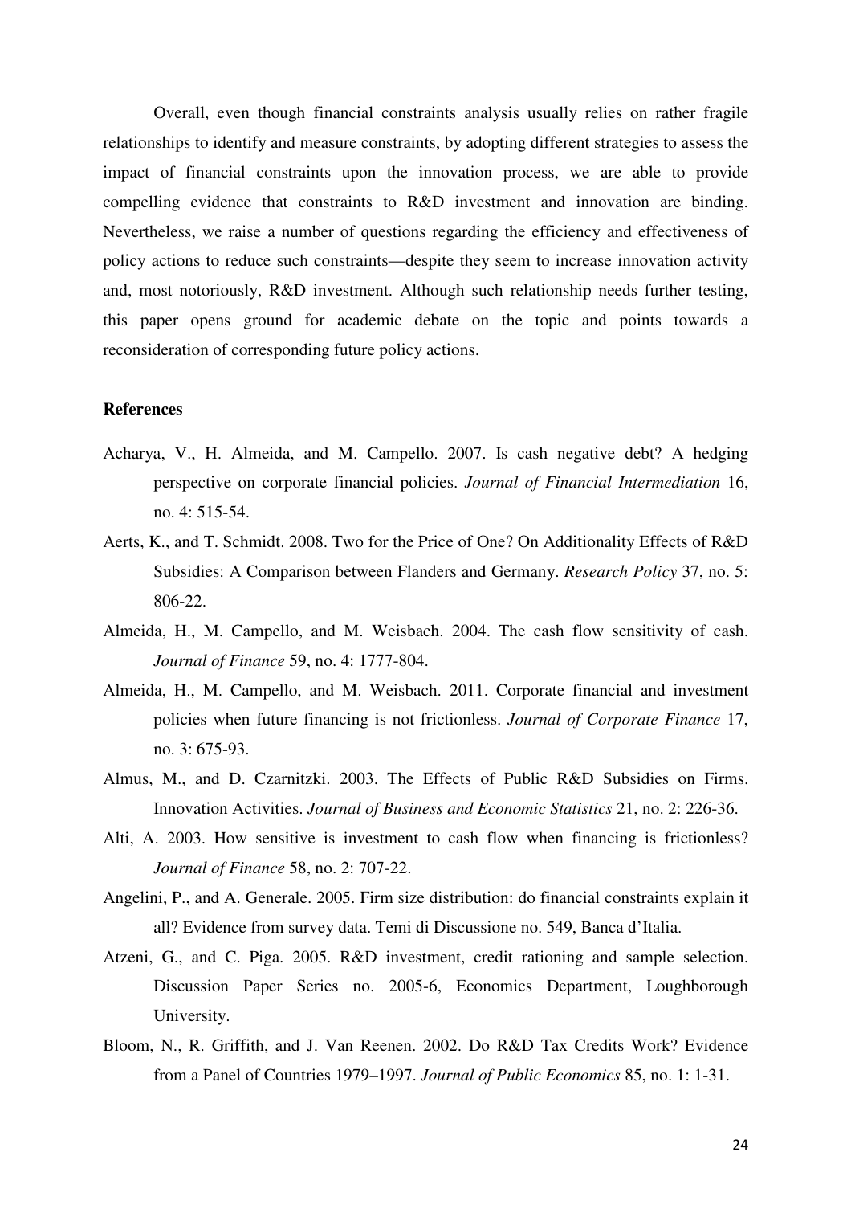Overall, even though financial constraints analysis usually relies on rather fragile relationships to identify and measure constraints, by adopting different strategies to assess the impact of financial constraints upon the innovation process, we are able to provide compelling evidence that constraints to R&D investment and innovation are binding. Nevertheless, we raise a number of questions regarding the efficiency and effectiveness of policy actions to reduce such constraints—despite they seem to increase innovation activity and, most notoriously, R&D investment. Although such relationship needs further testing, this paper opens ground for academic debate on the topic and points towards a reconsideration of corresponding future policy actions.

**References**

Acharya, V., H. Almeida, and M. Campello. 2007. Is cash negative debt? A hedging perspective on corporate financial policies. *Journal of Financial Intermediation* 16, no. 4: 515-54.

Aerts, K., and T. Schmidt. 2008. Two for the Price of One? On Additionality Effects of R&D Subsidies: A Comparison between Flanders and Germany. *Research Policy* 37, no. 5: 806-22.

Almeida, H., M. Campello, and M. Weisbach. 2004. The cash flow sensitivity of cash. *Journal of Finance* 59, no. 4: 1777-804.

Almeida, H., M. Campello, and M. Weisbach. 2011. Corporate financial and investment policies when future financing is not frictionless. *Journal of Corporate Finance* 17, no. 3: 675-93.

Almus, M., and D. Czarnitzki. 2003. The Effects of Public R&D Subsidies on Firms. Innovation Activities. *Journal of Business and Economic Statistics* 21, no. 2: 226-36.

Alti, A. 2003. How sensitive is investment to cash flow when financing is frictionless? *Journal of Finance* 58, no. 2: 707-22.

Angelini, P., and A. Generale. 2005. Firm size distribution: do financial constraints explain it all? Evidence from survey data. Temi di Discussione no. 549, Banca d'Italia.

Atzeni, G., and C. Piga. 2005. R&D investment, credit rationing and sample selection. Discussion Paper Series no. 2005-6, Economics Department, Loughborough University.

Bloom, N., R. Griffith, and J. Van Reenen. 2002. Do R&D Tax Credits Work? Evidence from a Panel of Countries 1979–1997. *Journal of Public Economics* 85, no. 1: 1-31.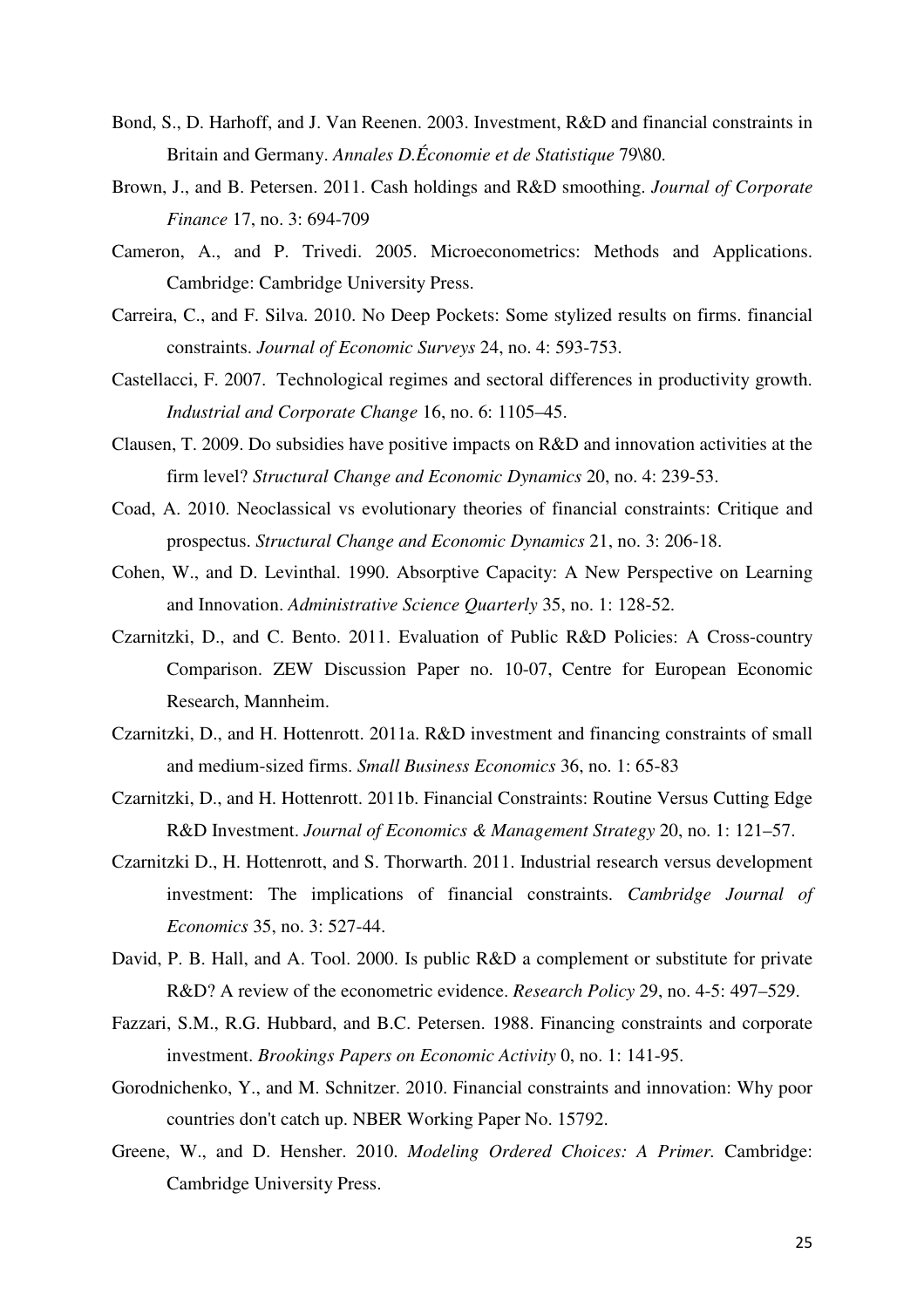Bond, S., D. Harhoff, and J. Van Reenen. 2003. Investment, R&D and financial constraints in Britain and Germany. *Annales D.Économie et de Statistique* 79\80.

Brown, J., and B. Petersen. 2011. Cash holdings and R&D smoothing. *Journal of Corporate Finance* 17, no. 3: 694-709

Cameron, A., and P. Trivedi. 2005. Microeconometrics: Methods and Applications. Cambridge: Cambridge University Press.

Carreira, C., and F. Silva. 2010. No Deep Pockets: Some stylized results on firms. financial constraints. *Journal of Economic Surveys* 24, no. 4: 593-753.

Castellacci, F. 2007. Technological regimes and sectoral differences in productivity growth. *Industrial and Corporate Change* 16, no. 6: 1105–45.

Clausen, T. 2009. Do subsidies have positive impacts on R&D and innovation activities at the firm level? *Structural Change and Economic Dynamics* 20, no. 4: 239-53.

Coad, A. 2010. Neoclassical vs evolutionary theories of financial constraints: Critique and prospectus. *Structural Change and Economic Dynamics* 21, no. 3: 206-18.

Cohen, W., and D. Levinthal. 1990. Absorptive Capacity: A New Perspective on Learning and Innovation. *Administrative Science Quarterly* 35, no. 1: 128-52.

Czarnitzki, D., and C. Bento. 2011. Evaluation of Public R&D Policies: A Cross-country Comparison. ZEW Discussion Paper no. 10-07, Centre for European Economic Research, Mannheim.

Czarnitzki, D., and H. Hottenrott. 2011a. R&D investment and financing constraints of small and medium-sized firms. *Small Business Economics* 36, no. 1: 65-83

Czarnitzki, D., and H. Hottenrott. 2011b. Financial Constraints: Routine Versus Cutting Edge R&D Investment. *Journal of Economics & Management Strategy* 20, no. 1: 121–57.

Czarnitzki D., H. Hottenrott, and S. Thorwarth. 2011. Industrial research versus development investment: The implications of financial constraints. *Cambridge Journal of Economics* 35, no. 3: 527-44.

David, P. B. Hall, and A. Tool. 2000. Is public R&D a complement or substitute for private R&D? A review of the econometric evidence. *Research Policy* 29, no. 4-5: 497–529.

Fazzari, S.M., R.G. Hubbard, and B.C. Petersen. 1988. Financing constraints and corporate investment. *Brookings Papers on Economic Activity* 0, no. 1: 141-95.

Gorodnichenko, Y., and M. Schnitzer. 2010. Financial constraints and innovation: Why poor countries don't catch up. NBER Working Paper No. 15792.

Greene, W., and D. Hensher. 2010. *Modeling Ordered Choices: A Primer.* Cambridge: Cambridge University Press.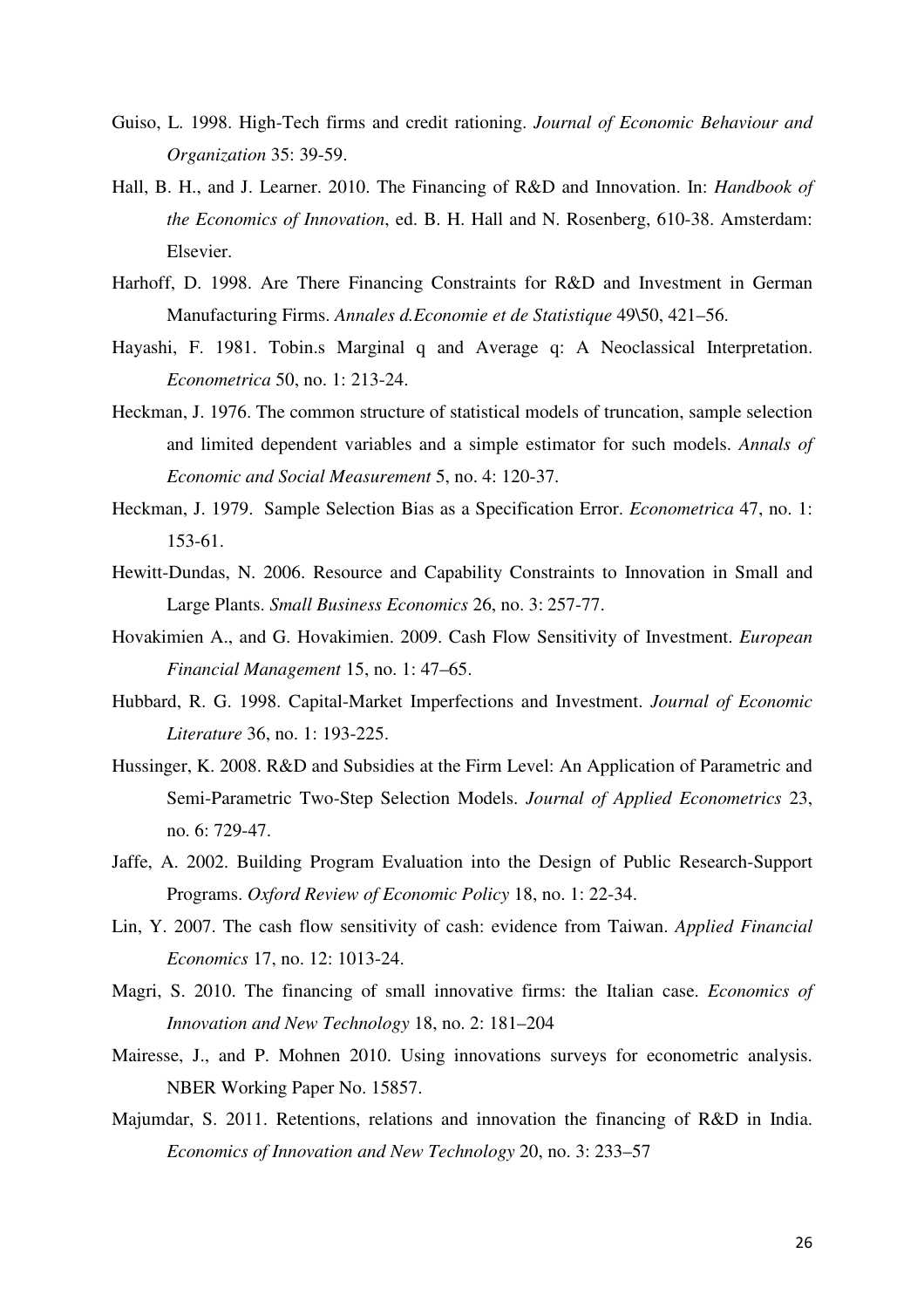Guiso, L. 1998. High-Tech firms and credit rationing. *Journal of Economic Behaviour and Organization* 35: 39-59.

Hall, B. H., and J. Learner. 2010. The Financing of R&D and Innovation. In: *Handbook of the Economics of Innovation*, ed. B. H. Hall and N. Rosenberg, 610-38. Amsterdam: Elsevier.

Harhoff, D. 1998. Are There Financing Constraints for R&D and Investment in German Manufacturing Firms. *Annales d.Economie et de Statistique* 49\50, 421–56.

Hayashi, F. 1981. Tobin.s Marginal q and Average q: A Neoclassical Interpretation. *Econometrica* 50, no. 1: 213-24.

Heckman, J. 1976. The common structure of statistical models of truncation, sample selection and limited dependent variables and a simple estimator for such models. *Annals of Economic and Social Measurement* 5, no. 4: 120-37.

Heckman, J. 1979. Sample Selection Bias as a Specification Error. *Econometrica* 47, no. 1: 153-61.

Hewitt-Dundas, N. 2006. Resource and Capability Constraints to Innovation in Small and Large Plants. *Small Business Economics* 26, no. 3: 257-77.

Hovakimien A., and G. Hovakimien. 2009. Cash Flow Sensitivity of Investment. *European Financial Management* 15, no. 1: 47–65.

Hubbard, R. G. 1998. Capital-Market Imperfections and Investment. *Journal of Economic Literature* 36, no. 1: 193-225.

Hussinger, K. 2008. R&D and Subsidies at the Firm Level: An Application of Parametric and Semi-Parametric Two-Step Selection Models. *Journal of Applied Econometrics* 23, no. 6: 729-47.

Jaffe, A. 2002. Building Program Evaluation into the Design of Public Research-Support Programs. *Oxford Review of Economic Policy* 18, no. 1: 22-34.

Lin, Y. 2007. The cash flow sensitivity of cash: evidence from Taiwan. *Applied Financial Economics* 17, no. 12: 1013-24.

Magri, S. 2010. The financing of small innovative firms: the Italian case. *Economics of Innovation and New Technology* 18, no. 2: 181–204

Mairesse, J., and P. Mohnen 2010. Using innovations surveys for econometric analysis. NBER Working Paper No. 15857.

Majumdar, S. 2011. Retentions, relations and innovation the financing of R&D in India. *Economics of Innovation and New Technology* 20, no. 3: 233–57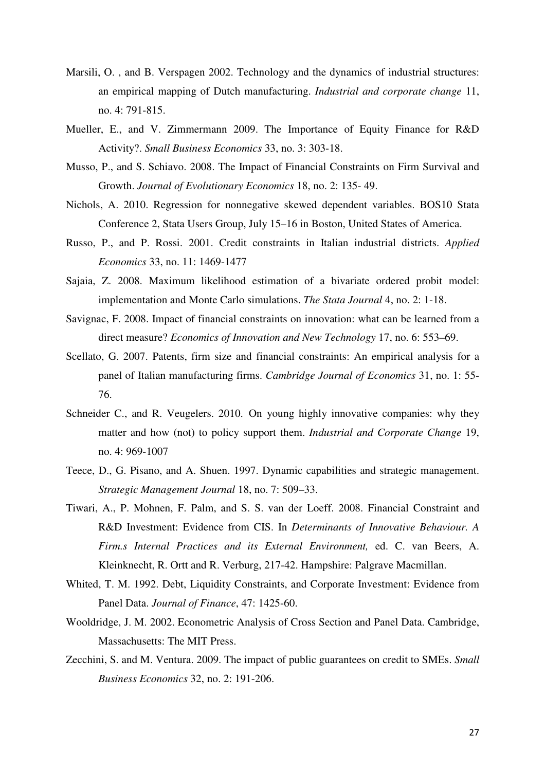Marsili, O. , and B. Verspagen 2002. Technology and the dynamics of industrial structures: an empirical mapping of Dutch manufacturing. *Industrial and corporate change* 11, no. 4: 791-815.

Mueller, E., and V. Zimmermann 2009. The Importance of Equity Finance for R&D Activity?. *Small Business Economics* 33, no. 3: 303-18.

Musso, P., and S. Schiavo. 2008. The Impact of Financial Constraints on Firm Survival and Growth. *Journal of Evolutionary Economics* 18, no. 2: 135- 49.

Nichols, A. 2010. Regression for nonnegative skewed dependent variables. BOS10 Stata Conference 2, Stata Users Group, July 15–16 in Boston, United States of America.

Russo, P., and P. Rossi. 2001. Credit constraints in Italian industrial districts. *Applied Economics* 33, no. 11: 1469-1477

Sajaia, Z. 2008. Maximum likelihood estimation of a bivariate ordered probit model: implementation and Monte Carlo simulations. *The Stata Journal* 4, no. 2: 1-18.

Savignac, F. 2008. Impact of financial constraints on innovation: what can be learned from a direct measure? *Economics of Innovation and New Technology* 17, no. 6: 553–69.

Scellato, G. 2007. Patents, firm size and financial constraints: An empirical analysis for a panel of Italian manufacturing firms. *Cambridge Journal of Economics* 31, no. 1: 55-76.

Schneider C., and R. Veugelers. 2010. On young highly innovative companies: why they matter and how (not) to policy support them. *Industrial and Corporate Change* 19, no. 4: 969-1007

Teece, D., G. Pisano, and A. Shuen. 1997. Dynamic capabilities and strategic management. *Strategic Management Journal* 18, no. 7: 509–33.

Tiwari, A., P. Mohnen, F. Palm, and S. S. van der Loeff. 2008. Financial Constraint and R&D Investment: Evidence from CIS. In *Determinants of Innovative Behaviour. A Firm.s Internal Practices and its External Environment,* ed. C. van Beers, A. Kleinknecht, R. Ortt and R. Verburg, 217-42. Hampshire: Palgrave Macmillan.

Whited, T. M. 1992. Debt, Liquidity Constraints, and Corporate Investment: Evidence from Panel Data. *Journal of Finance*, 47: 1425-60.

Wooldridge, J. M. 2002. Econometric Analysis of Cross Section and Panel Data. Cambridge, Massachusetts: The MIT Press.

Zecchini, S. and M. Ventura. 2009. The impact of public guarantees on credit to SMEs. *Small Business Economics* 32, no. 2: 191-206.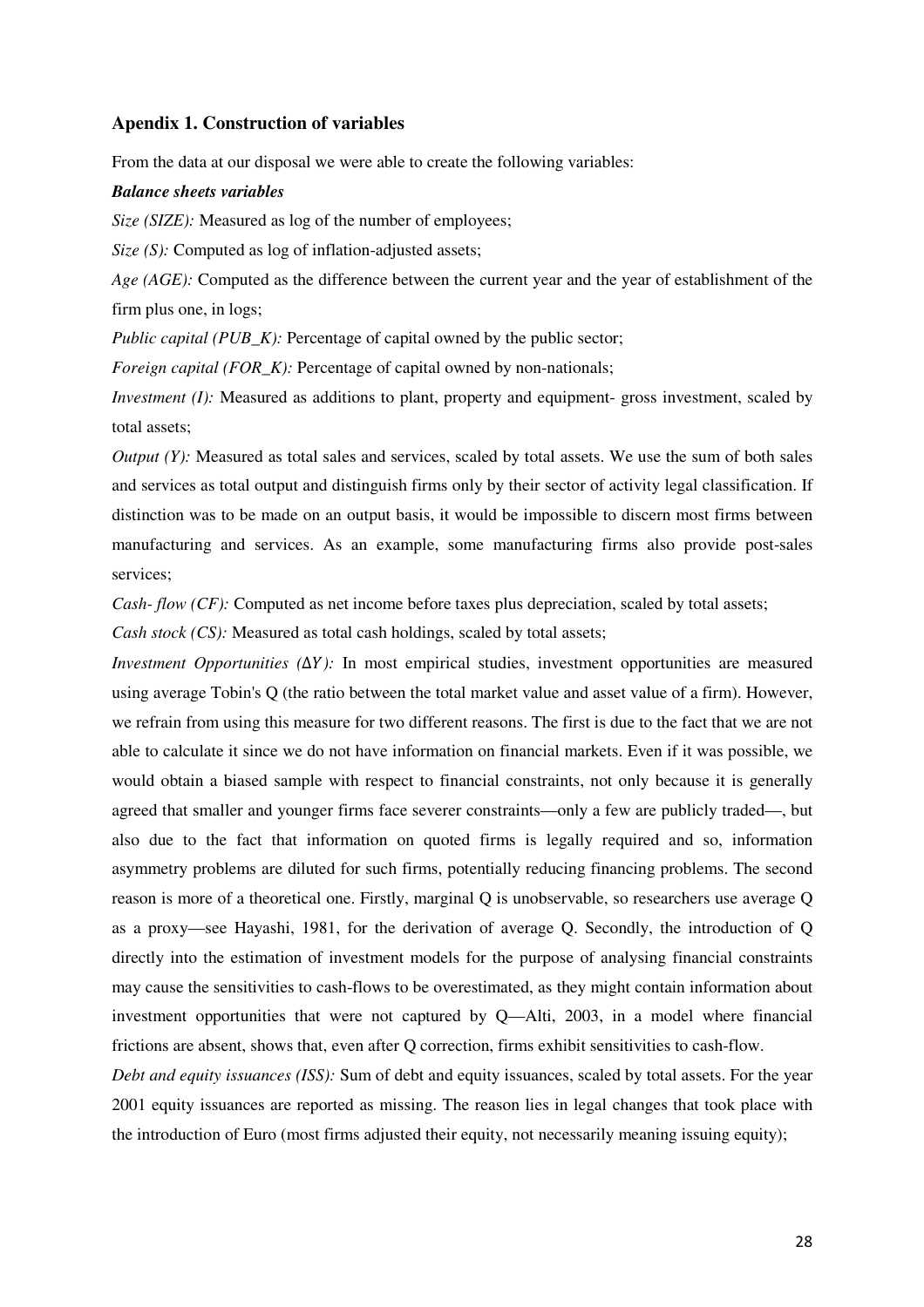### Apendix 1. Construction of variables

From the data at our disposal we were able to create the following variables:

***Balance sheets variables***

*Size (SIZE):* Measured as log of the number of employees;

*Size (S):* Computed as log of inflation-adjusted assets;

*Age (AGE):* Computed as the difference between the current year and the year of establishment of the firm plus one, in logs;

*Public capital (PUB_K):* Percentage of capital owned by the public sector;

*Foreign capital (FOR_K):* Percentage of capital owned by non-nationals;

*Investment (I):* Measured as additions to plant, property and equipment- gross investment, scaled by total assets;

*Output (Y):* Measured as total sales and services, scaled by total assets. We use the sum of both sales and services as total output and distinguish firms only by their sector of activity legal classification. If distinction was to be made on an output basis, it would be impossible to discern most firms between manufacturing and services. As an example, some manufacturing firms also provide post-sales services;

*Cash- flow (CF):* Computed as net income before taxes plus depreciation, scaled by total assets;

*Cash stock (CS):* Measured as total cash holdings, scaled by total assets;

*Investment Opportunities ($\Delta Y$):* In most empirical studies, investment opportunities are measured using average Tobin's Q (the ratio between the total market value and asset value of a firm). However, we refrain from using this measure for two different reasons. The first is due to the fact that we are not able to calculate it since we do not have information on financial markets. Even if it was possible, we would obtain a biased sample with respect to financial constraints, not only because it is generally agreed that smaller and younger firms face severer constraints—only a few are publicly traded—, but also due to the fact that information on quoted firms is legally required and so, information asymmetry problems are diluted for such firms, potentially reducing financing problems. The second reason is more of a theoretical one. Firstly, marginal Q is unobservable, so researchers use average Q as a proxy—see Hayashi, 1981, for the derivation of average Q. Secondly, the introduction of Q directly into the estimation of investment models for the purpose of analysing financial constraints may cause the sensitivities to cash-flows to be overestimated, as they might contain information about investment opportunities that were not captured by Q—Alti, 2003, in a model where financial frictions are absent, shows that, even after Q correction, firms exhibit sensitivities to cash-flow.

*Debt and equity issuances (ISS):* Sum of debt and equity issuances, scaled by total assets. For the year 2001 equity issuances are reported as missing. The reason lies in legal changes that took place with the introduction of Euro (most firms adjusted their equity, not necessarily meaning issuing equity);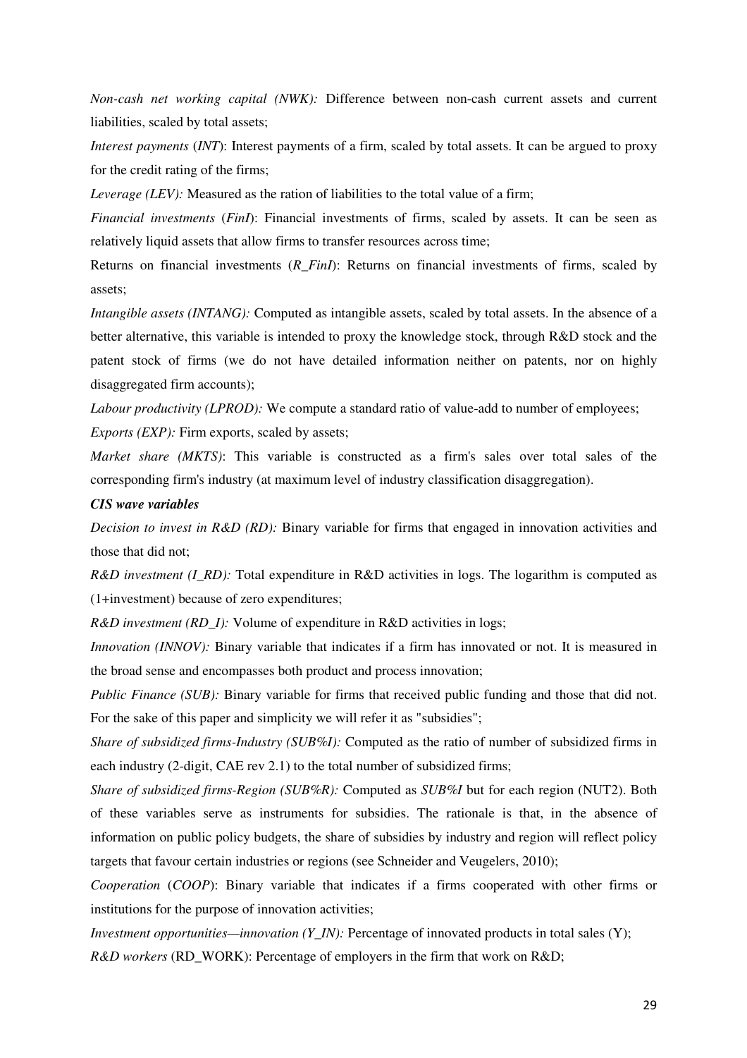*Non-cash net working capital (NWK):* Difference between non-cash current assets and current liabilities, scaled by total assets;

*Interest payments* (*INT*): Interest payments of a firm, scaled by total assets. It can be argued to proxy for the credit rating of the firms;

*Leverage (LEV):* Measured as the ration of liabilities to the total value of a firm;

*Financial investments* (*FinI*): Financial investments of firms, scaled by assets. It can be seen as relatively liquid assets that allow firms to transfer resources across time;

Returns on financial investments (*R_FinI*): Returns on financial investments of firms, scaled by assets;

*Intangible assets (INTANG):* Computed as intangible assets, scaled by total assets. In the absence of a better alternative, this variable is intended to proxy the knowledge stock, through R&D stock and the patent stock of firms (we do not have detailed information neither on patents, nor on highly disaggregated firm accounts);

*Labour productivity (LPROD):* We compute a standard ratio of value-add to number of employees;

*Exports (EXP):* Firm exports, scaled by assets;

*Market share (MKTS)*: This variable is constructed as a firm's sales over total sales of the corresponding firm's industry (at maximum level of industry classification disaggregation).

***CIS wave variables***

*Decision to invest in R&D (RD):* Binary variable for firms that engaged in innovation activities and those that did not;

*R&D investment (I_RD):* Total expenditure in R&D activities in logs. The logarithm is computed as (1+investment) because of zero expenditures;

*R&D investment (RD_I):* Volume of expenditure in R&D activities in logs;

*Innovation (INNOV):* Binary variable that indicates if a firm has innovated or not. It is measured in the broad sense and encompasses both product and process innovation;

*Public Finance (SUB):* Binary variable for firms that received public funding and those that did not. For the sake of this paper and simplicity we will refer it as "subsidies";

*Share of subsidized firms-Industry (SUB%I):* Computed as the ratio of number of subsidized firms in each industry (2-digit, CAE rev 2.1) to the total number of subsidized firms;

*Share of subsidized firms-Region (SUB%R):* Computed as *SUB%I* but for each region (NUT2). Both of these variables serve as instruments for subsidies. The rationale is that, in the absence of information on public policy budgets, the share of subsidies by industry and region will reflect policy targets that favour certain industries or regions (see Schneider and Veugelers, 2010);

*Cooperation* (*COOP*): Binary variable that indicates if a firms cooperated with other firms or institutions for the purpose of innovation activities;

*Investment opportunities—innovation (Y_IN):* Percentage of innovated products in total sales (Y);

*R&D workers* (RD_WORK): Percentage of employers in the firm that work on R&D;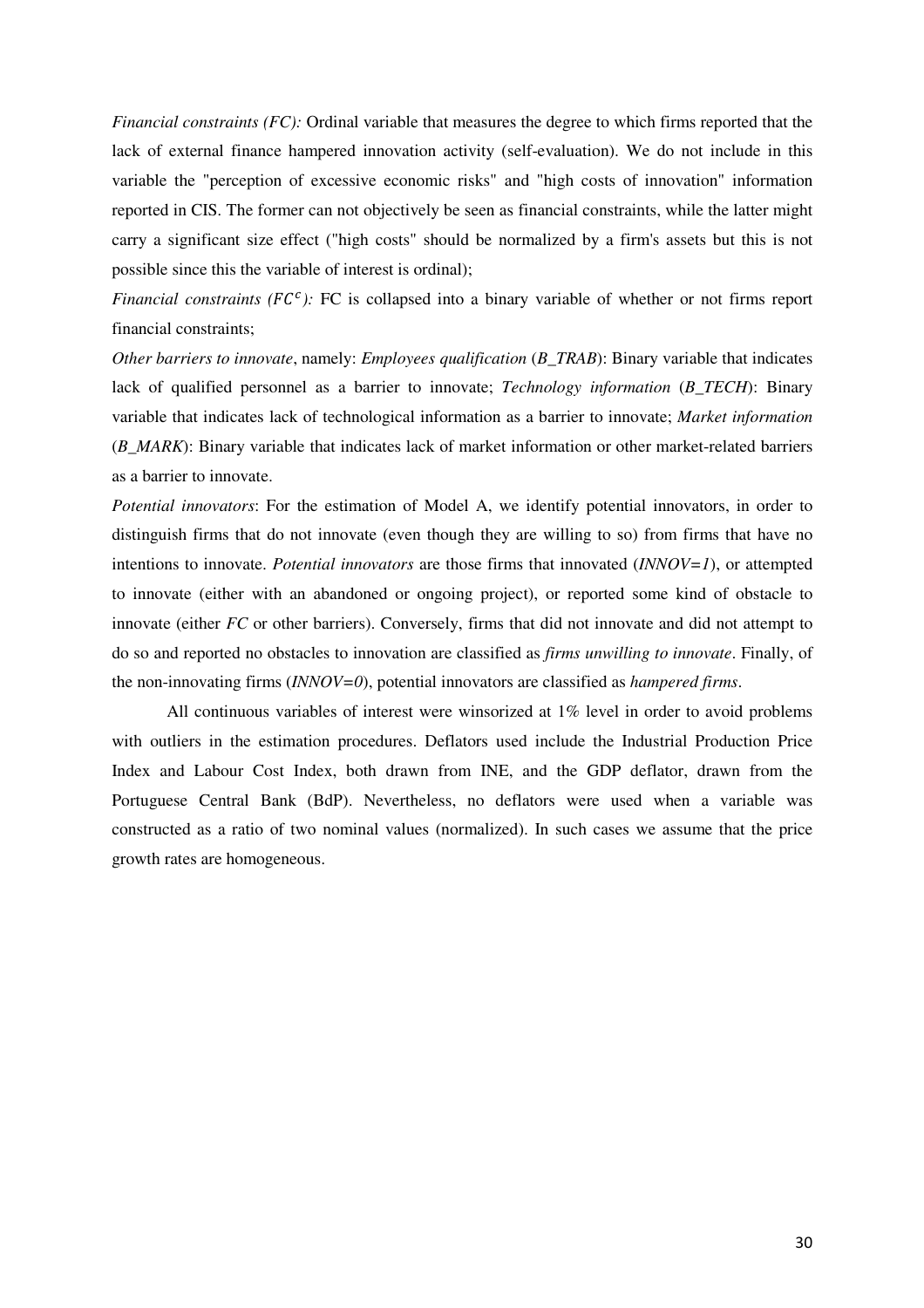*Financial constraints (FC):* Ordinal variable that measures the degree to which firms reported that the lack of external finance hampered innovation activity (self-evaluation). We do not include in this variable the "perception of excessive economic risks" and "high costs of innovation" information reported in CIS. The former can not objectively be seen as financial constraints, while the latter might carry a significant size effect ("high costs" should be normalized by a firm's assets but this is not possible since this the variable of interest is ordinal);

*Financial constraints ($FC^c$):* FC is collapsed into a binary variable of whether or not firms report financial constraints;

*Other barriers to innovate*, namely: *Employees qualification* (*B_TRAB*): Binary variable that indicates lack of qualified personnel as a barrier to innovate; *Technology information* (*B_TECH*): Binary variable that indicates lack of technological information as a barrier to innovate; *Market information* (*B_MARK*): Binary variable that indicates lack of market information or other market-related barriers as a barrier to innovate.

*Potential innovators*: For the estimation of Model A, we identify potential innovators, in order to distinguish firms that do not innovate (even though they are willing to so) from firms that have no intentions to innovate. *Potential innovators* are those firms that innovated (*INNOV=1*), or attempted to innovate (either with an abandoned or ongoing project), or reported some kind of obstacle to innovate (either *FC* or other barriers). Conversely, firms that did not innovate and did not attempt to do so and reported no obstacles to innovation are classified as *firms unwilling to innovate*. Finally, of the non-innovating firms (*INNOV=0*), potential innovators are classified as *hampered firms*.

All continuous variables of interest were winsorized at 1% level in order to avoid problems with outliers in the estimation procedures. Deflators used include the Industrial Production Price Index and Labour Cost Index, both drawn from INE, and the GDP deflator, drawn from the Portuguese Central Bank (BdP). Nevertheless, no deflators were used when a variable was constructed as a ratio of two nominal values (normalized). In such cases we assume that the price growth rates are homogeneous.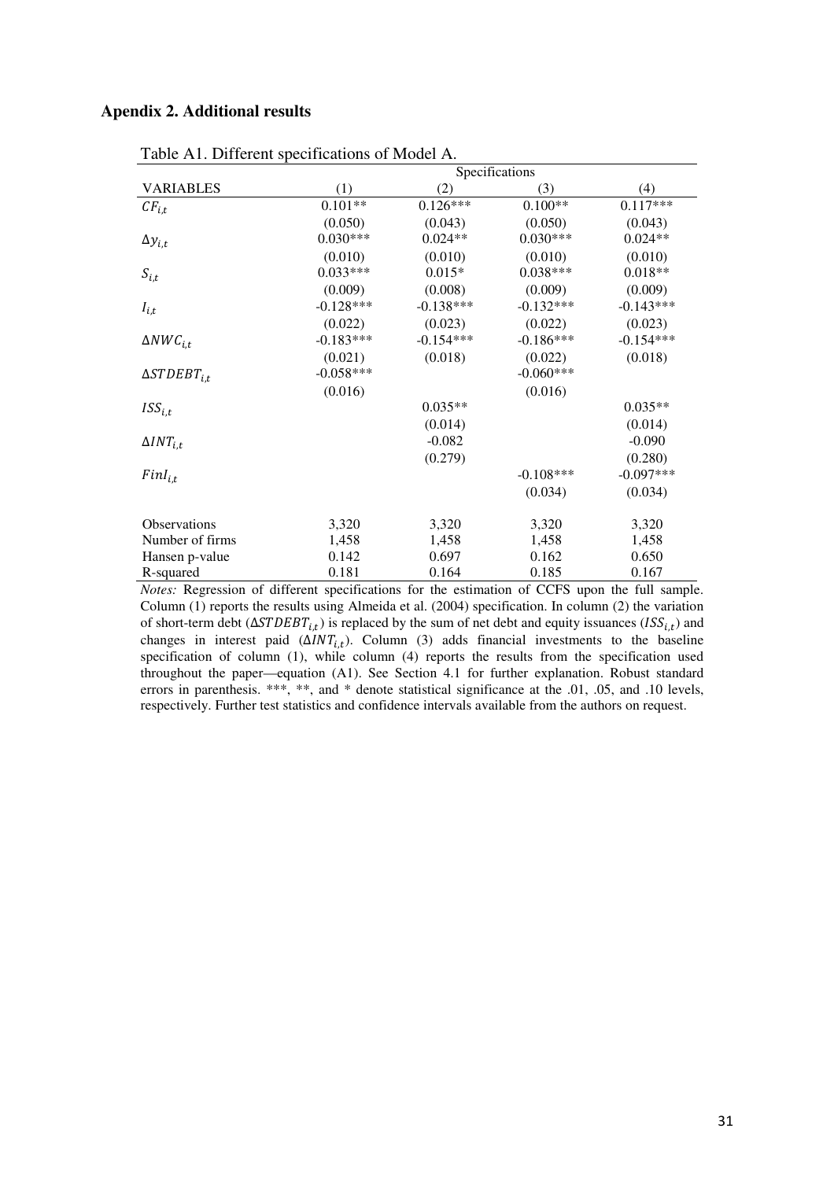## Apendix 2. Additional results

Table A1. Different specifications of Model A.

| | Specifications | | | |
|---|---|---|---|---|
| VARIABLES | (1) | (2) | (3) | (4) |
| $CF_{i,t}$ | 0.101** | 0.126*** | 0.100** | 0.117*** |
| | (0.050) | (0.043) | (0.050) | (0.043) |
| $\Delta y_{i,t}$ | 0.030*** | 0.024** | 0.030*** | 0.024** |
| | (0.010) | (0.010) | (0.010) | (0.010) |
| $S_{i,t}$ | 0.033*** | 0.015* | 0.038*** | 0.018** |
| | (0.009) | (0.008) | (0.009) | (0.009) |
| $I_{i,t}$ | -0.128*** | -0.138*** | -0.132*** | -0.143*** |
| | (0.022) | (0.023) | (0.022) | (0.023) |
| $\Delta NWC_{i,t}$ | -0.183*** | -0.154*** | -0.186*** | -0.154*** |
| | (0.021) | (0.018) | (0.022) | (0.018) |
| $\Delta STDEBT_{i,t}$ | -0.058*** | | -0.060*** | |
| | (0.016) | | (0.016) | |
| $ISS_{i,t}$ | | 0.035** | | 0.035** |
| | | (0.014) | | (0.014) |
| $\Delta INT_{i,t}$ | | -0.082 | | -0.090 |
| | | (0.279) | | (0.280) |
| $FinI_{i,t}$ | | | -0.108*** | -0.097*** |
| | | | (0.034) | (0.034) |
| Observations | 3,320 | 3,320 | 3,320 | 3,320 |
| Number of firms | 1,458 | 1,458 | 1,458 | 1,458 |
| Hansen p-value | 0.142 | 0.697 | 0.162 | 0.650 |
| R-squared | 0.181 | 0.164 | 0.185 | 0.167 |

*Notes:* Regression of different specifications for the estimation of CCFS upon the full sample. Column (1) reports the results using Almeida et al. (2004) specification. In column (2) the variation of short-term debt ($\Delta STDEBT_{i,t}$) is replaced by the sum of net debt and equity issuances ($ISS_{i,t}$) and changes in interest paid ($\Delta INT_{i,t}$). Column (3) adds financial investments to the baseline specification of column (1), while column (4) reports the results from the specification used throughout the paper—equation (A1). See Section 4.1 for further explanation. Robust standard errors in parenthesis. ***, **, and * denote statistical significance at the .01, .05, and .10 levels, respectively. Further test statistics and confidence intervals available from the authors on request.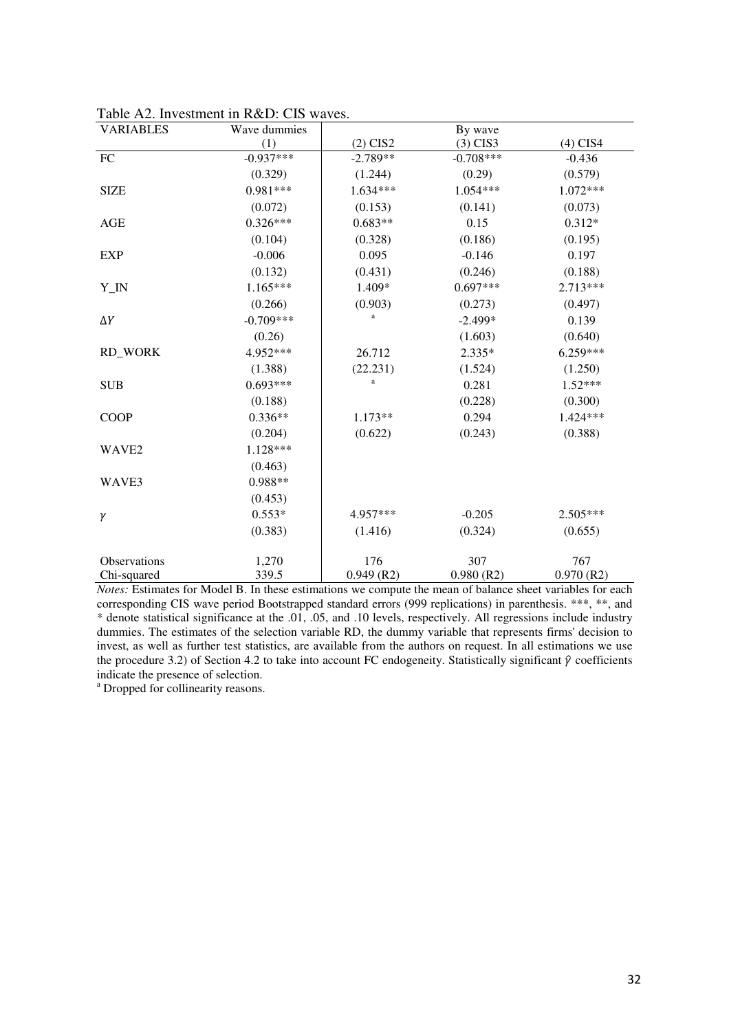Table A2. Investment in R&D: CIS waves.

| VARIABLES | Wave dummies | By wave | | |
|---|---|---|---|---|
| | (1) | (2) CIS2 | (3) CIS3 | (4) CIS4 |
| FC | -0.937*** | -2.789** | -0.708*** | -0.436 |
| | (0.329) | (1.244) | (0.29) | (0.579) |
| SIZE | 0.981*** | 1.634*** | 1.054*** | 1.072*** |
| | (0.072) | (0.153) | (0.141) | (0.073) |
| AGE | 0.326*** | 0.683** | 0.15 | 0.312* |
| | (0.104) | (0.328) | (0.186) | (0.195) |
| EXP | -0.006 | 0.095 | -0.146 | 0.197 |
| | (0.132) | (0.431) | (0.246) | (0.188) |
| Y_IN | 1.165*** | 1.409* | 0.697*** | 2.713*** |
| | (0.266) | (0.903) | (0.273) | (0.497) |
| $\Delta Y$ | -0.709*** | [a] | -2.499* | 0.139 |
| | (0.26) | | (1.603) | (0.640) |
| RD_WORK | 4.952*** | 26.712 | 2.335* | 6.259*** |
| | (1.388) | (22.231) | (1.524) | (1.250) |
| SUB | 0.693*** | [a] | 0.281 | 1.52*** |
| | (0.188) | | (0.228) | (0.300) |
| COOP | 0.336** | 1.173** | 0.294 | 1.424*** |
| | (0.204) | (0.622) | (0.243) | (0.388) |
| WAVE2 | 1.128*** | | | |
| | (0.463) | | | |
| WAVE3 | 0.988** | | | |
| | (0.453) | | | |
| $\gamma$ | 0.553* | 4.957*** | -0.205 | 2.505*** |
| | (0.383) | (1.416) | (0.324) | (0.655) |
| Observations | 1,270 | 176 | 307 | 767 |
| Chi-squared | 339.5 | 0.949 (R2) | 0.980 (R2) | 0.970 (R2) |

*Notes:* Estimates for Model B. In these estimations we compute the mean of balance sheet variables for each corresponding CIS wave period Bootstrapped standard errors (999 replications) in parenthesis. ***, **, and * denote statistical significance at the .01, .05, and .10 levels, respectively. All regressions include industry dummies. The estimates of the selection variable RD, the dummy variable that represents firms' decision to invest, as well as further test statistics, are available from the authors on request. In all estimations we use the procedure 3.2) of Section 4.2 to take into account FC endogeneity. Statistically significant $\hat{\gamma}$ coefficients indicate the presence of selection.

[a] Dropped for collinearity reasons.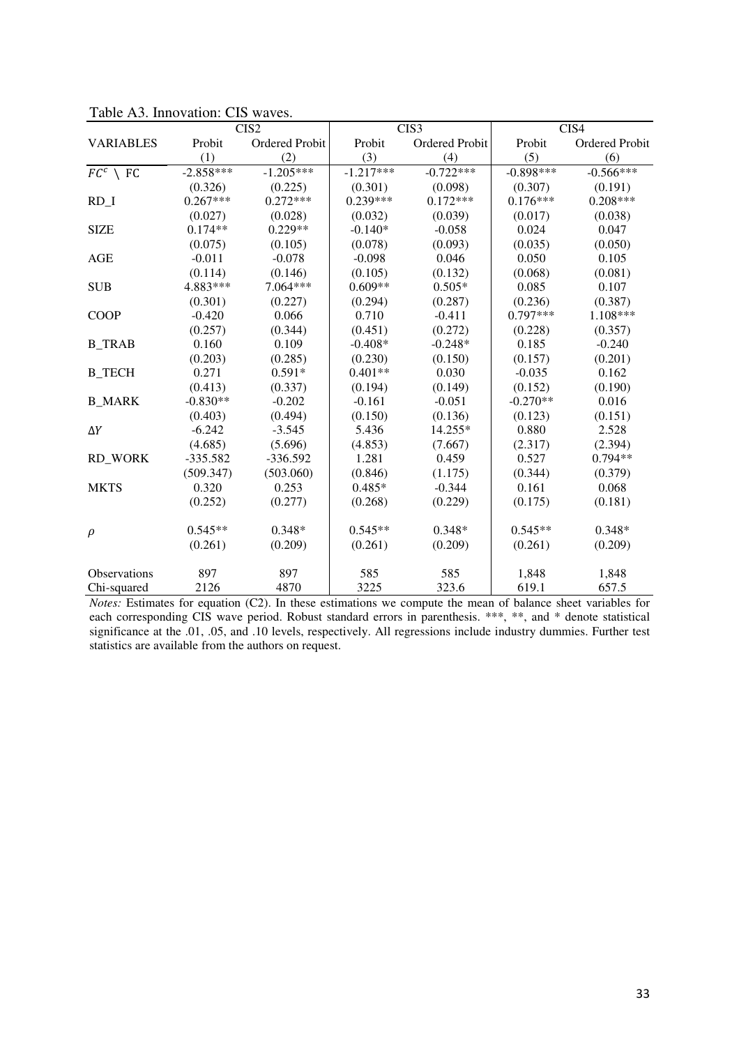Table A3. Innovation: CIS waves.

| | CIS2 | | CIS3 | | CIS4 | |
|---|---|---|---|---|---|---|
| VARIABLES | Probit | Ordered Probit | Probit | Ordered Probit | Probit | Ordered Probit |
| | (1) | (2) | (3) | (4) | (5) | (6) |
| $FC^c \setminus \mathrm{FC}$ | -2.858*** | -1.205*** | -1.217*** | -0.722*** | -0.898*** | -0.566*** |
| | (0.326) | (0.225) | (0.301) | (0.098) | (0.307) | (0.191) |
| RD_I | 0.267*** | 0.272*** | 0.239*** | 0.172*** | 0.176*** | 0.208*** |
| | (0.027) | (0.028) | (0.032) | (0.039) | (0.017) | (0.038) |
| SIZE | 0.174** | 0.229** | -0.140* | -0.058 | 0.024 | 0.047 |
| | (0.075) | (0.105) | (0.078) | (0.093) | (0.035) | (0.050) |
| AGE | -0.011 | -0.078 | -0.098 | 0.046 | 0.050 | 0.105 |
| | (0.114) | (0.146) | (0.105) | (0.132) | (0.068) | (0.081) |
| SUB | 4.883*** | 7.064*** | 0.609** | 0.505* | 0.085 | 0.107 |
| | (0.301) | (0.227) | (0.294) | (0.287) | (0.236) | (0.387) |
| COOP | -0.420 | 0.066 | 0.710 | -0.411 | 0.797*** | 1.108*** |
| | (0.257) | (0.344) | (0.451) | (0.272) | (0.228) | (0.357) |
| B_TRAB | 0.160 | 0.109 | -0.408* | -0.248* | 0.185 | -0.240 |
| | (0.203) | (0.285) | (0.230) | (0.150) | (0.157) | (0.201) |
| B_TECH | 0.271 | 0.591* | 0.401** | 0.030 | -0.035 | 0.162 |
| | (0.413) | (0.337) | (0.194) | (0.149) | (0.152) | (0.190) |
| B_MARK | -0.830** | -0.202 | -0.161 | -0.051 | -0.270** | 0.016 |
| | (0.403) | (0.494) | (0.150) | (0.136) | (0.123) | (0.151) |
| $\Delta Y$ | -6.242 | -3.545 | 5.436 | 14.255* | 0.880 | 2.528 |
| | (4.685) | (5.696) | (4.853) | (7.667) | (2.317) | (2.394) |
| RD_WORK | -335.582 | -336.592 | 1.281 | 0.459 | 0.527 | 0.794** |
| | (509.347) | (503.060) | (0.846) | (1.175) | (0.344) | (0.379) |
| MKTS | 0.320 | 0.253 | 0.485* | -0.344 | 0.161 | 0.068 |
| | (0.252) | (0.277) | (0.268) | (0.229) | (0.175) | (0.181) |
| $\rho$ | 0.545** | 0.348* | 0.545** | 0.348* | 0.545** | 0.348* |
| | (0.261) | (0.209) | (0.261) | (0.209) | (0.261) | (0.209) |
| Observations | 897 | 897 | 585 | 585 | 1,848 | 1,848 |
| Chi-squared | 2126 | 4870 | 3225 | 323.6 | 619.1 | 657.5 |

*Notes:* Estimates for equation (C2). In these estimations we compute the mean of balance sheet variables for each corresponding CIS wave period. Robust standard errors in parenthesis. ***, **, and * denote statistical significance at the .01, .05, and .10 levels, respectively. All regressions include industry dummies. Further test statistics are available from the authors on request.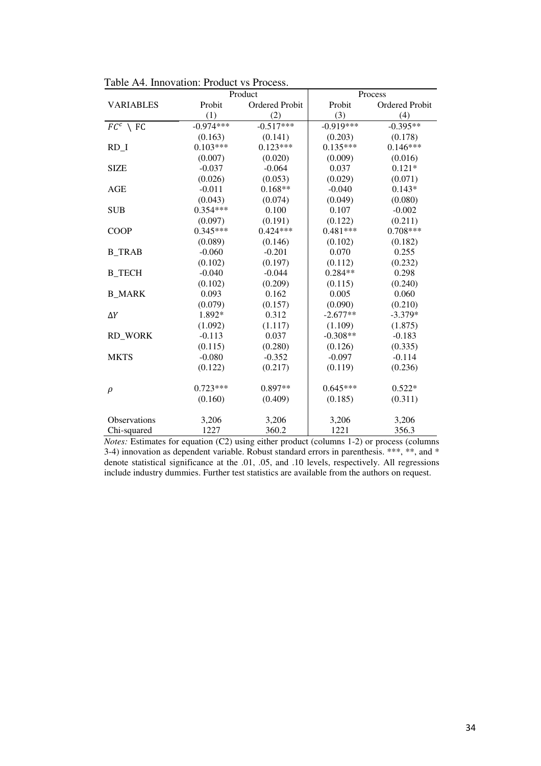Table A4. Innovation: Product vs Process.

| | Product | | Process | |
|---|---|---|---|---|
| VARIABLES | Probit | Ordered Probit | Probit | Ordered Probit |
| | (1) | (2) | (3) | (4) |
| $FC^c \setminus \mathrm{FC}$ | -0.974*** | -0.517*** | -0.919*** | -0.395** |
| | (0.163) | (0.141) | (0.203) | (0.178) |
| RD_I | 0.103*** | 0.123*** | 0.135*** | 0.146*** |
| | (0.007) | (0.020) | (0.009) | (0.016) |
| SIZE | -0.037 | -0.064 | 0.037 | 0.121* |
| | (0.026) | (0.053) | (0.029) | (0.071) |
| AGE | -0.011 | 0.168** | -0.040 | 0.143* |
| | (0.043) | (0.074) | (0.049) | (0.080) |
| SUB | 0.354*** | 0.100 | 0.107 | -0.002 |
| | (0.097) | (0.191) | (0.122) | (0.211) |
| COOP | 0.345*** | 0.424*** | 0.481*** | 0.708*** |
| | (0.089) | (0.146) | (0.102) | (0.182) |
| B_TRAB | -0.060 | -0.201 | 0.070 | 0.255 |
| | (0.102) | (0.197) | (0.112) | (0.232) |
| B_TECH | -0.040 | -0.044 | 0.284** | 0.298 |
| | (0.102) | (0.209) | (0.115) | (0.240) |
| B_MARK | 0.093 | 0.162 | 0.005 | 0.060 |
| | (0.079) | (0.157) | (0.090) | (0.210) |
| $\Delta Y$ | 1.892* | 0.312 | -2.677** | -3.379* |
| | (1.092) | (1.117) | (1.109) | (1.875) |
| RD_WORK | -0.113 | 0.037 | -0.308** | -0.183 |
| | (0.115) | (0.280) | (0.126) | (0.335) |
| MKTS | -0.080 | -0.352 | -0.097 | -0.114 |
| | (0.122) | (0.217) | (0.119) | (0.236) |
| $\rho$ | 0.723*** | 0.897** | 0.645*** | 0.522* |
| | (0.160) | (0.409) | (0.185) | (0.311) |
| Observations | 3,206 | 3,206 | 3,206 | 3,206 |
| Chi-squared | 1227 | 360.2 | 1221 | 356.3 |

*Notes:* Estimates for equation (C2) using either product (columns 1-2) or process (columns 3-4) innovation as dependent variable. Robust standard errors in parenthesis. ***, **, and * denote statistical significance at the .01, .05, and .10 levels, respectively. All regressions include industry dummies. Further test statistics are available from the authors on request.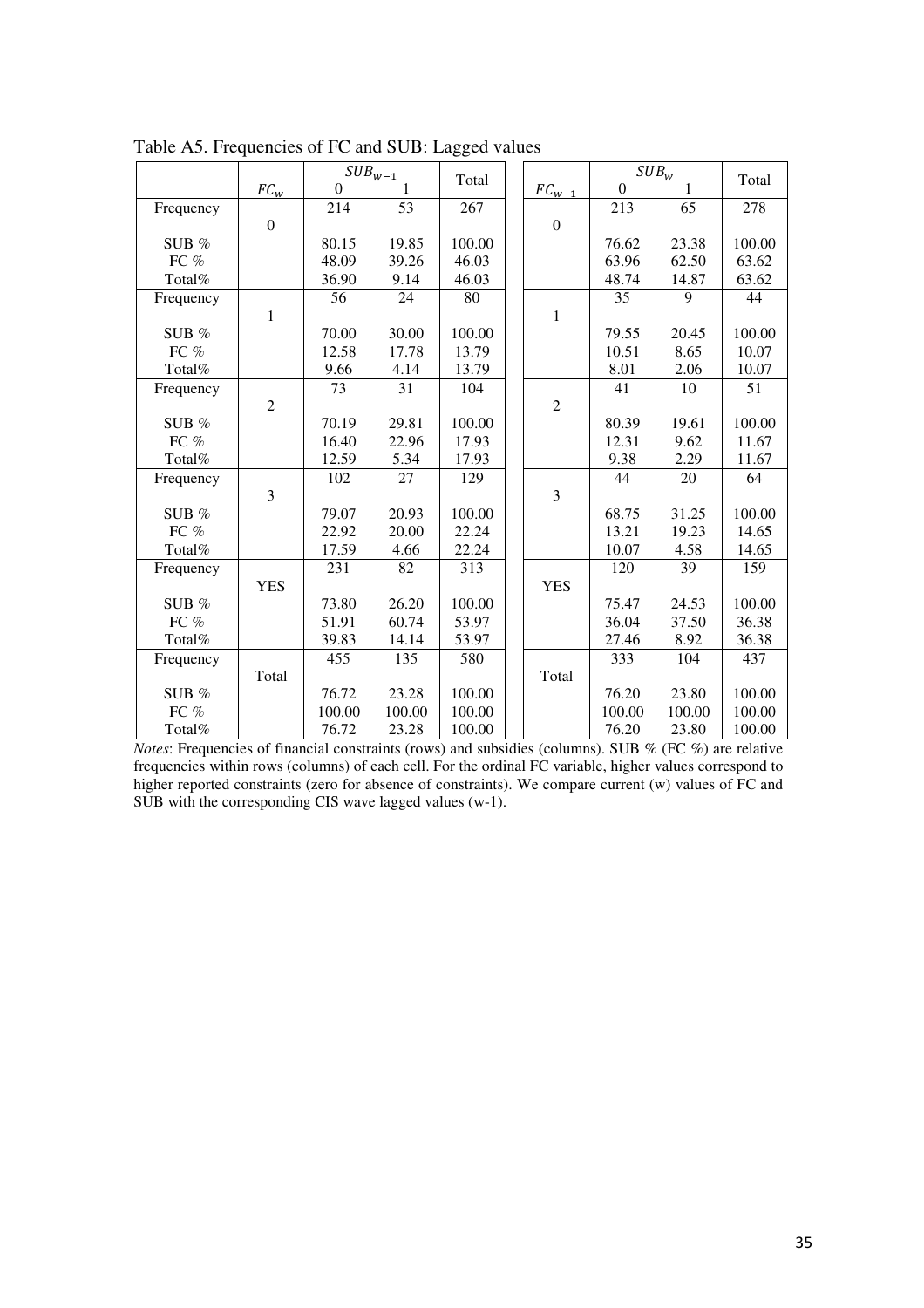Table A5. Frequencies of FC and SUB: Lagged values

| | $FC_w$ | $SUB_{w-1}$ 0 | $SUB_{w-1}$ 1 | Total | $FC_{w-1}$ | $SUB_w$ 0 | $SUB_w$ 1 | Total |
|---|---|---|---|---|---|---|---|---|
| Frequency | 0 | 214 | 53 | 267 | 0 | 213 | 65 | 278 |
| SUB % | | 80.15 | 19.85 | 100.00 | | 76.62 | 23.38 | 100.00 |
| FC % | | 48.09 | 39.26 | 46.03 | | 63.96 | 62.50 | 63.62 |
| Total% | | 36.90 | 9.14 | 46.03 | | 48.74 | 14.87 | 63.62 |
| Frequency | 1 | 56 | 24 | 80 | 1 | 35 | 9 | 44 |
| SUB % | | 70.00 | 30.00 | 100.00 | | 79.55 | 20.45 | 100.00 |
| FC % | | 12.58 | 17.78 | 13.79 | | 10.51 | 8.65 | 10.07 |
| Total% | | 9.66 | 4.14 | 13.79 | | 8.01 | 2.06 | 10.07 |
| Frequency | 2 | 73 | 31 | 104 | 2 | 41 | 10 | 51 |
| SUB % | | 70.19 | 29.81 | 100.00 | | 80.39 | 19.61 | 100.00 |
| FC % | | 16.40 | 22.96 | 17.93 | | 12.31 | 9.62 | 11.67 |
| Total% | | 12.59 | 5.34 | 17.93 | | 9.38 | 2.29 | 11.67 |
| Frequency | 3 | 102 | 27 | 129 | 3 | 44 | 20 | 64 |
| SUB % | | 79.07 | 20.93 | 100.00 | | 68.75 | 31.25 | 100.00 |
| FC % | | 22.92 | 20.00 | 22.24 | | 13.21 | 19.23 | 14.65 |
| Total% | | 17.59 | 4.66 | 22.24 | | 10.07 | 4.58 | 14.65 |
| Frequency | YES | 231 | 82 | 313 | YES | 120 | 39 | 159 |
| SUB % | | 73.80 | 26.20 | 100.00 | | 75.47 | 24.53 | 100.00 |
| FC % | | 51.91 | 60.74 | 53.97 | | 36.04 | 37.50 | 36.38 |
| Total% | | 39.83 | 14.14 | 53.97 | | 27.46 | 8.92 | 36.38 |
| Frequency | Total | 455 | 135 | 580 | Total | 333 | 104 | 437 |
| SUB % | | 76.72 | 23.28 | 100.00 | | 76.20 | 23.80 | 100.00 |
| FC % | | 100.00 | 100.00 | 100.00 | | 100.00 | 100.00 | 100.00 |
| Total% | | 76.72 | 23.28 | 100.00 | | 76.20 | 23.80 | 100.00 |

*Notes*: Frequencies of financial constraints (rows) and subsidies (columns). SUB % (FC %) are relative frequencies within rows (columns) of each cell. For the ordinal FC variable, higher values correspond to higher reported constraints (zero for absence of constraints). We compare current (w) values of FC and SUB with the corresponding CIS wave lagged values (w-1).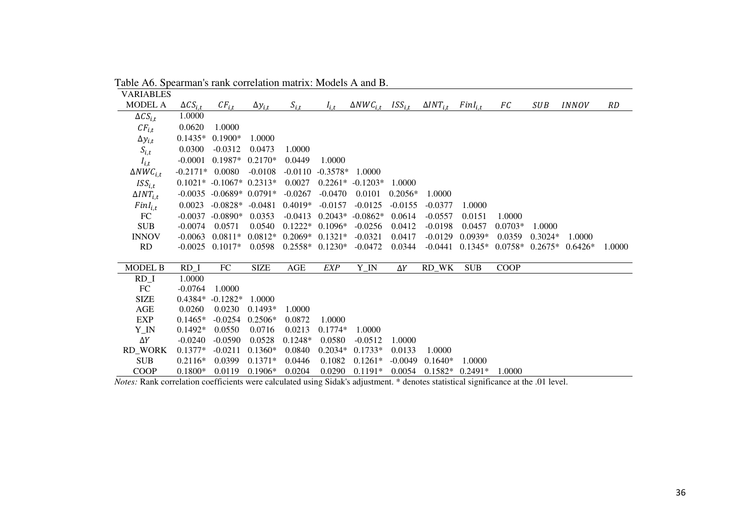Table A6. Spearman's rank correlation matrix: Models A and B.

| VARIABLES | | | | | | | | | | | | | |
|---|---|---|---|---|---|---|---|---|---|---|---|---|---|
| MODEL A | $\Delta CS_{i,t}$ | $CF_{i,t}$ | $\Delta y_{i,t}$ | $S_{i,t}$ | $I_{i,t}$ | $\Delta NWC_{i,t}$ | $ISS_{i,t}$ | $\Delta INT_{i,t}$ | $FinI_{i,t}$ | $FC$ | $SUB$ | $INNOV$ | $RD$ |
| $\Delta CS_{i,t}$ | 1.0000 | | | | | | | | | | | | |
| $CF_{i,t}$ | 0.0620 | 1.0000 | | | | | | | | | | | |
| $\Delta y_{i,t}$ | 0.1435* | 0.1900* | 1.0000 | | | | | | | | | | |
| $S_{i,t}$ | 0.0300 | -0.0312 | 0.0473 | 1.0000 | | | | | | | | | |
| $I_{i,t}$ | -0.0001 | 0.1987* | 0.2170* | 0.0449 | 1.0000 | | | | | | | | |
| $\Delta NWC_{i,t}$ | -0.2171* | 0.0080 | -0.0108 | -0.0110 | -0.3578* | 1.0000 | | | | | | | |
| $ISS_{i,t}$ | 0.1021* | -0.1067* | 0.2313* | 0.0027 | 0.2261* | -0.1203* | 1.0000 | | | | | | |
| $\Delta INT_{i,t}$ | -0.0035 | -0.0689* | 0.0791* | -0.0267 | -0.0470 | 0.0101 | 0.2056* | 1.0000 | | | | | |
| $FinI_{i,t}$ | 0.0023 | -0.0828* | -0.0481 | 0.4019* | -0.0157 | -0.0125 | -0.0155 | -0.0377 | 1.0000 | | | | |
| FC | -0.0037 | -0.0890* | 0.0353 | -0.0413 | 0.2043* | -0.0862* | 0.0614 | -0.0557 | 0.0151 | 1.0000 | | | |
| SUB | -0.0074 | 0.0571 | 0.0540 | 0.1222* | 0.1096* | -0.0256 | 0.0412 | -0.0198 | 0.0457 | 0.0703* | 1.0000 | | |
| INNOV | -0.0063 | 0.0811* | 0.0812* | 0.2069* | 0.1321* | -0.0321 | 0.0417 | -0.0129 | 0.0939* | 0.0359 | 0.3024* | 1.0000 | |
| RD | -0.0025 | 0.1017* | 0.0598 | 0.2558* | 0.1230* | -0.0472 | 0.0344 | -0.0441 | 0.1345* | 0.0758* | 0.2675* | 0.6426* | 1.0000 |

| MODEL B | RD_I | FC | SIZE | AGE | *EXP* | Y_IN | $\Delta Y$ | RD_WK | SUB | COOP |
|---|---|---|---|---|---|---|---|---|---|---|
| RD_I | 1.0000 | | | | | | | | | |
| FC | -0.0764 | 1.0000 | | | | | | | | |
| SIZE | 0.4384* | -0.1282* | 1.0000 | | | | | | | |
| AGE | 0.0260 | 0.0230 | 0.1493* | 1.0000 | | | | | | |
| EXP | 0.1465* | -0.0254 | 0.2506* | 0.0872 | 1.0000 | | | | | |
| Y_IN | 0.1492* | 0.0550 | 0.0716 | 0.0213 | 0.1774* | 1.0000 | | | | |
| $\Delta Y$ | -0.0240 | -0.0590 | 0.0528 | 0.1248* | 0.0580 | -0.0512 | 1.0000 | | | |
| RD_WORK | 0.1377* | -0.0211 | 0.1360* | 0.0840 | 0.2034* | 0.1733* | 0.0133 | 1.0000 | | |
| SUB | 0.2116* | 0.0399 | 0.1371* | 0.0446 | 0.1082 | 0.1261* | -0.0049 | 0.1640* | 1.0000 | |
| COOP | 0.1800* | 0.0119 | 0.1906* | 0.0204 | 0.0290 | 0.1191* | 0.0054 | 0.1582* | 0.2491* | 1.0000 |

*Notes:* Rank correlation coefficients were calculated using Sidak's adjustment. * denotes statistical significance at the .01 level.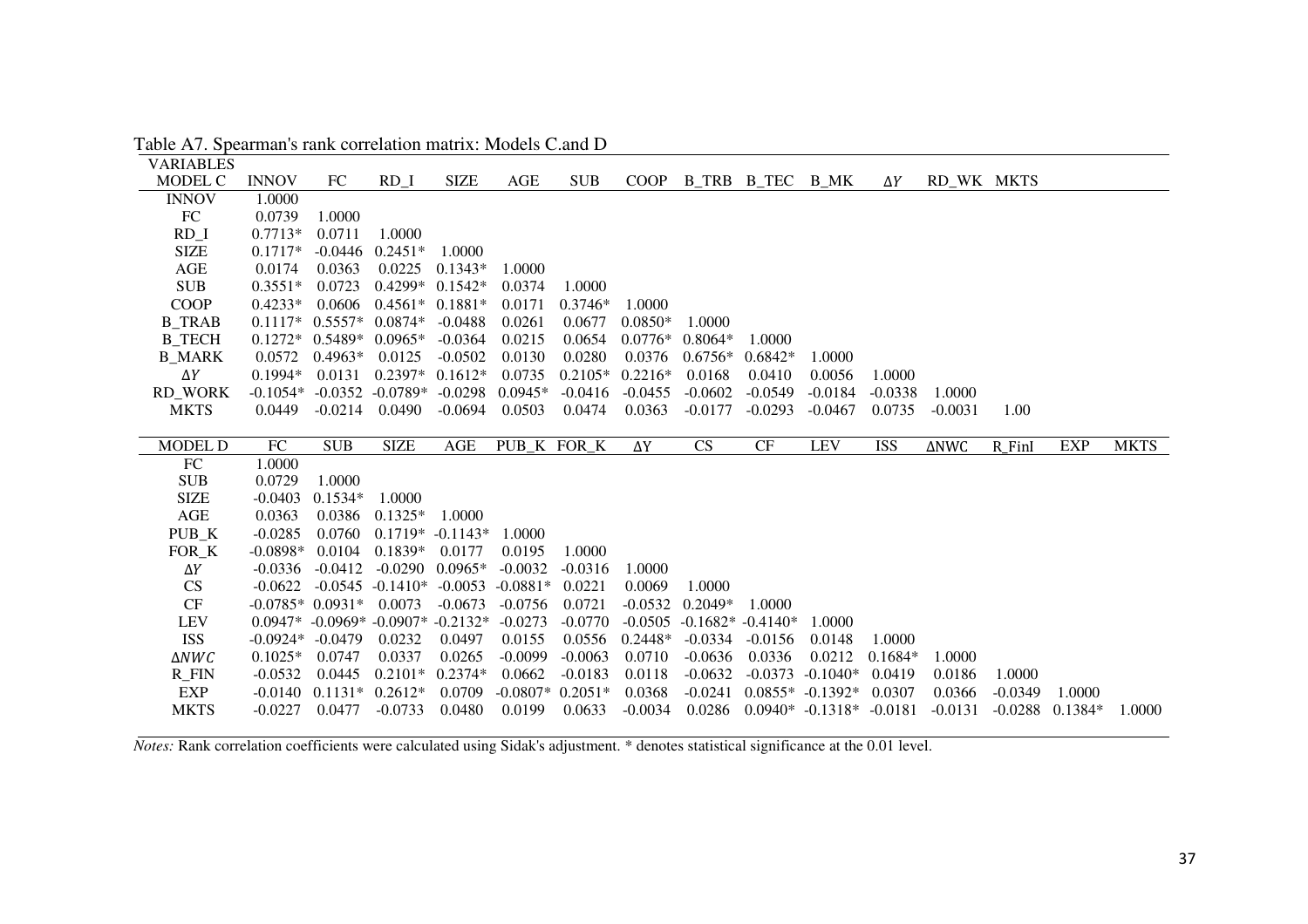Table A7. Spearman's rank correlation matrix: Models C.and D

| VARIABLES MODEL C | INNOV | FC | RD_I | SIZE | AGE | SUB | COOP | B_TRB | B_TEC | B_MK | $\Delta Y$ | RD_WK | MKTS |
|---|---|---|---|---|---|---|---|---|---|---|---|---|---|
| INNOV | 1.0000 | | | | | | | | | | | | |
| FC | 0.0739 | 1.0000 | | | | | | | | | | | |
| RD_I | 0.7713* | 0.0711 | 1.0000 | | | | | | | | | | |
| SIZE | 0.1717* | -0.0446 | 0.2451* | 1.0000 | | | | | | | | | |
| AGE | 0.0174 | 0.0363 | 0.0225 | 0.1343* | 1.0000 | | | | | | | | |
| SUB | 0.3551* | 0.0723 | 0.4299* | 0.1542* | 0.0374 | 1.0000 | | | | | | | |
| COOP | 0.4233* | 0.0606 | 0.4561* | 0.1881* | 0.0171 | 0.3746* | 1.0000 | | | | | | |
| B_TRAB | 0.1117* | 0.5557* | 0.0874* | -0.0488 | 0.0261 | 0.0677 | 0.0850* | 1.0000 | | | | | |
| B_TECH | 0.1272* | 0.5489* | 0.0965* | -0.0364 | 0.0215 | 0.0654 | 0.0776* | 0.8064* | 1.0000 | | | | |
| B_MARK | 0.0572 | 0.4963* | 0.0125 | -0.0502 | 0.0130 | 0.0280 | 0.0376 | 0.6756* | 0.6842* | 1.0000 | | | |
| $\Delta Y$ | 0.1994* | 0.0131 | 0.2397* | 0.1612* | 0.0735 | 0.2105* | 0.2216* | 0.0168 | 0.0410 | 0.0056 | 1.0000 | | |
| RD_WORK | -0.1054* | -0.0352 | -0.0789* | -0.0298 | 0.0945* | -0.0416 | -0.0455 | -0.0602 | -0.0549 | -0.0184 | -0.0338 | 1.0000 | |
| MKTS | 0.0449 | -0.0214 | 0.0490 | -0.0694 | 0.0503 | 0.0474 | 0.0363 | -0.0177 | -0.0293 | -0.0467 | 0.0735 | -0.0031 | 1.00 |

| MODEL D | FC | SUB | SIZE | AGE | PUB_K | FOR_K | $\Delta Y$ | CS | CF | LEV | ISS | $\Delta NWC$ | R_FinI | EXP | MKTS |
|---|---|---|---|---|---|---|---|---|---|---|---|---|---|---|---|
| FC | 1.0000 | | | | | | | | | | | | | | |
| SUB | 0.0729 | 1.0000 | | | | | | | | | | | | | |
| SIZE | -0.0403 | 0.1534* | 1.0000 | | | | | | | | | | | | |
| AGE | 0.0363 | 0.0386 | 0.1325* | 1.0000 | | | | | | | | | | | |
| PUB_K | -0.0285 | 0.0760 | 0.1719* | -0.1143* | 1.0000 | | | | | | | | | | |
| FOR_K | -0.0898* | 0.0104 | 0.1839* | 0.0177 | 0.0195 | 1.0000 | | | | | | | | | |
| $\Delta Y$ | -0.0336 | -0.0412 | -0.0290 | 0.0965* | -0.0032 | -0.0316 | 1.0000 | | | | | | | | |
| CS | -0.0622 | -0.0545 | -0.1410* | -0.0053 | -0.0881* | 0.0221 | 0.0069 | 1.0000 | | | | | | | |
| CF | -0.0785* | 0.0931* | 0.0073 | -0.0673 | -0.0756 | 0.0721 | -0.0532 | 0.2049* | 1.0000 | | | | | | |
| LEV | 0.0947* | -0.0969* | -0.0907* | -0.2132* | -0.0273 | -0.0770 | -0.0505 | -0.1682* | -0.4140* | 1.0000 | | | | | |
| ISS | -0.0924* | -0.0479 | 0.0232 | 0.0497 | 0.0155 | 0.0556 | 0.2448* | -0.0334 | -0.0156 | 0.0148 | 1.0000 | | | | |
| $\Delta NWC$ | 0.1025* | 0.0747 | 0.0337 | 0.0265 | -0.0099 | -0.0063 | 0.0710 | -0.0636 | 0.0336 | 0.0212 | 0.1684* | 1.0000 | | | |
| R_FIN | -0.0532 | 0.0445 | 0.2101* | 0.2374* | 0.0662 | -0.0183 | 0.0118 | -0.0632 | -0.0373 | -0.1040* | 0.0419 | 0.0186 | 1.0000 | | |
| EXP | -0.0140 | 0.1131* | 0.2612* | 0.0709 | -0.0807* | 0.2051* | 0.0368 | -0.0241 | 0.0855* | -0.1392* | 0.0307 | 0.0366 | -0.0349 | 1.0000 | |
| MKTS | -0.0227 | 0.0477 | -0.0733 | 0.0480 | 0.0199 | 0.0633 | -0.0034 | 0.0286 | 0.0940* | -0.1318* | -0.0181 | -0.0131 | -0.0288 | 0.1384* | 1.0000 |

*Notes:* Rank correlation coefficients were calculated using Sidak's adjustment. * denotes statistical significance at the 0.01 level.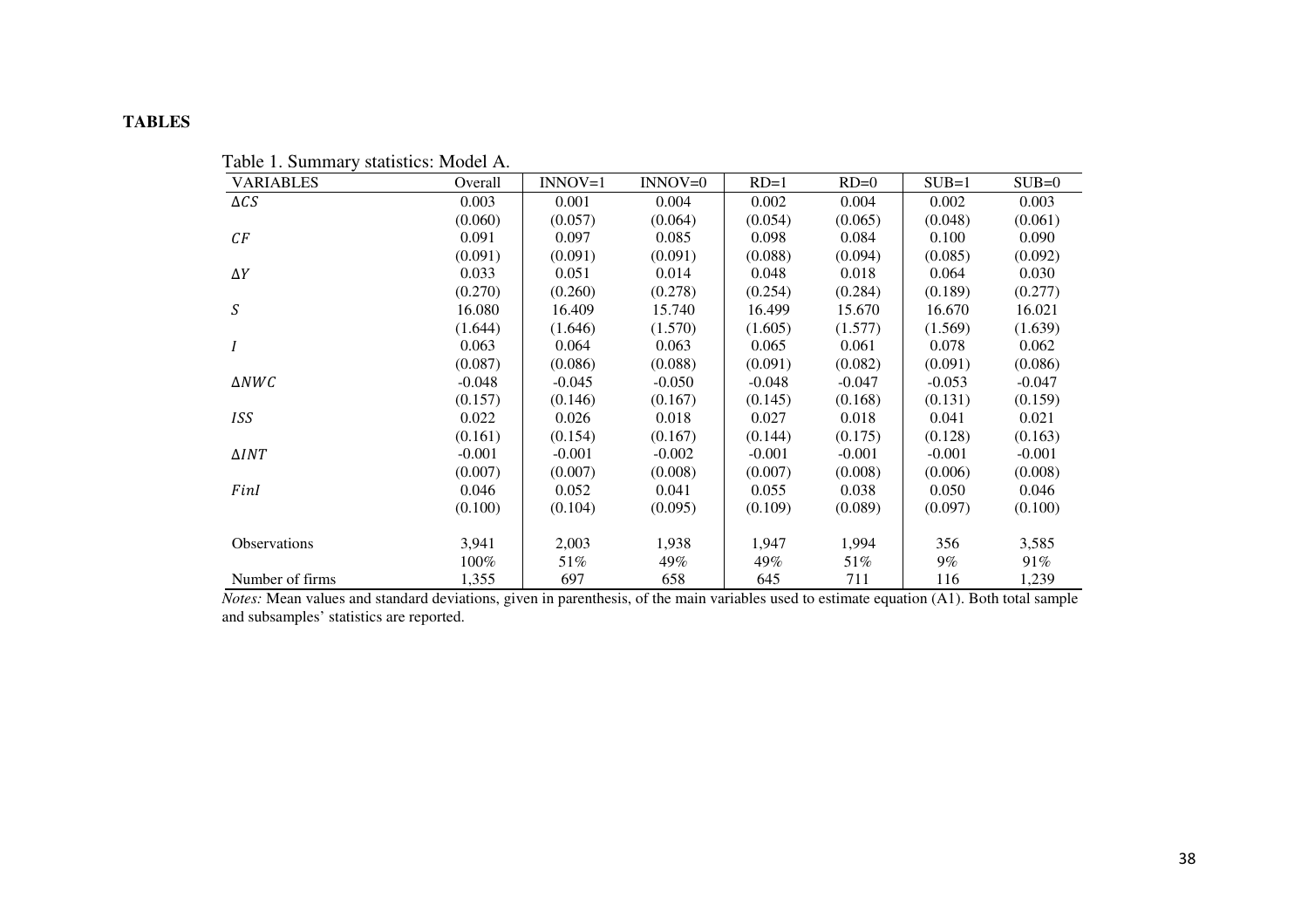**TABLES**

Table 1. Summary statistics: Model A.

| VARIABLES | Overall | INNOV=1 | INNOV=0 | RD=1 | RD=0 | SUB=1 | SUB=0 |
|---|---|---|---|---|---|---|---|
| $\Delta CS$ | 0.003 | 0.001 | 0.004 | 0.002 | 0.004 | 0.002 | 0.003 |
| | (0.060) | (0.057) | (0.064) | (0.054) | (0.065) | (0.048) | (0.061) |
| $CF$ | 0.091 | 0.097 | 0.085 | 0.098 | 0.084 | 0.100 | 0.090 |
| | (0.091) | (0.091) | (0.091) | (0.088) | (0.094) | (0.085) | (0.092) |
| $\Delta Y$ | 0.033 | 0.051 | 0.014 | 0.048 | 0.018 | 0.064 | 0.030 |
| | (0.270) | (0.260) | (0.278) | (0.254) | (0.284) | (0.189) | (0.277) |
| $S$ | 16.080 | 16.409 | 15.740 | 16.499 | 15.670 | 16.670 | 16.021 |
| | (1.644) | (1.646) | (1.570) | (1.605) | (1.577) | (1.569) | (1.639) |
| $I$ | 0.063 | 0.064 | 0.063 | 0.065 | 0.061 | 0.078 | 0.062 |
| | (0.087) | (0.086) | (0.088) | (0.091) | (0.082) | (0.091) | (0.086) |
| $\Delta NWC$ | -0.048 | -0.045 | -0.050 | -0.048 | -0.047 | -0.053 | -0.047 |
| | (0.157) | (0.146) | (0.167) | (0.145) | (0.168) | (0.131) | (0.159) |
| $ISS$ | 0.022 | 0.026 | 0.018 | 0.027 | 0.018 | 0.041 | 0.021 |
| | (0.161) | (0.154) | (0.167) | (0.144) | (0.175) | (0.128) | (0.163) |
| $\Delta INT$ | -0.001 | -0.001 | -0.002 | -0.001 | -0.001 | -0.001 | -0.001 |
| | (0.007) | (0.007) | (0.008) | (0.007) | (0.008) | (0.006) | (0.008) |
| $FinI$ | 0.046 | 0.052 | 0.041 | 0.055 | 0.038 | 0.050 | 0.046 |
| | (0.100) | (0.104) | (0.095) | (0.109) | (0.089) | (0.097) | (0.100) |
| Observations | 3,941 | 2,003 | 1,938 | 1,947 | 1,994 | 356 | 3,585 |
| | 100% | 51% | 49% | 49% | 51% | 9% | 91% |
| Number of firms | 1,355 | 697 | 658 | 645 | 711 | 116 | 1,239 |

*Notes:* Mean values and standard deviations, given in parenthesis, of the main variables used to estimate equation (A1). Both total sample and subsamples' statistics are reported.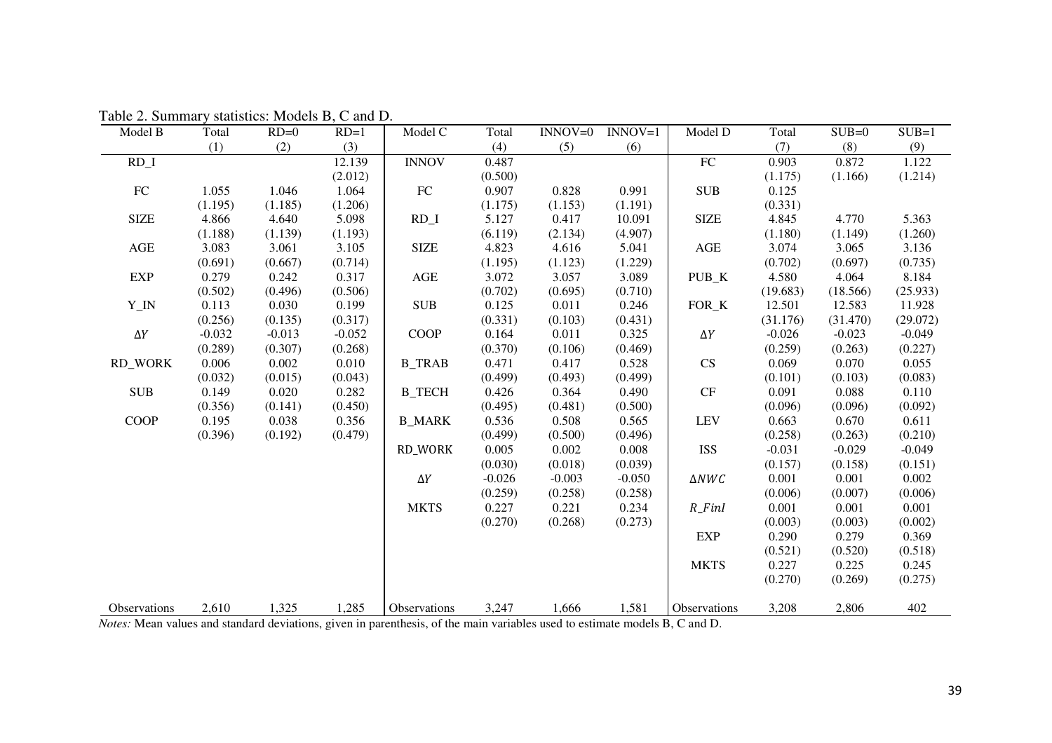Table 2. Summary statistics: Models B, C and D.

| Model B | Total | RD=0 | RD=1 | Model C | Total | INNOV=0 | INNOV=1 | Model D | Total | SUB=0 | SUB=1 |
|---|---|---|---|---|---|---|---|---|---|---|---|
| | (1) | (2) | (3) | | (4) | (5) | (6) | | (7) | (8) | (9) |
| RD_I | | | 12.139 | INNOV | 0.487 | | | FC | 0.903 | 0.872 | 1.122 |
| | | | (2.012) | | (0.500) | | | | (1.175) | (1.166) | (1.214) |
| FC | 1.055 | 1.046 | 1.064 | FC | 0.907 | 0.828 | 0.991 | SUB | 0.125 | | |
| | (1.195) | (1.185) | (1.206) | | (1.175) | (1.153) | (1.191) | | (0.331) | | |
| SIZE | 4.866 | 4.640 | 5.098 | RD_I | 5.127 | 0.417 | 10.091 | SIZE | 4.845 | 4.770 | 5.363 |
| | (1.188) | (1.139) | (1.193) | | (6.119) | (2.134) | (4.907) | | (1.180) | (1.149) | (1.260) |
| AGE | 3.083 | 3.061 | 3.105 | SIZE | 4.823 | 4.616 | 5.041 | AGE | 3.074 | 3.065 | 3.136 |
| | (0.691) | (0.667) | (0.714) | | (1.195) | (1.123) | (1.229) | | (0.702) | (0.697) | (0.735) |
| EXP | 0.279 | 0.242 | 0.317 | AGE | 3.072 | 3.057 | 3.089 | PUB_K | 4.580 | 4.064 | 8.184 |
| | (0.502) | (0.496) | (0.506) | | (0.702) | (0.695) | (0.710) | | (19.683) | (18.566) | (25.933) |
| Y_IN | 0.113 | 0.030 | 0.199 | SUB | 0.125 | 0.011 | 0.246 | FOR_K | 12.501 | 12.583 | 11.928 |
| | (0.256) | (0.135) | (0.317) | | (0.331) | (0.103) | (0.431) | | (31.176) | (31.470) | (29.072) |
| $\Delta Y$ | -0.032 | -0.013 | -0.052 | COOP | 0.164 | 0.011 | 0.325 | $\Delta Y$ | -0.026 | -0.023 | -0.049 |
| | (0.289) | (0.307) | (0.268) | | (0.370) | (0.106) | (0.469) | | (0.259) | (0.263) | (0.227) |
| RD_WORK | 0.006 | 0.002 | 0.010 | B_TRAB | 0.471 | 0.417 | 0.528 | CS | 0.069 | 0.070 | 0.055 |
| | (0.032) | (0.015) | (0.043) | | (0.499) | (0.493) | (0.499) | | (0.101) | (0.103) | (0.083) |
| SUB | 0.149 | 0.020 | 0.282 | B_TECH | 0.426 | 0.364 | 0.490 | CF | 0.091 | 0.088 | 0.110 |
| | (0.356) | (0.141) | (0.450) | | (0.495) | (0.481) | (0.500) | | (0.096) | (0.096) | (0.092) |
| COOP | 0.195 | 0.038 | 0.356 | B_MARK | 0.536 | 0.508 | 0.565 | LEV | 0.663 | 0.670 | 0.611 |
| | (0.396) | (0.192) | (0.479) | | (0.499) | (0.500) | (0.496) | | (0.258) | (0.263) | (0.210) |
| | | | | RD_WORK | 0.005 | 0.002 | 0.008 | ISS | -0.031 | -0.029 | -0.049 |
| | | | | | (0.030) | (0.018) | (0.039) | | (0.157) | (0.158) | (0.151) |
| | | | | $\Delta Y$ | -0.026 | -0.003 | -0.050 | $\Delta NWC$ | 0.001 | 0.001 | 0.002 |
| | | | | | (0.259) | (0.258) | (0.258) | | (0.006) | (0.007) | (0.006) |
| | | | | MKTS | 0.227 | 0.221 | 0.234 | $R\_FinI$ | 0.001 | 0.001 | 0.001 |
| | | | | | (0.270) | (0.268) | (0.273) | | (0.003) | (0.003) | (0.002) |
| | | | | | | | | EXP | 0.290 | 0.279 | 0.369 |
| | | | | | | | | | (0.521) | (0.520) | (0.518) |
| | | | | | | | | MKTS | 0.227 | 0.225 | 0.245 |
| | | | | | | | | | (0.270) | (0.269) | (0.275) |
| Observations | 2,610 | 1,325 | 1,285 | Observations | 3,247 | 1,666 | 1,581 | Observations | 3,208 | 2,806 | 402 |

*Notes:* Mean values and standard deviations, given in parenthesis, of the main variables used to estimate models B, C and D.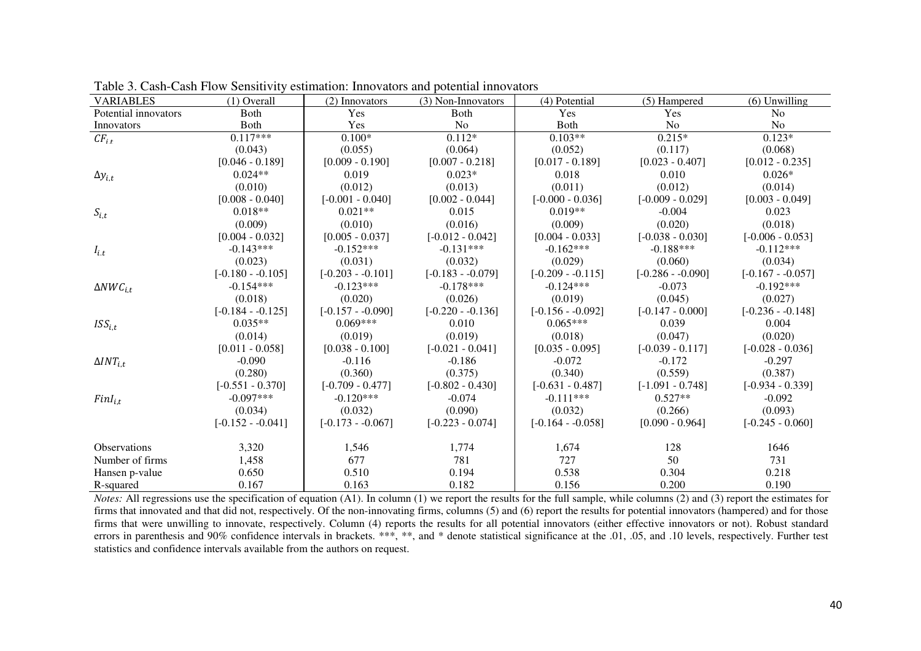Table 3. Cash-Cash Flow Sensitivity estimation: Innovators and potential innovators

| VARIABLES | (1) Overall | (2) Innovators | (3) Non-Innovators | (4) Potential | (5) Hampered | (6) Unwilling |
|---|---|---|---|---|---|---|
| Potential innovators | Both | Yes | Both | Yes | Yes | No |
| Innovators | Both | Yes | No | Both | No | No |
| $CF_{i,t}$ | 0.117*** | 0.100* | 0.112* | 0.103** | 0.215* | 0.123* |
| | (0.043) | (0.055) | (0.064) | (0.052) | (0.117) | (0.068) |
| | [0.046 - 0.189] | [0.009 - 0.190] | [0.007 - 0.218] | [0.017 - 0.189] | [0.023 - 0.407] | [0.012 - 0.235] |
| $\Delta y_{i,t}$ | 0.024** | 0.019 | 0.023* | 0.018 | 0.010 | 0.026* |
| | (0.010) | (0.012) | (0.013) | (0.011) | (0.012) | (0.014) |
| | [0.008 - 0.040] | [-0.001 - 0.040] | [0.002 - 0.044] | [-0.000 - 0.036] | [-0.009 - 0.029] | [0.003 - 0.049] |
| $S_{i,t}$ | 0.018** | 0.021** | 0.015 | 0.019** | -0.004 | 0.023 |
| | (0.009) | (0.010) | (0.016) | (0.009) | (0.020) | (0.018) |
| | [0.004 - 0.032] | [0.005 - 0.037] | [-0.012 - 0.042] | [0.004 - 0.033] | [-0.038 - 0.030] | [-0.006 - 0.053] |
| $I_{i,t}$ | -0.143*** | -0.152*** | -0.131*** | -0.162*** | -0.188*** | -0.112*** |
| | (0.023) | (0.031) | (0.032) | (0.029) | (0.060) | (0.034) |
| | [-0.180 - -0.105] | [-0.203 - -0.101] | [-0.183 - -0.079] | [-0.209 - -0.115] | [-0.286 - -0.090] | [-0.167 - -0.057] |
| $\Delta NWC_{i,t}$ | -0.154*** | -0.123*** | -0.178*** | -0.124*** | -0.073 | -0.192*** |
| | (0.018) | (0.020) | (0.026) | (0.019) | (0.045) | (0.027) |
| | [-0.184 - -0.125] | [-0.157 - -0.090] | [-0.220 - -0.136] | [-0.156 - -0.092] | [-0.147 - 0.000] | [-0.236 - -0.148] |
| $ISS_{i,t}$ | 0.035** | 0.069*** | 0.010 | 0.065*** | 0.039 | 0.004 |
| | (0.014) | (0.019) | (0.019) | (0.018) | (0.047) | (0.020) |
| | [0.011 - 0.058] | [0.038 - 0.100] | [-0.021 - 0.041] | [0.035 - 0.095] | [-0.039 - 0.117] | [-0.028 - 0.036] |
| $\Delta INT_{i,t}$ | -0.090 | -0.116 | -0.186 | -0.072 | -0.172 | -0.297 |
| | (0.280) | (0.360) | (0.375) | (0.340) | (0.559) | (0.387) |
| | [-0.551 - 0.370] | [-0.709 - 0.477] | [-0.802 - 0.430] | [-0.631 - 0.487] | [-1.091 - 0.748] | [-0.934 - 0.339] |
| $FinI_{i,t}$ | -0.097*** | -0.120*** | -0.074 | -0.111*** | 0.527** | -0.092 |
| | (0.034) | (0.032) | (0.090) | (0.032) | (0.266) | (0.093) |
| | [-0.152 - -0.041] | [-0.173 - -0.067] | [-0.223 - 0.074] | [-0.164 - -0.058] | [0.090 - 0.964] | [-0.245 - 0.060] |
| Observations | 3,320 | 1,546 | 1,774 | 1,674 | 128 | 1646 |
| Number of firms | 1,458 | 677 | 781 | 727 | 50 | 731 |
| Hansen p-value | 0.650 | 0.510 | 0.194 | 0.538 | 0.304 | 0.218 |
| R-squared | 0.167 | 0.163 | 0.182 | 0.156 | 0.200 | 0.190 |

*Notes:* All regressions use the specification of equation (A1). In column (1) we report the results for the full sample, while columns (2) and (3) report the estimates for firms that innovated and that did not, respectively. Of the non-innovating firms, columns (5) and (6) report the results for potential innovators (hampered) and for those firms that were unwilling to innovate, respectively. Column (4) reports the results for all potential innovators (either effective innovators or not). Robust standard errors in parenthesis and 90% confidence intervals in brackets. ***, **, and * denote statistical significance at the .01, .05, and .10 levels, respectively. Further test statistics and confidence intervals available from the authors on request.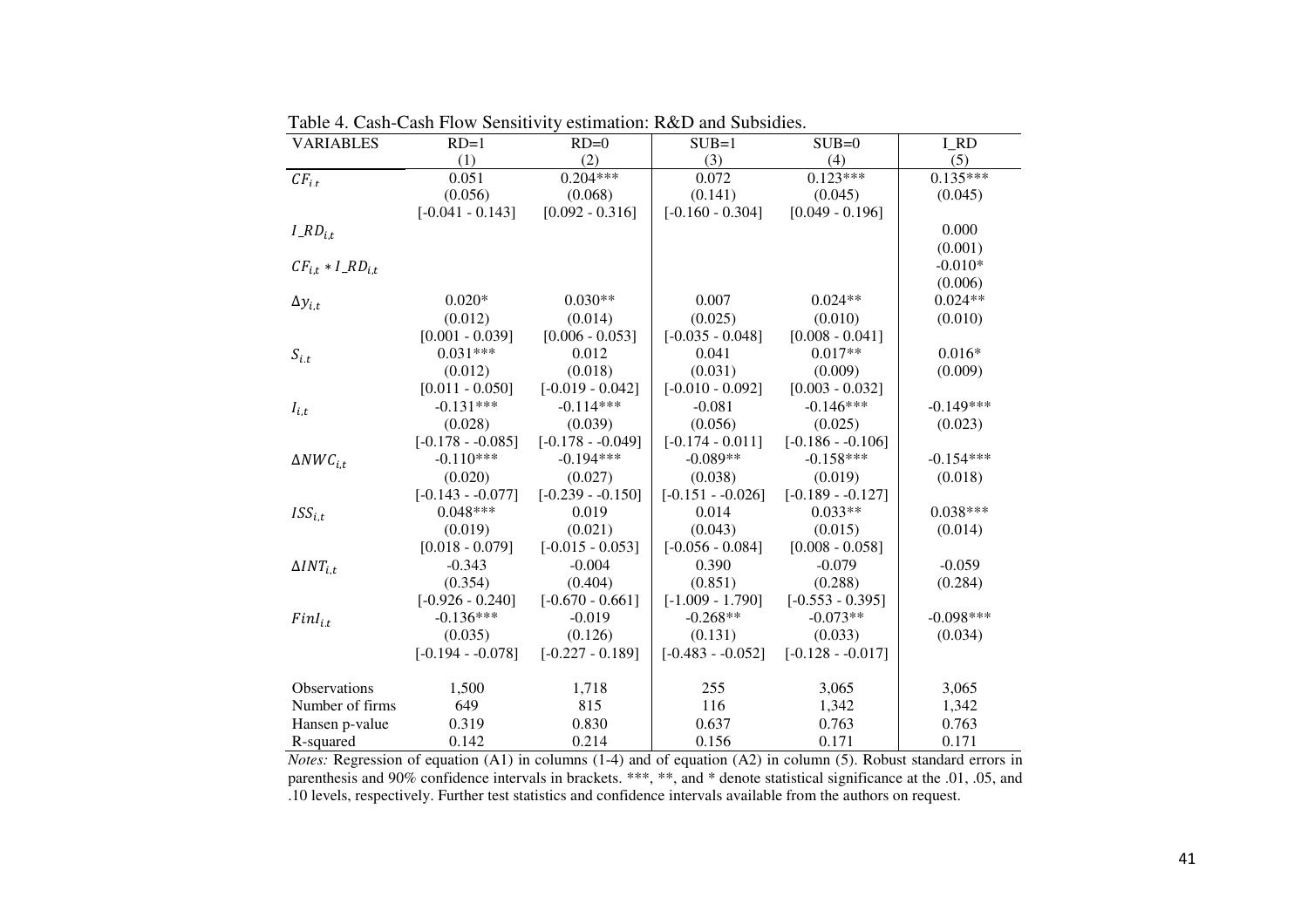Table 4. Cash-Cash Flow Sensitivity estimation: R&D and Subsidies.

| VARIABLES | RD=1 | RD=0 | SUB=1 | SUB=0 | I_RD |
|---|---|---|---|---|---|
| | (1) | (2) | (3) | (4) | (5) |
| $CF_{it}$ | 0.051 | 0.204*** | 0.072 | 0.123*** | 0.135*** |
| | (0.056) | (0.068) | (0.141) | (0.045) | (0.045) |
| | [-0.041 - 0.143] | [0.092 - 0.316] | [-0.160 - 0.304] | [0.049 - 0.196] | |
| $I\_RD_{i,t}$ | | | | | 0.000 |
| | | | | | (0.001) |
| $CF_{i,t} * I\_RD_{i,t}$ | | | | | -0.010* |
| | | | | | (0.006) |
| $\Delta y_{i,t}$ | 0.020* | 0.030** | 0.007 | 0.024** | 0.024** |
| | (0.012) | (0.014) | (0.025) | (0.010) | (0.010) |
| | [0.001 - 0.039] | [0.006 - 0.053] | [-0.035 - 0.048] | [0.008 - 0.041] | |
| $S_{i,t}$ | 0.031*** | 0.012 | 0.041 | 0.017** | 0.016* |
| | (0.012) | (0.018) | (0.031) | (0.009) | (0.009) |
| | [0.011 - 0.050] | [-0.019 - 0.042] | [-0.010 - 0.092] | [0.003 - 0.032] | |
| $I_{i,t}$ | -0.131*** | -0.114*** | -0.081 | -0.146*** | -0.149*** |
| | (0.028) | (0.039) | (0.056) | (0.025) | (0.023) |
| | [-0.178 - -0.085] | [-0.178 - -0.049] | [-0.174 - 0.011] | [-0.186 - -0.106] | |
| $\Delta NWC_{i,t}$ | -0.110*** | -0.194*** | -0.089** | -0.158*** | -0.154*** |
| | (0.020) | (0.027) | (0.038) | (0.019) | (0.018) |
| | [-0.143 - -0.077] | [-0.239 - -0.150] | [-0.151 - -0.026] | [-0.189 - -0.127] | |
| $ISS_{i,t}$ | 0.048*** | 0.019 | 0.014 | 0.033** | 0.038*** |
| | (0.019) | (0.021) | (0.043) | (0.015) | (0.014) |
| | [0.018 - 0.079] | [-0.015 - 0.053] | [-0.056 - 0.084] | [0.008 - 0.058] | |
| $\Delta INT_{i,t}$ | -0.343 | -0.004 | 0.390 | -0.079 | -0.059 |
| | (0.354) | (0.404) | (0.851) | (0.288) | (0.284) |
| | [-0.926 - 0.240] | [-0.670 - 0.661] | [-1.009 - 1.790] | [-0.553 - 0.395] | |
| $FinI_{i,t}$ | -0.136*** | -0.019 | -0.268** | -0.073** | -0.098*** |
| | (0.035) | (0.126) | (0.131) | (0.033) | (0.034) |
| | [-0.194 - -0.078] | [-0.227 - 0.189] | [-0.483 - -0.052] | [-0.128 - -0.017] | |
| Observations | 1,500 | 1,718 | 255 | 3,065 | 3,065 |
| Number of firms | 649 | 815 | 116 | 1,342 | 1,342 |
| Hansen p-value | 0.319 | 0.830 | 0.637 | 0.763 | 0.763 |
| R-squared | 0.142 | 0.214 | 0.156 | 0.171 | 0.171 |

*Notes:* Regression of equation (A1) in columns (1-4) and of equation (A2) in column (5). Robust standard errors in parenthesis and 90% confidence intervals in brackets. ***, **, and * denote statistical significance at the .01, .05, and .10 levels, respectively. Further test statistics and confidence intervals available from the authors on request.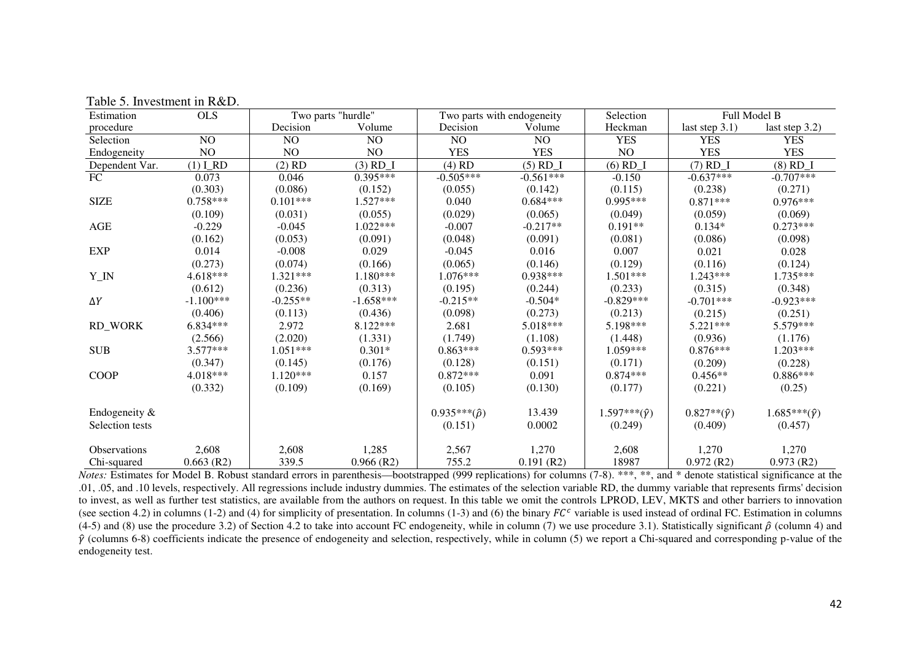Table 5. Investment in R&D.

| Estimation procedure | OLS | Two parts "hurdle" | | Two parts with endogeneity | | Selection | Full Model B | |
|---|---|---|---|---|---|---|---|---|
| | | Decision | Volume | Decision | Volume | Heckman | last step 3.1) | last step 3.2) |
| Selection | NO | NO | NO | NO | NO | YES | YES | YES |
| Endogeneity | NO | NO | NO | YES | YES | NO | YES | YES |
| Dependent Var. | (1) I_RD | (2) RD | (3) RD_I | (4) RD | (5) RD_I | (6) RD_I | (7) RD_I | (8) RD_I |
| FC | 0.073 | 0.046 | 0.395*** | -0.505*** | -0.561*** | -0.150 | -0.637*** | -0.707*** |
| | (0.303) | (0.086) | (0.152) | (0.055) | (0.142) | (0.115) | (0.238) | (0.271) |
| SIZE | 0.758*** | 0.101*** | 1.527*** | 0.040 | 0.684*** | 0.995*** | 0.871*** | 0.976*** |
| | (0.109) | (0.031) | (0.055) | (0.029) | (0.065) | (0.049) | (0.059) | (0.069) |
| AGE | -0.229 | -0.045 | 1.022*** | -0.007 | -0.217** | 0.191** | 0.134* | 0.273*** |
| | (0.162) | (0.053) | (0.091) | (0.048) | (0.091) | (0.081) | (0.086) | (0.098) |
| EXP | 0.014 | -0.008 | 0.029 | -0.045 | 0.016 | 0.007 | 0.021 | 0.028 |
| | (0.273) | (0.074) | (0.166) | (0.065) | (0.146) | (0.129) | (0.116) | (0.124) |
| Y_IN | 4.618*** | 1.321*** | 1.180*** | 1.076*** | 0.938*** | 1.501*** | 1.243*** | 1.735*** |
| | (0.612) | (0.236) | (0.313) | (0.195) | (0.244) | (0.233) | (0.315) | (0.348) |
| $\Delta Y$ | -1.100*** | -0.255** | -1.658*** | -0.215** | -0.504* | -0.829*** | -0.701*** | -0.923*** |
| | (0.406) | (0.113) | (0.436) | (0.098) | (0.273) | (0.213) | (0.215) | (0.251) |
| RD_WORK | 6.834*** | 2.972 | 8.122*** | 2.681 | 5.018*** | 5.198*** | 5.221*** | 5.579*** |
| | (2.566) | (2.020) | (1.331) | (1.749) | (1.108) | (1.448) | (0.936) | (1.176) |
| SUB | 3.577*** | 1.051*** | 0.301* | 0.863*** | 0.593*** | 1.059*** | 0.876*** | 1.203*** |
| | (0.347) | (0.145) | (0.176) | (0.128) | (0.151) | (0.171) | (0.209) | (0.228) |
| COOP | 4.018*** | 1.120*** | 0.157 | 0.872*** | 0.091 | 0.874*** | 0.456** | 0.886*** |
| | (0.332) | (0.109) | (0.169) | (0.105) | (0.130) | (0.177) | (0.221) | (0.25) |
| Endogeneity & Selection tests | | | | 0.935***($\hat{\rho}$) | 13.439 | 1.597***($\hat{\gamma}$) | 0.827**($\hat{\gamma}$) | 1.685***($\hat{\gamma}$) |
| | | | | (0.151) | 0.0002 | (0.249) | (0.409) | (0.457) |
| Observations | 2,608 | 2,608 | 1,285 | 2,567 | 1,270 | 2,608 | 1,270 | 1,270 |
| Chi-squared | 0.663 (R2) | 339.5 | 0.966 (R2) | 755.2 | 0.191 (R2) | 18987 | 0.972 (R2) | 0.973 (R2) |

*Notes:* Estimates for Model B. Robust standard errors in parenthesis—bootstrapped (999 replications) for columns (7-8). ***, **, and * denote statistical significance at the .01, .05, and .10 levels, respectively. All regressions include industry dummies. The estimates of the selection variable RD, the dummy variable that represents firms' decision to invest, as well as further test statistics, are available from the authors on request. In this table we omit the controls LPROD, LEV, MKTS and other barriers to innovation (see section 4.2) in columns (1-2) and (4) for simplicity of presentation. In columns (1-3) and (6) the binary $FC^c$ variable is used instead of ordinal FC. Estimation in columns (4-5) and (8) use the procedure 3.2) of Section 4.2 to take into account FC endogeneity, while in column (7) we use procedure 3.1). Statistically significant $\hat{\rho}$ (column 4) and $\hat{\gamma}$ (columns 6-8) coefficients indicate the presence of endogeneity and selection, respectively, while in column (5) we report a Chi-squared and corresponding p-value of the endogeneity test.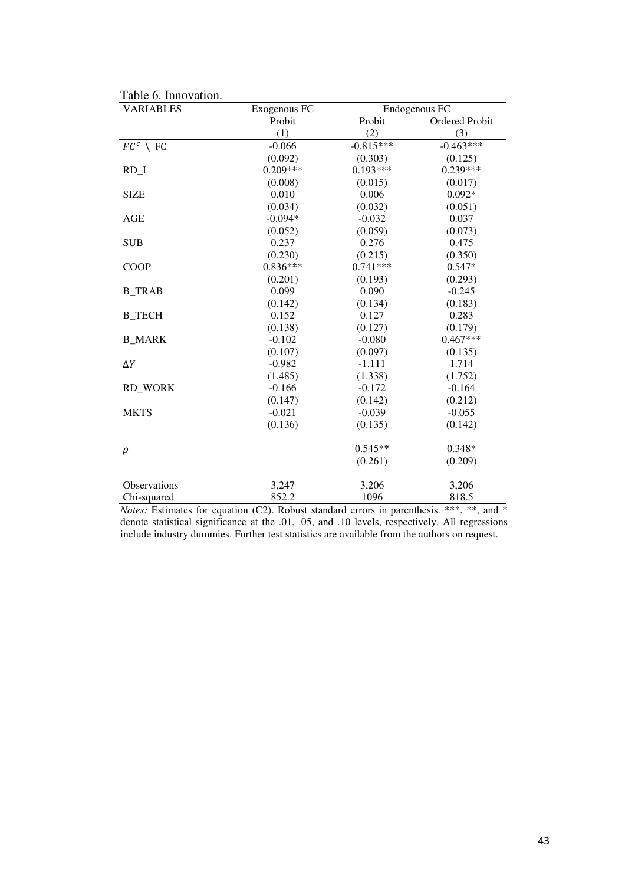Table 6. Innovation.

| VARIABLES | Exogenous FC | Endogenous FC | |
|---|---|---|---|
| | Probit | Probit | Ordered Probit |
| | (1) | (2) | (3) |
| $FC^c \setminus$ FC | -0.066 | -0.815*** | -0.463*** |
| | (0.092) | (0.303) | (0.125) |
| RD_I | 0.209*** | 0.193*** | 0.239*** |
| | (0.008) | (0.015) | (0.017) |
| SIZE | 0.010 | 0.006 | 0.092* |
| | (0.034) | (0.032) | (0.051) |
| AGE | -0.094* | -0.032 | 0.037 |
| | (0.052) | (0.059) | (0.073) |
| SUB | 0.237 | 0.276 | 0.475 |
| | (0.230) | (0.215) | (0.350) |
| COOP | 0.836*** | 0.741*** | 0.547* |
| | (0.201) | (0.193) | (0.293) |
| B_TRAB | 0.099 | 0.090 | -0.245 |
| | (0.142) | (0.134) | (0.183) |
| B_TECH | 0.152 | 0.127 | 0.283 |
| | (0.138) | (0.127) | (0.179) |
| B_MARK | -0.102 | -0.080 | 0.467*** |
| | (0.107) | (0.097) | (0.135) |
| $\Delta Y$ | -0.982 | -1.111 | 1.714 |
| | (1.485) | (1.338) | (1.752) |
| RD_WORK | -0.166 | -0.172 | -0.164 |
| | (0.147) | (0.142) | (0.212) |
| MKTS | -0.021 | -0.039 | -0.055 |
| | (0.136) | (0.135) | (0.142) |
| $\rho$ | | 0.545** | 0.348* |
| | | (0.261) | (0.209) |
| Observations | 3,247 | 3,206 | 3,206 |
| Chi-squared | 852.2 | 1096 | 818.5 |

*Notes:* Estimates for equation (C2). Robust standard errors in parenthesis. ***, **, and * denote statistical significance at the .01, .05, and .10 levels, respectively. All regressions include industry dummies. Further test statistics are available from the authors on request.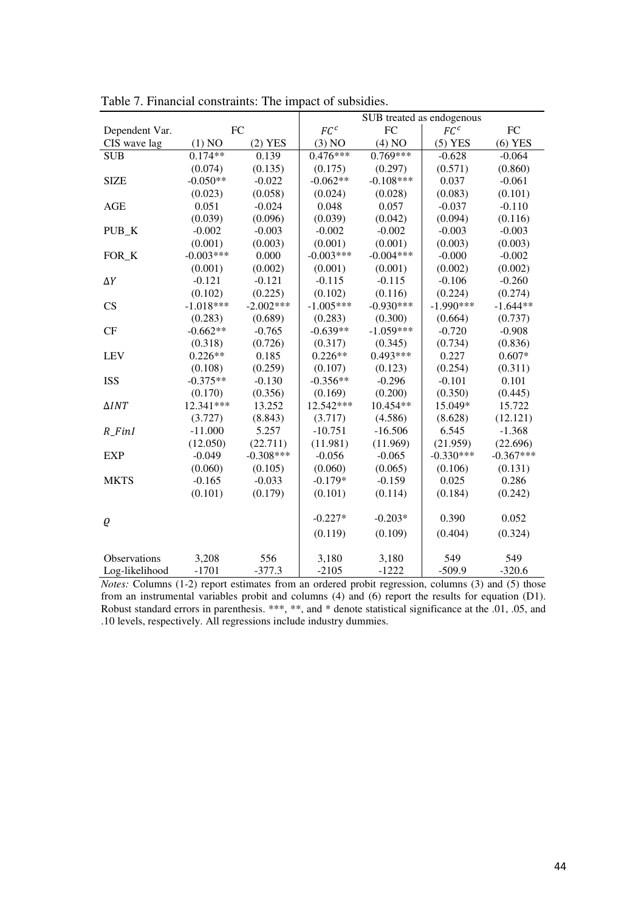Table 7. Financial constraints: The impact of subsidies.

| | | | SUB treated as endogenous | | | |
|---|---|---|---|---|---|---|
| Dependent Var. | FC | | $FC^c$ | FC | $FC^c$ | FC |
| CIS wave lag | (1) NO | (2) YES | (3) NO | (4) NO | (5) YES | (6) YES |
| SUB | 0.174** | 0.139 | 0.476*** | 0.769*** | -0.628 | -0.064 |
| | (0.074) | (0.135) | (0.175) | (0.297) | (0.571) | (0.860) |
| SIZE | -0.050** | -0.022 | -0.062** | -0.108*** | 0.037 | -0.061 |
| | (0.023) | (0.058) | (0.024) | (0.028) | (0.083) | (0.101) |
| AGE | 0.051 | -0.024 | 0.048 | 0.057 | -0.037 | -0.110 |
| | (0.039) | (0.096) | (0.039) | (0.042) | (0.094) | (0.116) |
| PUB_K | -0.002 | -0.003 | -0.002 | -0.002 | -0.003 | -0.003 |
| | (0.001) | (0.003) | (0.001) | (0.001) | (0.003) | (0.003) |
| FOR_K | -0.003*** | 0.000 | -0.003*** | -0.004*** | -0.000 | -0.002 |
| | (0.001) | (0.002) | (0.001) | (0.001) | (0.002) | (0.002) |
| $\Delta Y$ | -0.121 | -0.121 | -0.115 | -0.115 | -0.106 | -0.260 |
| | (0.102) | (0.225) | (0.102) | (0.116) | (0.224) | (0.274) |
| CS | -1.018*** | -2.002*** | -1.005*** | -0.930*** | -1.990*** | -1.644** |
| | (0.283) | (0.689) | (0.283) | (0.300) | (0.664) | (0.737) |
| CF | -0.662** | -0.765 | -0.639** | -1.059*** | -0.720 | -0.908 |
| | (0.318) | (0.726) | (0.317) | (0.345) | (0.734) | (0.836) |
| LEV | 0.226** | 0.185 | 0.226** | 0.493*** | 0.227 | 0.607* |
| | (0.108) | (0.259) | (0.107) | (0.123) | (0.254) | (0.311) |
| ISS | -0.375** | -0.130 | -0.356** | -0.296 | -0.101 | 0.101 |
| | (0.170) | (0.356) | (0.169) | (0.200) | (0.350) | (0.445) |
| $\Delta INT$ | 12.341*** | 13.252 | 12.542*** | 10.454** | 15.049* | 15.722 |
| | (3.727) | (8.843) | (3.717) | (4.586) | (8.628) | (12.121) |
| $R\_FinI$ | -11.000 | 5.257 | -10.751 | -16.506 | 6.545 | -1.368 |
| | (12.050) | (22.711) | (11.981) | (11.969) | (21.959) | (22.696) |
| EXP | -0.049 | -0.308*** | -0.056 | -0.065 | -0.330*** | -0.367*** |
| | (0.060) | (0.105) | (0.060) | (0.065) | (0.106) | (0.131) |
| MKTS | -0.165 | -0.033 | -0.179* | -0.159 | 0.025 | 0.286 |
| | (0.101) | (0.179) | (0.101) | (0.114) | (0.184) | (0.242) |
| $\varrho$ | | | -0.227* | -0.203* | 0.390 | 0.052 |
| | | | (0.119) | (0.109) | (0.404) | (0.324) |
| Observations | 3,208 | 556 | 3,180 | 3,180 | 549 | 549 |
| Log-likelihood | -1701 | -377.3 | -2105 | -1222 | -509.9 | -320.6 |

*Notes:* Columns (1-2) report estimates from an ordered probit regression, columns (3) and (5) those from an instrumental variables probit and columns (4) and (6) report the results for equation (D1). Robust standard errors in parenthesis. ***, **, and * denote statistical significance at the .01, .05, and .10 levels, respectively. All regressions include industry dummies.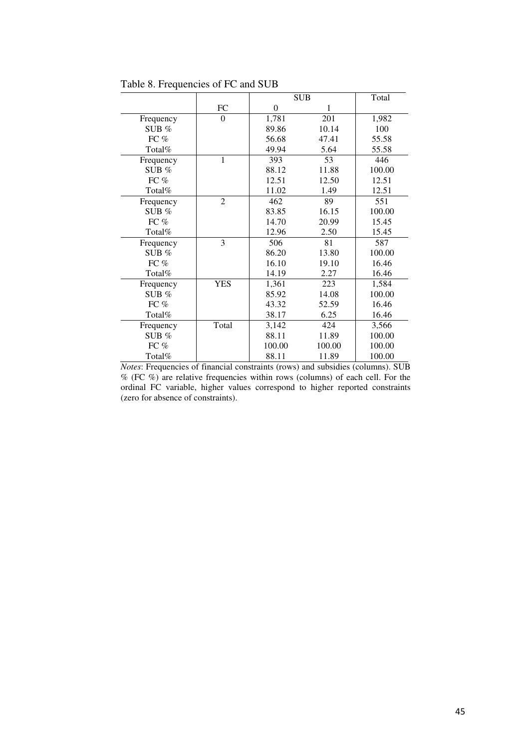Table 8. Frequencies of FC and SUB

| | | SUB | | Total |
|---|---|---|---|---|
| | FC | 0 | 1 | |
| Frequency | 0 | 1,781 | 201 | 1,982 |
| SUB % | | 89.86 | 10.14 | 100 |
| FC % | | 56.68 | 47.41 | 55.58 |
| Total% | | 49.94 | 5.64 | 55.58 |
| Frequency | 1 | 393 | 53 | 446 |
| SUB % | | 88.12 | 11.88 | 100.00 |
| FC % | | 12.51 | 12.50 | 12.51 |
| Total% | | 11.02 | 1.49 | 12.51 |
| Frequency | 2 | 462 | 89 | 551 |
| SUB % | | 83.85 | 16.15 | 100.00 |
| FC % | | 14.70 | 20.99 | 15.45 |
| Total% | | 12.96 | 2.50 | 15.45 |
| Frequency | 3 | 506 | 81 | 587 |
| SUB % | | 86.20 | 13.80 | 100.00 |
| FC % | | 16.10 | 19.10 | 16.46 |
| Total% | | 14.19 | 2.27 | 16.46 |
| Frequency | YES | 1,361 | 223 | 1,584 |
| SUB % | | 85.92 | 14.08 | 100.00 |
| FC % | | 43.32 | 52.59 | 16.46 |
| Total% | | 38.17 | 6.25 | 16.46 |
| Frequency | Total | 3,142 | 424 | 3,566 |
| SUB % | | 88.11 | 11.89 | 100.00 |
| FC % | | 100.00 | 100.00 | 100.00 |
| Total% | | 88.11 | 11.89 | 100.00 |

*Notes*: Frequencies of financial constraints (rows) and subsidies (columns). SUB % (FC %) are relative frequencies within rows (columns) of each cell. For the ordinal FC variable, higher values correspond to higher reported constraints (zero for absence of constraints).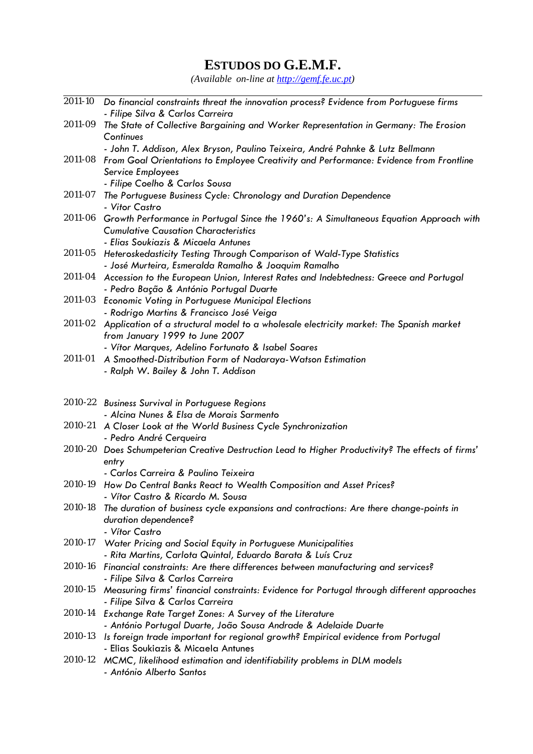# ESTUDOS DO G.E.M.F.

*(Available on-line at [http://gemf.fe.uc.pt](http://gemf.fe.uc.pt))*

| | |
|---|---|
| 2011-10 | *Do financial constraints threat the innovation process? Evidence from Portuguese firms*<br>*- Filipe Silva & Carlos Carreira* |
| 2011-09 | *The State of Collective Bargaining and Worker Representation in Germany: The Erosion Continues*<br>*- John T. Addison, Alex Bryson, Paulino Teixeira, André Pahnke & Lutz Bellmann* |
| 2011-08 | *From Goal Orientations to Employee Creativity and Performance: Evidence from Frontline Service Employees*<br>*- Filipe Coelho & Carlos Sousa* |
| 2011-07 | *The Portuguese Business Cycle: Chronology and Duration Dependence*<br>*- Vitor Castro* |
| 2011-06 | *Growth Performance in Portugal Since the 1960's: A Simultaneous Equation Approach with Cumulative Causation Characteristics*<br>*- Elias Soukiazis & Micaela Antunes* |
| 2011-05 | *Heteroskedasticity Testing Through Comparison of Wald-Type Statistics*<br>*- José Murteira, Esmeralda Ramalho & Joaquim Ramalho* |
| 2011-04 | *Accession to the European Union, Interest Rates and Indebtedness: Greece and Portugal*<br>*- Pedro Bação & António Portugal Duarte* |
| 2011-03 | *Economic Voting in Portuguese Municipal Elections*<br>*- Rodrigo Martins & Francisco José Veiga* |
| 2011-02 | *Application of a structural model to a wholesale electricity market: The Spanish market from January 1999 to June 2007*<br>*- Vítor Marques, Adelino Fortunato & Isabel Soares* |
| 2011-01 | *A Smoothed-Distribution Form of Nadaraya-Watson Estimation*<br>*- Ralph W. Bailey & John T. Addison* |
| | |
| 2010-22 | *Business Survival in Portuguese Regions*<br>*- Alcina Nunes & Elsa de Morais Sarmento* |
| 2010-21 | *A Closer Look at the World Business Cycle Synchronization*<br>*- Pedro André Cerqueira* |
| 2010-20 | *Does Schumpeterian Creative Destruction Lead to Higher Productivity? The effects of firms' entry*<br>*- Carlos Carreira & Paulino Teixeira* |
| 2010-19 | *How Do Central Banks React to Wealth Composition and Asset Prices?*<br>*- Vítor Castro & Ricardo M. Sousa* |
| 2010-18 | *The duration of business cycle expansions and contractions: Are there change-points in duration dependence?*<br>*- Vítor Castro* |
| 2010-17 | *Water Pricing and Social Equity in Portuguese Municipalities*<br>*- Rita Martins, Carlota Quintal, Eduardo Barata & Luís Cruz* |
| 2010-16 | *Financial constraints: Are there differences between manufacturing and services?*<br>*- Filipe Silva & Carlos Carreira* |
| 2010-15 | *Measuring firms' financial constraints: Evidence for Portugal through different approaches*<br>*- Filipe Silva & Carlos Carreira* |
| 2010-14 | *Exchange Rate Target Zones: A Survey of the Literature*<br>*- António Portugal Duarte, João Sousa Andrade & Adelaide Duarte* |
| 2010-13 | *Is foreign trade important for regional growth? Empirical evidence from Portugal*<br>- Elias Soukiazis & Micaela Antunes |
| 2010-12 | *MCMC, likelihood estimation and identifiability problems in DLM models*<br>*- António Alberto Santos* |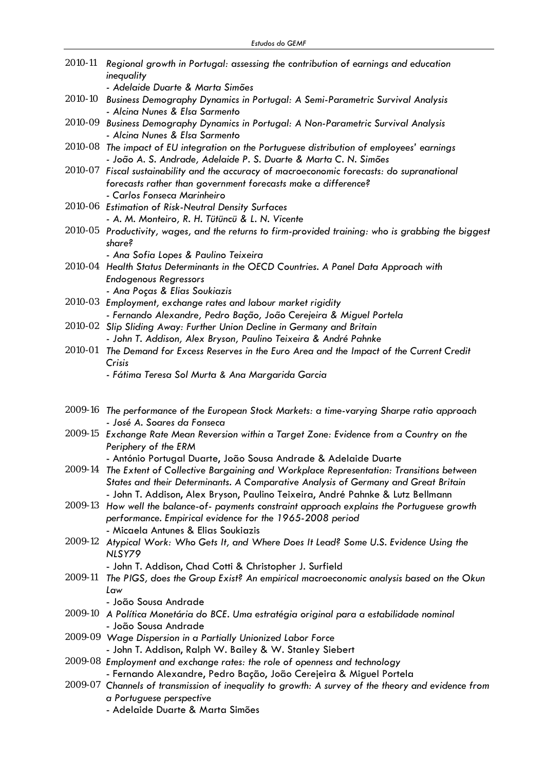2010-11 *Regional growth in Portugal: assessing the contribution of earnings and education inequality*
*- Adelaide Duarte & Marta Simões*

2010-10 *Business Demography Dynamics in Portugal: A Semi-Parametric Survival Analysis*
*- Alcina Nunes & Elsa Sarmento*

2010-09 *Business Demography Dynamics in Portugal: A Non-Parametric Survival Analysis*
*- Alcina Nunes & Elsa Sarmento*

2010-08 *The impact of EU integration on the Portuguese distribution of employees' earnings*
*- João A. S. Andrade, Adelaide P. S. Duarte & Marta C. N. Simões*

2010-07 *Fiscal sustainability and the accuracy of macroeconomic forecasts: do supranational forecasts rather than government forecasts make a difference?*
*- Carlos Fonseca Marinheiro*

2010-06 *Estimation of Risk-Neutral Density Surfaces*
*- A. M. Monteiro, R. H. Tütüncü & L. N. Vicente*

2010-05 *Productivity, wages, and the returns to firm-provided training: who is grabbing the biggest share?*
*- Ana Sofia Lopes & Paulino Teixeira*

2010-04 *Health Status Determinants in the OECD Countries. A Panel Data Approach with Endogenous Regressors*
*- Ana Poças & Elias Soukiazis*

2010-03 *Employment, exchange rates and labour market rigidity*
*- Fernando Alexandre, Pedro Bação, João Cerejeira & Miguel Portela*

2010-02 *Slip Sliding Away: Further Union Decline in Germany and Britain*
*- John T. Addison, Alex Bryson, Paulino Teixeira & André Pahnke*

2010-01 *The Demand for Excess Reserves in the Euro Area and the Impact of the Current Credit Crisis*
*- Fátima Teresa Sol Murta & Ana Margarida Garcia*

2009-16 *The performance of the European Stock Markets: a time-varying Sharpe ratio approach*
*- José A. Soares da Fonseca*

2009-15 *Exchange Rate Mean Reversion within a Target Zone: Evidence from a Country on the Periphery of the ERM*
- António Portugal Duarte, João Sousa Andrade & Adelaide Duarte

2009-14 *The Extent of Collective Bargaining and Workplace Representation: Transitions between States and their Determinants. A Comparative Analysis of Germany and Great Britain*
- John T. Addison, Alex Bryson, Paulino Teixeira, André Pahnke & Lutz Bellmann

2009-13 *How well the balance-of- payments constraint approach explains the Portuguese growth performance. Empirical evidence for the 1965-2008 period*
- Micaela Antunes & Elias Soukiazis

2009-12 *Atypical Work: Who Gets It, and Where Does It Lead? Some U.S. Evidence Using the NLSY79*
- John T. Addison, Chad Cotti & Christopher J. Surfield

2009-11 *The PIGS, does the Group Exist? An empirical macroeconomic analysis based on the Okun Law*
- João Sousa Andrade

2009-10 *A Política Monetária do BCE. Uma estratégia original para a estabilidade nominal*
- João Sousa Andrade

2009-09 *Wage Dispersion in a Partially Unionized Labor Force*
- John T. Addison, Ralph W. Bailey & W. Stanley Siebert

2009-08 *Employment and exchange rates: the role of openness and technology*
- Fernando Alexandre, Pedro Bação, João Cerejeira & Miguel Portela

2009-07 *Channels of transmission of inequality to growth: A survey of the theory and evidence from a Portuguese perspective*
- Adelaide Duarte & Marta Simões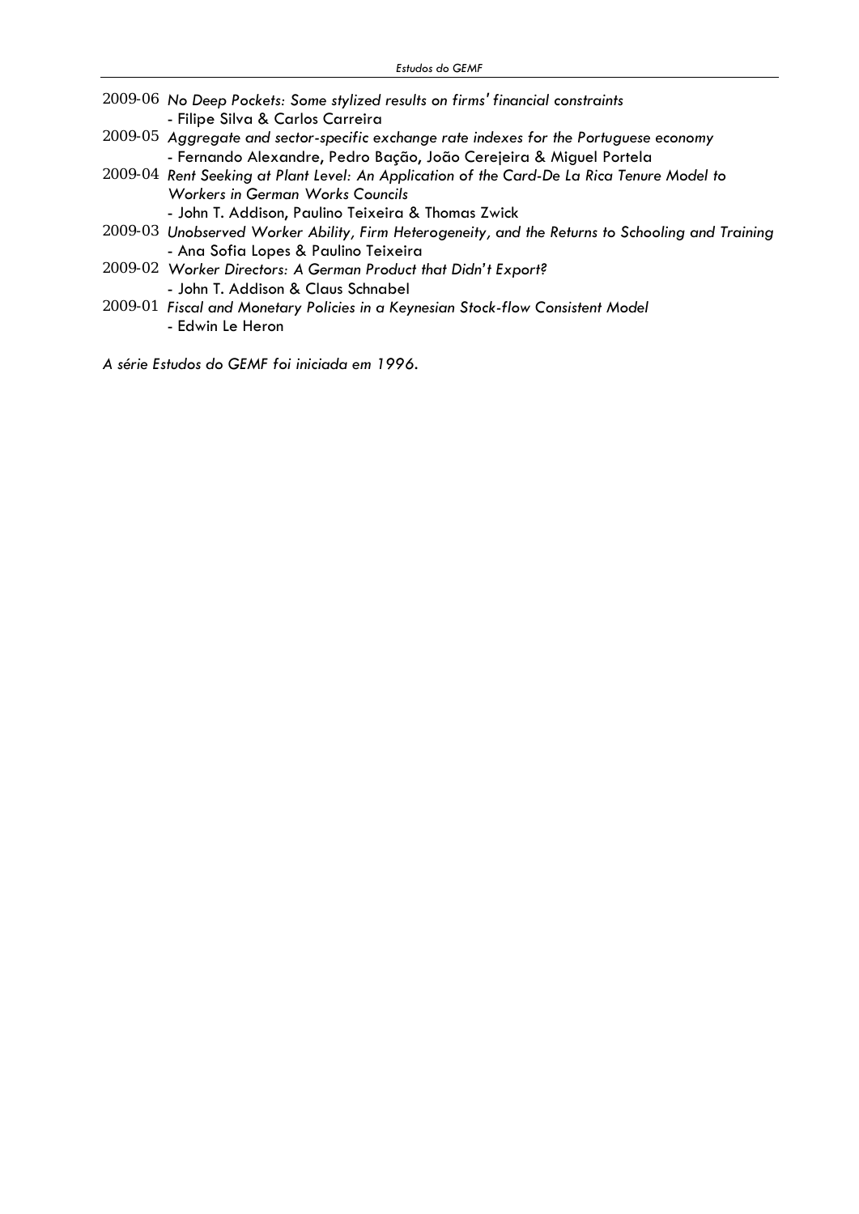2009-06 *No Deep Pockets: Some stylized results on firms' financial constraints*
- Filipe Silva & Carlos Carreira

2009-05 *Aggregate and sector-specific exchange rate indexes for the Portuguese economy*
- Fernando Alexandre, Pedro Bação, João Cerejeira & Miguel Portela

2009-04 *Rent Seeking at Plant Level: An Application of the Card-De La Rica Tenure Model to Workers in German Works Councils*
- John T. Addison, Paulino Teixeira & Thomas Zwick

2009-03 *Unobserved Worker Ability, Firm Heterogeneity, and the Returns to Schooling and Training*
- Ana Sofia Lopes & Paulino Teixeira

2009-02 *Worker Directors: A German Product that Didn't Export?*
- John T. Addison & Claus Schnabel

2009-01 *Fiscal and Monetary Policies in a Keynesian Stock-flow Consistent Model*
- Edwin Le Heron

*A série Estudos do GEMF foi iniciada em 1996.*